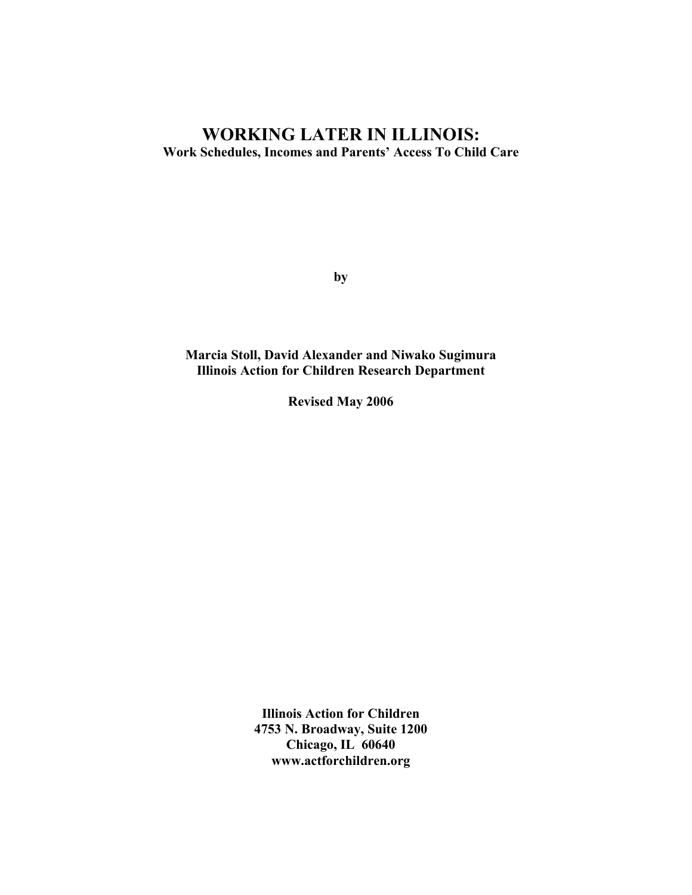# WORKING LATER IN ILLINOIS:

**Work Schedules, Incomes and Parents' Access To Child Care**

**by**

**Marcia Stoll, David Alexander and Niwako Sugimura**
**Illinois Action for Children Research Department**

**Revised May 2006**

**Illinois Action for Children**
**4753 N. Broadway, Suite 1200**
**Chicago, IL 60640**
**www.actforchildren.org**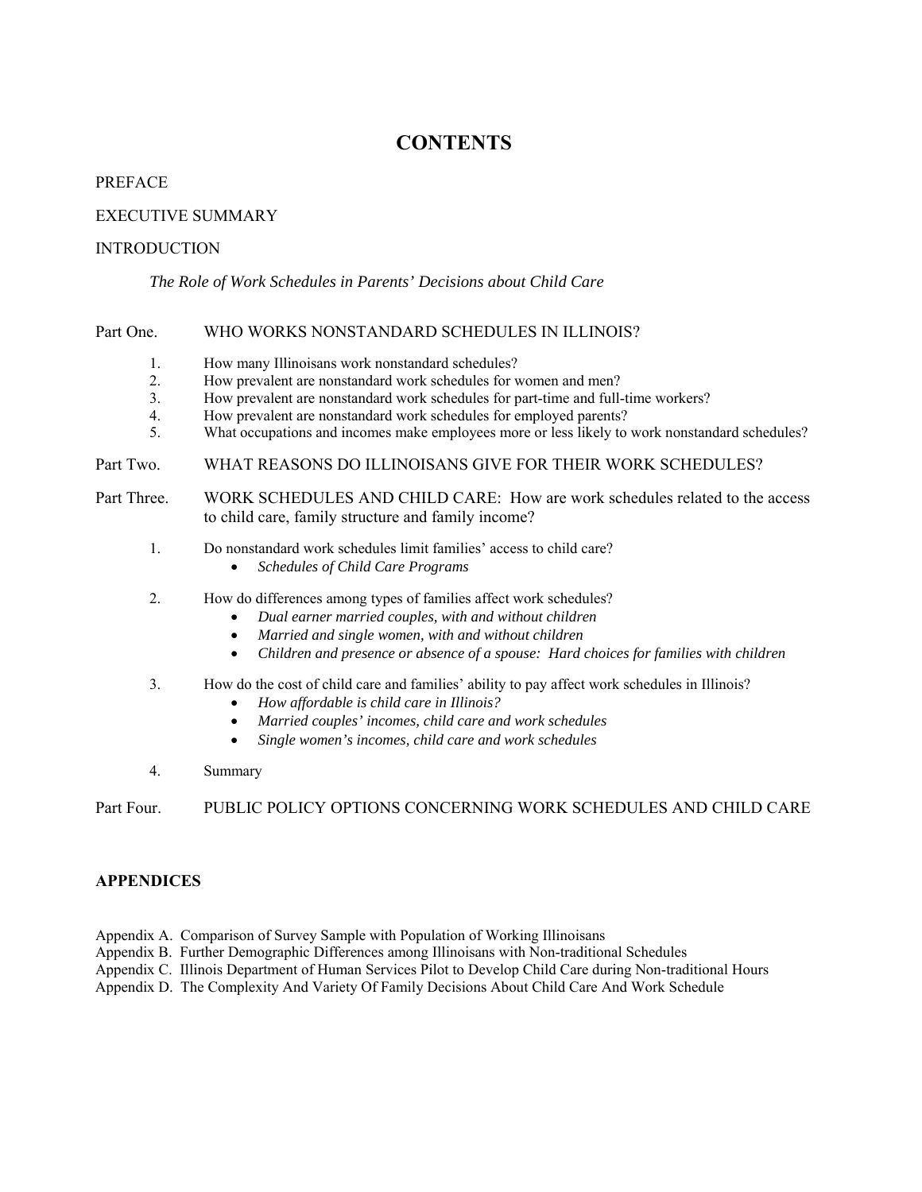# CONTENTS

PREFACE

EXECUTIVE SUMMARY

INTRODUCTION

*The Role of Work Schedules in Parents' Decisions about Child Care*

Part One. WHO WORKS NONSTANDARD SCHEDULES IN ILLINOIS?

1. How many Illinoisans work nonstandard schedules?
2. How prevalent are nonstandard work schedules for women and men?
3. How prevalent are nonstandard work schedules for part-time and full-time workers?
4. How prevalent are nonstandard work schedules for employed parents?
5. What occupations and incomes make employees more or less likely to work nonstandard schedules?

Part Two. WHAT REASONS DO ILLINOISANS GIVE FOR THEIR WORK SCHEDULES?

Part Three. WORK SCHEDULES AND CHILD CARE: How are work schedules related to the access to child care, family structure and family income?

1. Do nonstandard work schedules limit families' access to child care?
   - *Schedules of Child Care Programs*
2. How do differences among types of families affect work schedules?
   - *Dual earner married couples, with and without children*
   - *Married and single women, with and without children*
   - *Children and presence or absence of a spouse: Hard choices for families with children*
3. How do the cost of child care and families' ability to pay affect work schedules in Illinois?
   - *How affordable is child care in Illinois?*
   - *Married couples' incomes, child care and work schedules*
   - *Single women's incomes, child care and work schedules*
4. Summary

Part Four. PUBLIC POLICY OPTIONS CONCERNING WORK SCHEDULES AND CHILD CARE

**APPENDICES**

Appendix A. Comparison of Survey Sample with Population of Working Illinoisans
Appendix B. Further Demographic Differences among Illinoisans with Non-traditional Schedules
Appendix C. Illinois Department of Human Services Pilot to Develop Child Care during Non-traditional Hours
Appendix D. The Complexity And Variety Of Family Decisions About Child Care And Work Schedule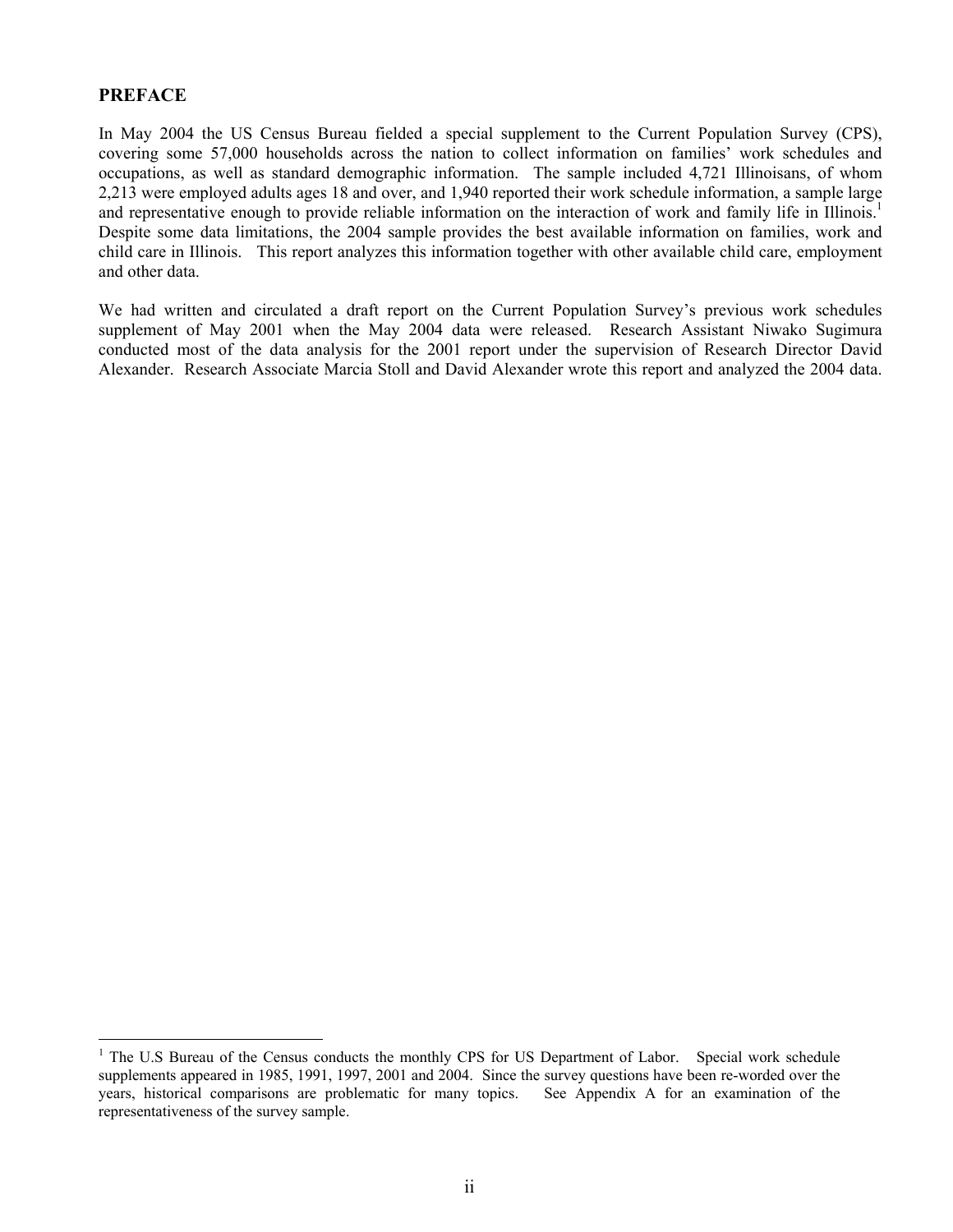## PREFACE

In May 2004 the US Census Bureau fielded a special supplement to the Current Population Survey (CPS), covering some 57,000 households across the nation to collect information on families' work schedules and occupations, as well as standard demographic information. The sample included 4,721 Illinoisans, of whom 2,213 were employed adults ages 18 and over, and 1,940 reported their work schedule information, a sample large and representative enough to provide reliable information on the interaction of work and family life in Illinois.[1] Despite some data limitations, the 2004 sample provides the best available information on families, work and child care in Illinois. This report analyzes this information together with other available child care, employment and other data.

We had written and circulated a draft report on the Current Population Survey's previous work schedules supplement of May 2001 when the May 2004 data were released. Research Assistant Niwako Sugimura conducted most of the data analysis for the 2001 report under the supervision of Research Director David Alexander. Research Associate Marcia Stoll and David Alexander wrote this report and analyzed the 2004 data.

---

[1] The U.S Bureau of the Census conducts the monthly CPS for US Department of Labor. Special work schedule supplements appeared in 1985, 1991, 1997, 2001 and 2004. Since the survey questions have been re-worded over the years, historical comparisons are problematic for many topics. See Appendix A for an examination of the representativeness of the survey sample.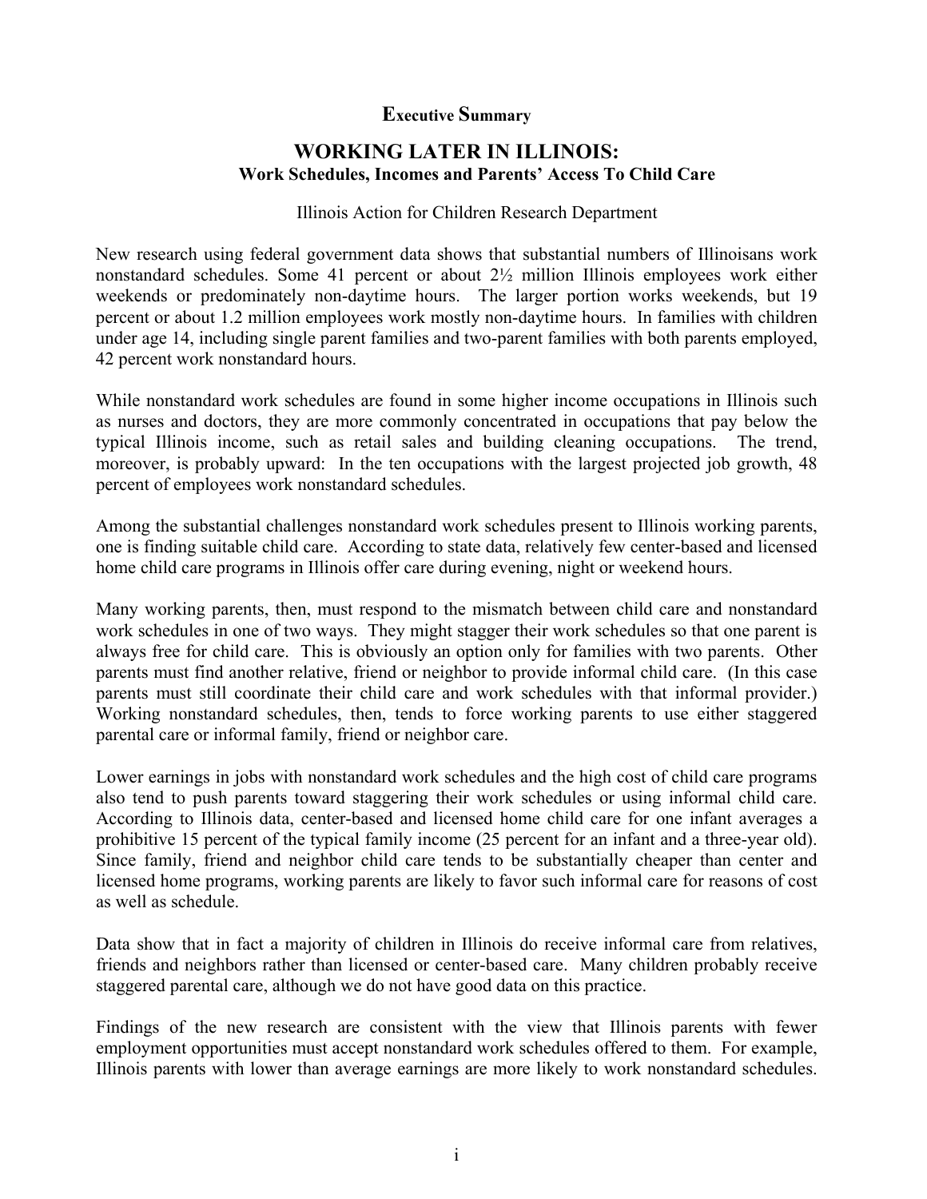# Executive Summary

## WORKING LATER IN ILLINOIS:
### Work Schedules, Incomes and Parents' Access To Child Care

Illinois Action for Children Research Department

New research using federal government data shows that substantial numbers of Illinoisans work nonstandard schedules. Some 41 percent or about 2½ million Illinois employees work either weekends or predominately non-daytime hours. The larger portion works weekends, but 19 percent or about 1.2 million employees work mostly non-daytime hours. In families with children under age 14, including single parent families and two-parent families with both parents employed, 42 percent work nonstandard hours.

While nonstandard work schedules are found in some higher income occupations in Illinois such as nurses and doctors, they are more commonly concentrated in occupations that pay below the typical Illinois income, such as retail sales and building cleaning occupations. The trend, moreover, is probably upward: In the ten occupations with the largest projected job growth, 48 percent of employees work nonstandard schedules.

Among the substantial challenges nonstandard work schedules present to Illinois working parents, one is finding suitable child care. According to state data, relatively few center-based and licensed home child care programs in Illinois offer care during evening, night or weekend hours.

Many working parents, then, must respond to the mismatch between child care and nonstandard work schedules in one of two ways. They might stagger their work schedules so that one parent is always free for child care. This is obviously an option only for families with two parents. Other parents must find another relative, friend or neighbor to provide informal child care. (In this case parents must still coordinate their child care and work schedules with that informal provider.) Working nonstandard schedules, then, tends to force working parents to use either staggered parental care or informal family, friend or neighbor care.

Lower earnings in jobs with nonstandard work schedules and the high cost of child care programs also tend to push parents toward staggering their work schedules or using informal child care. According to Illinois data, center-based and licensed home child care for one infant averages a prohibitive 15 percent of the typical family income (25 percent for an infant and a three-year old). Since family, friend and neighbor child care tends to be substantially cheaper than center and licensed home programs, working parents are likely to favor such informal care for reasons of cost as well as schedule.

Data show that in fact a majority of children in Illinois do receive informal care from relatives, friends and neighbors rather than licensed or center-based care. Many children probably receive staggered parental care, although we do not have good data on this practice.

Findings of the new research are consistent with the view that Illinois parents with fewer employment opportunities must accept nonstandard work schedules offered to them. For example, Illinois parents with lower than average earnings are more likely to work nonstandard schedules.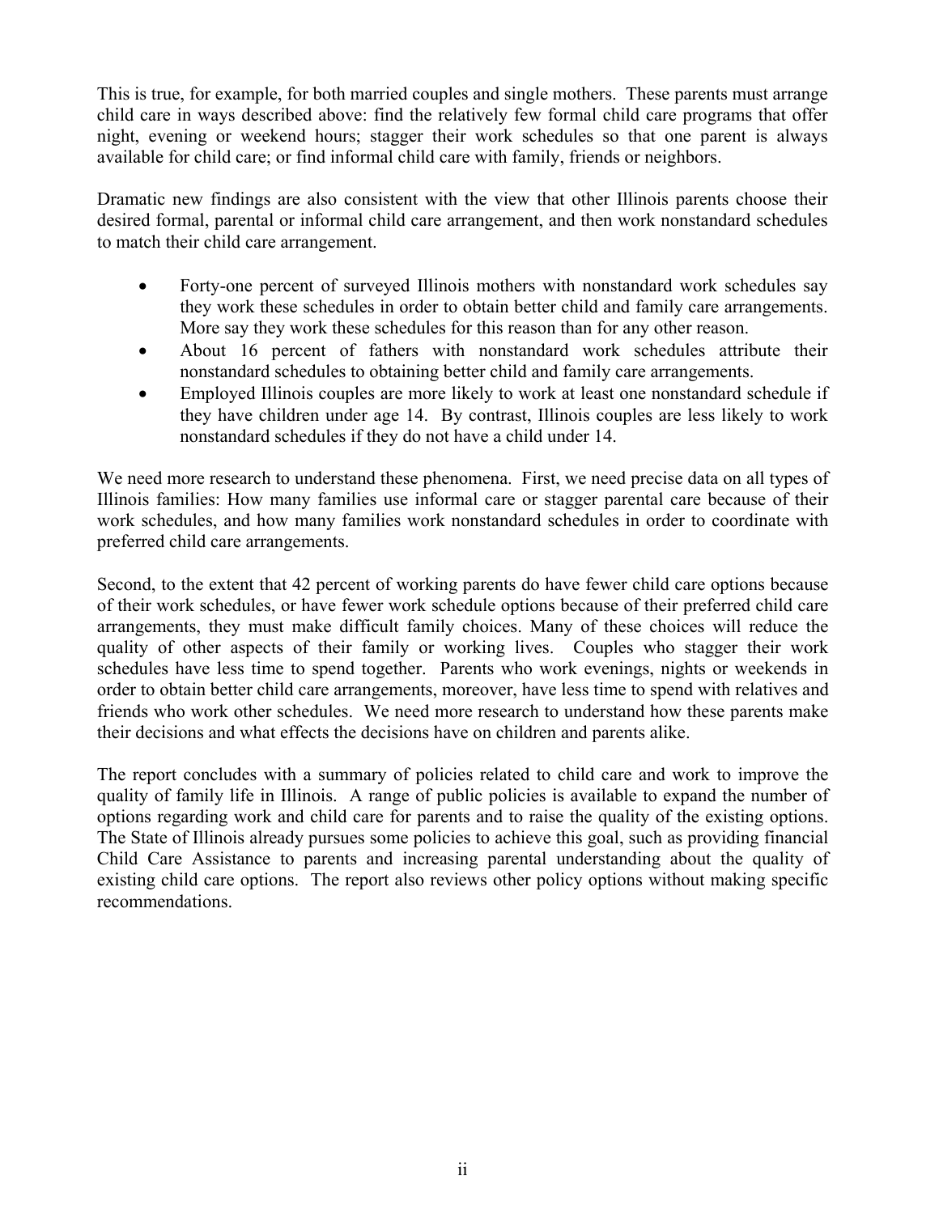This is true, for example, for both married couples and single mothers. These parents must arrange child care in ways described above: find the relatively few formal child care programs that offer night, evening or weekend hours; stagger their work schedules so that one parent is always available for child care; or find informal child care with family, friends or neighbors.

Dramatic new findings are also consistent with the view that other Illinois parents choose their desired formal, parental or informal child care arrangement, and then work nonstandard schedules to match their child care arrangement.

- Forty-one percent of surveyed Illinois mothers with nonstandard work schedules say they work these schedules in order to obtain better child and family care arrangements. More say they work these schedules for this reason than for any other reason.
- About 16 percent of fathers with nonstandard work schedules attribute their nonstandard schedules to obtaining better child and family care arrangements.
- Employed Illinois couples are more likely to work at least one nonstandard schedule if they have children under age 14. By contrast, Illinois couples are less likely to work nonstandard schedules if they do not have a child under 14.

We need more research to understand these phenomena. First, we need precise data on all types of Illinois families: How many families use informal care or stagger parental care because of their work schedules, and how many families work nonstandard schedules in order to coordinate with preferred child care arrangements.

Second, to the extent that 42 percent of working parents do have fewer child care options because of their work schedules, or have fewer work schedule options because of their preferred child care arrangements, they must make difficult family choices. Many of these choices will reduce the quality of other aspects of their family or working lives. Couples who stagger their work schedules have less time to spend together. Parents who work evenings, nights or weekends in order to obtain better child care arrangements, moreover, have less time to spend with relatives and friends who work other schedules. We need more research to understand how these parents make their decisions and what effects the decisions have on children and parents alike.

The report concludes with a summary of policies related to child care and work to improve the quality of family life in Illinois. A range of public policies is available to expand the number of options regarding work and child care for parents and to raise the quality of the existing options. The State of Illinois already pursues some policies to achieve this goal, such as providing financial Child Care Assistance to parents and increasing parental understanding about the quality of existing child care options. The report also reviews other policy options without making specific recommendations.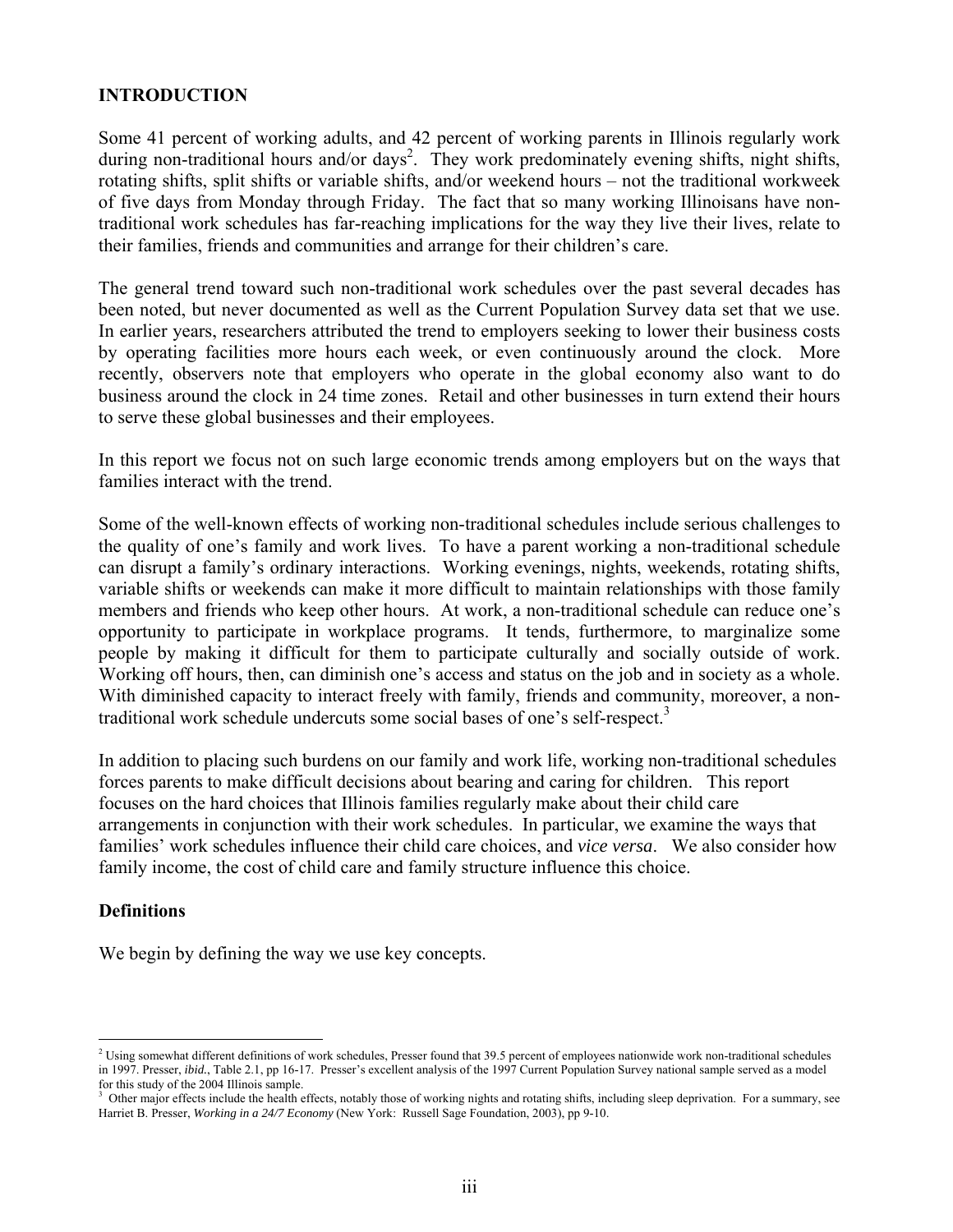## INTRODUCTION

Some 41 percent of working adults, and 42 percent of working parents in Illinois regularly work during non-traditional hours and/or days[2]. They work predominately evening shifts, night shifts, rotating shifts, split shifts or variable shifts, and/or weekend hours – not the traditional workweek of five days from Monday through Friday. The fact that so many working Illinoisans have non-traditional work schedules has far-reaching implications for the way they live their lives, relate to their families, friends and communities and arrange for their children's care.

The general trend toward such non-traditional work schedules over the past several decades has been noted, but never documented as well as the Current Population Survey data set that we use. In earlier years, researchers attributed the trend to employers seeking to lower their business costs by operating facilities more hours each week, or even continuously around the clock. More recently, observers note that employers who operate in the global economy also want to do business around the clock in 24 time zones. Retail and other businesses in turn extend their hours to serve these global businesses and their employees.

In this report we focus not on such large economic trends among employers but on the ways that families interact with the trend.

Some of the well-known effects of working non-traditional schedules include serious challenges to the quality of one's family and work lives. To have a parent working a non-traditional schedule can disrupt a family's ordinary interactions. Working evenings, nights, weekends, rotating shifts, variable shifts or weekends can make it more difficult to maintain relationships with those family members and friends who keep other hours. At work, a non-traditional schedule can reduce one's opportunity to participate in workplace programs. It tends, furthermore, to marginalize some people by making it difficult for them to participate culturally and socially outside of work. Working off hours, then, can diminish one's access and status on the job and in society as a whole. With diminished capacity to interact freely with family, friends and community, moreover, a non-traditional work schedule undercuts some social bases of one's self-respect.[3]

In addition to placing such burdens on our family and work life, working non-traditional schedules forces parents to make difficult decisions about bearing and caring for children. This report focuses on the hard choices that Illinois families regularly make about their child care arrangements in conjunction with their work schedules. In particular, we examine the ways that families' work schedules influence their child care choices, and *vice versa*. We also consider how family income, the cost of child care and family structure influence this choice.

### Definitions

We begin by defining the way we use key concepts.

---

[2] Using somewhat different definitions of work schedules, Presser found that 39.5 percent of employees nationwide work non-traditional schedules in 1997. Presser, *ibid.*, Table 2.1, pp 16-17. Presser's excellent analysis of the 1997 Current Population Survey national sample served as a model for this study of the 2004 Illinois sample.

[3] Other major effects include the health effects, notably those of working nights and rotating shifts, including sleep deprivation. For a summary, see Harriet B. Presser, *Working in a 24/7 Economy* (New York: Russell Sage Foundation, 2003), pp 9-10.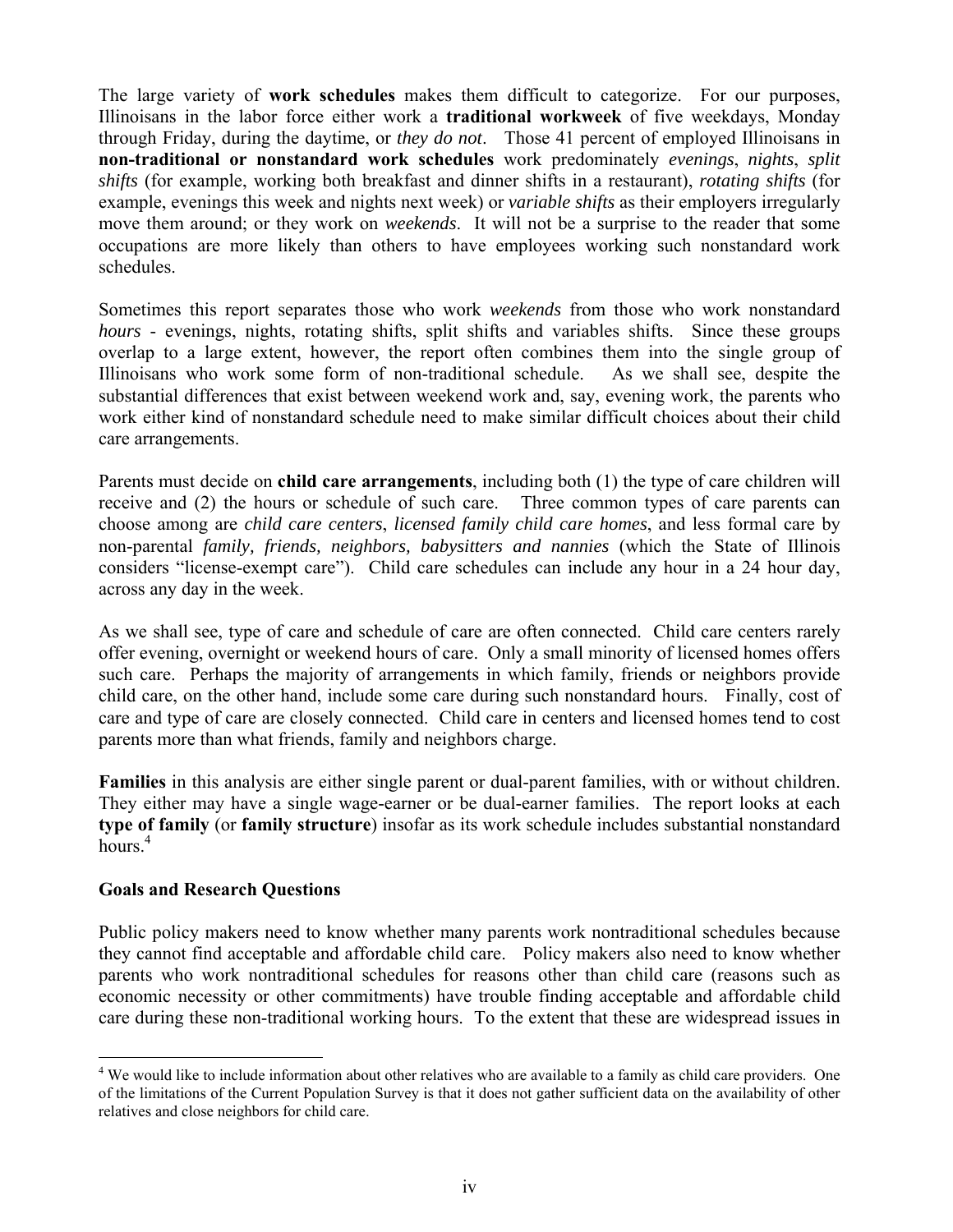The large variety of **work schedules** makes them difficult to categorize. For our purposes, Illinoisans in the labor force either work a **traditional workweek** of five weekdays, Monday through Friday, during the daytime, or *they do not*. Those 41 percent of employed Illinoisans in **non-traditional or nonstandard work schedules** work predominately *evenings*, *nights*, *split shifts* (for example, working both breakfast and dinner shifts in a restaurant), *rotating shifts* (for example, evenings this week and nights next week) or *variable shifts* as their employers irregularly move them around; or they work on *weekends*. It will not be a surprise to the reader that some occupations are more likely than others to have employees working such nonstandard work schedules.

Sometimes this report separates those who work *weekends* from those who work nonstandard *hours* - evenings, nights, rotating shifts, split shifts and variables shifts. Since these groups overlap to a large extent, however, the report often combines them into the single group of Illinoisans who work some form of non-traditional schedule. As we shall see, despite the substantial differences that exist between weekend work and, say, evening work, the parents who work either kind of nonstandard schedule need to make similar difficult choices about their child care arrangements.

Parents must decide on **child care arrangements**, including both (1) the type of care children will receive and (2) the hours or schedule of such care. Three common types of care parents can choose among are *child care centers*, *licensed family child care homes*, and less formal care by non-parental *family, friends, neighbors, babysitters and nannies* (which the State of Illinois considers "license-exempt care"). Child care schedules can include any hour in a 24 hour day, across any day in the week.

As we shall see, type of care and schedule of care are often connected. Child care centers rarely offer evening, overnight or weekend hours of care. Only a small minority of licensed homes offers such care. Perhaps the majority of arrangements in which family, friends or neighbors provide child care, on the other hand, include some care during such nonstandard hours. Finally, cost of care and type of care are closely connected. Child care in centers and licensed homes tend to cost parents more than what friends, family and neighbors charge.

**Families** in this analysis are either single parent or dual-parent families, with or without children. They either may have a single wage-earner or be dual-earner families. The report looks at each **type of family** (or **family structure**) insofar as its work schedule includes substantial nonstandard hours.[4]

**Goals and Research Questions**

Public policy makers need to know whether many parents work nontraditional schedules because they cannot find acceptable and affordable child care. Policy makers also need to know whether parents who work nontraditional schedules for reasons other than child care (reasons such as economic necessity or other commitments) have trouble finding acceptable and affordable child care during these non-traditional working hours. To the extent that these are widespread issues in

---

[4] We would like to include information about other relatives who are available to a family as child care providers. One of the limitations of the Current Population Survey is that it does not gather sufficient data on the availability of other relatives and close neighbors for child care.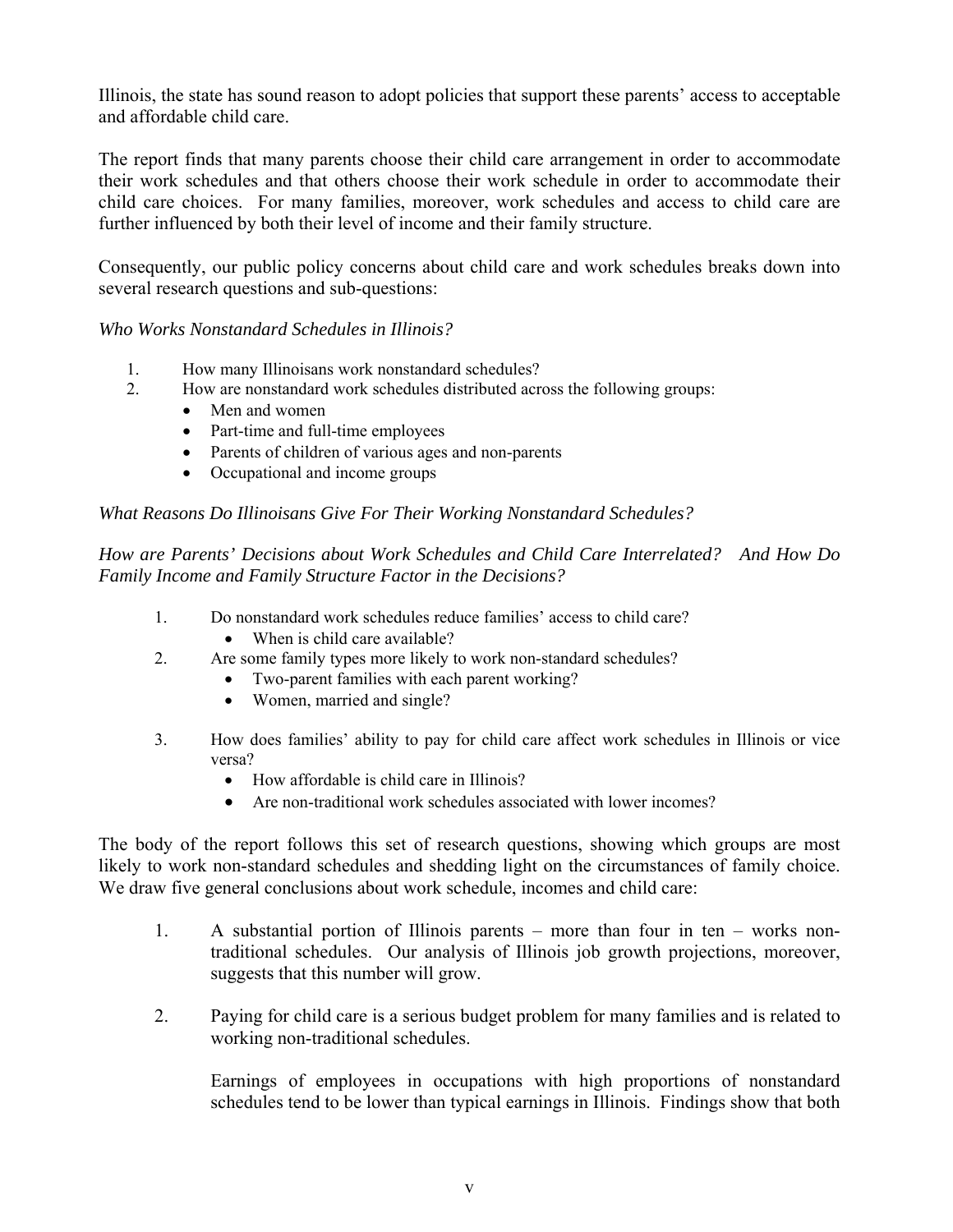Illinois, the state has sound reason to adopt policies that support these parents' access to acceptable and affordable child care.

The report finds that many parents choose their child care arrangement in order to accommodate their work schedules and that others choose their work schedule in order to accommodate their child care choices. For many families, moreover, work schedules and access to child care are further influenced by both their level of income and their family structure.

Consequently, our public policy concerns about child care and work schedules breaks down into several research questions and sub-questions:

*Who Works Nonstandard Schedules in Illinois?*

1. How many Illinoisans work nonstandard schedules?
2. How are nonstandard work schedules distributed across the following groups:
   - Men and women
   - Part-time and full-time employees
   - Parents of children of various ages and non-parents
   - Occupational and income groups

*What Reasons Do Illinoisans Give For Their Working Nonstandard Schedules?*

*How are Parents' Decisions about Work Schedules and Child Care Interrelated? And How Do Family Income and Family Structure Factor in the Decisions?*

1. Do nonstandard work schedules reduce families' access to child care?
   - When is child care available?
2. Are some family types more likely to work non-standard schedules?
   - Two-parent families with each parent working?
   - Women, married and single?
3. How does families' ability to pay for child care affect work schedules in Illinois or vice versa?
   - How affordable is child care in Illinois?
   - Are non-traditional work schedules associated with lower incomes?

The body of the report follows this set of research questions, showing which groups are most likely to work non-standard schedules and shedding light on the circumstances of family choice. We draw five general conclusions about work schedule, incomes and child care:

1. A substantial portion of Illinois parents – more than four in ten – works non-traditional schedules. Our analysis of Illinois job growth projections, moreover, suggests that this number will grow.

2. Paying for child care is a serious budget problem for many families and is related to working non-traditional schedules.

   Earnings of employees in occupations with high proportions of nonstandard schedules tend to be lower than typical earnings in Illinois. Findings show that both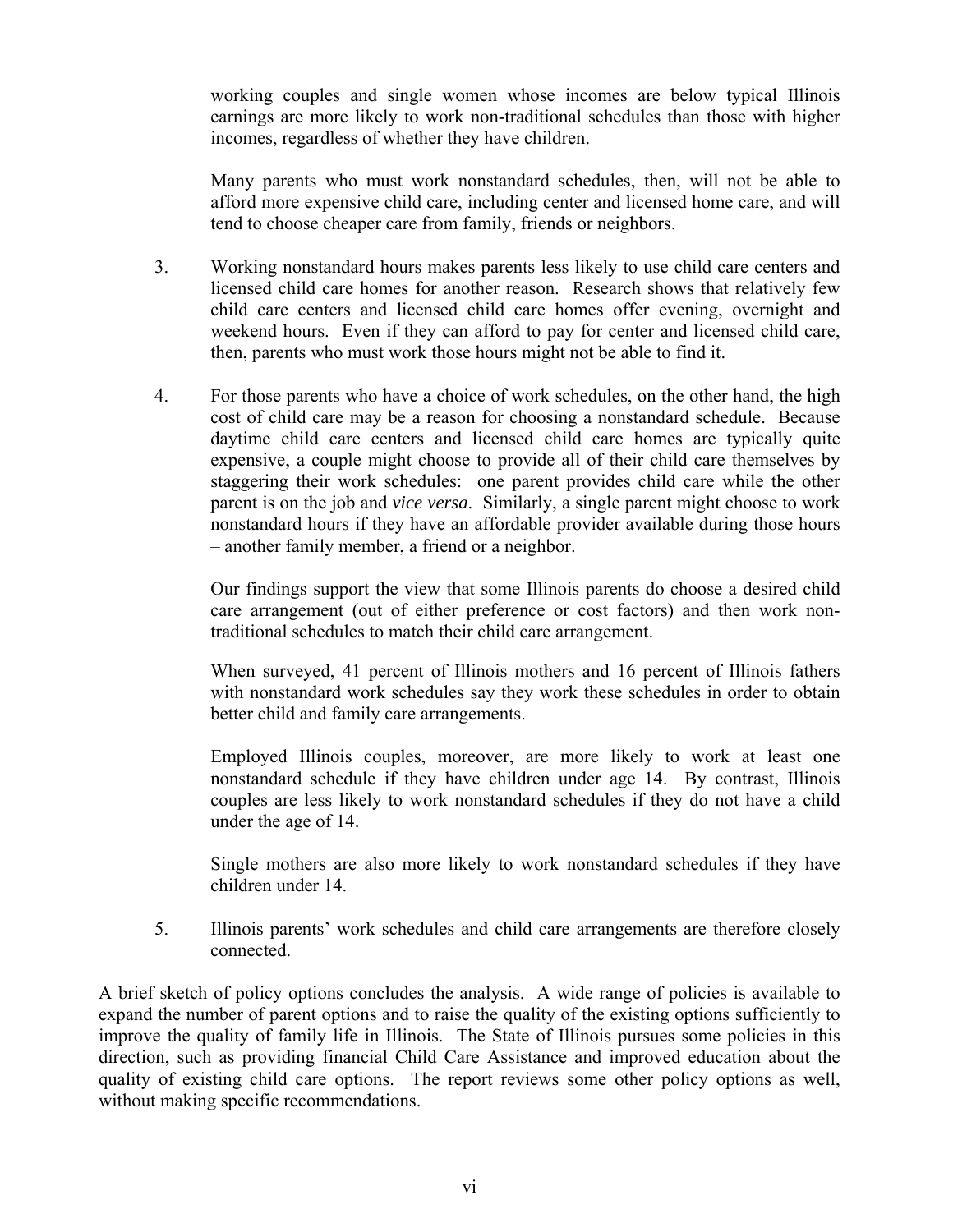working couples and single women whose incomes are below typical Illinois earnings are more likely to work non-traditional schedules than those with higher incomes, regardless of whether they have children.

Many parents who must work nonstandard schedules, then, will not be able to afford more expensive child care, including center and licensed home care, and will tend to choose cheaper care from family, friends or neighbors.

3. Working nonstandard hours makes parents less likely to use child care centers and licensed child care homes for another reason. Research shows that relatively few child care centers and licensed child care homes offer evening, overnight and weekend hours. Even if they can afford to pay for center and licensed child care, then, parents who must work those hours might not be able to find it.

4. For those parents who have a choice of work schedules, on the other hand, the high cost of child care may be a reason for choosing a nonstandard schedule. Because daytime child care centers and licensed child care homes are typically quite expensive, a couple might choose to provide all of their child care themselves by staggering their work schedules: one parent provides child care while the other parent is on the job and *vice versa*. Similarly, a single parent might choose to work nonstandard hours if they have an affordable provider available during those hours – another family member, a friend or a neighbor.

   Our findings support the view that some Illinois parents do choose a desired child care arrangement (out of either preference or cost factors) and then work non-traditional schedules to match their child care arrangement.

   When surveyed, 41 percent of Illinois mothers and 16 percent of Illinois fathers with nonstandard work schedules say they work these schedules in order to obtain better child and family care arrangements.

   Employed Illinois couples, moreover, are more likely to work at least one nonstandard schedule if they have children under age 14. By contrast, Illinois couples are less likely to work nonstandard schedules if they do not have a child under the age of 14.

   Single mothers are also more likely to work nonstandard schedules if they have children under 14.

5. Illinois parents' work schedules and child care arrangements are therefore closely connected.

A brief sketch of policy options concludes the analysis. A wide range of policies is available to expand the number of parent options and to raise the quality of the existing options sufficiently to improve the quality of family life in Illinois. The State of Illinois pursues some policies in this direction, such as providing financial Child Care Assistance and improved education about the quality of existing child care options. The report reviews some other policy options as well, without making specific recommendations.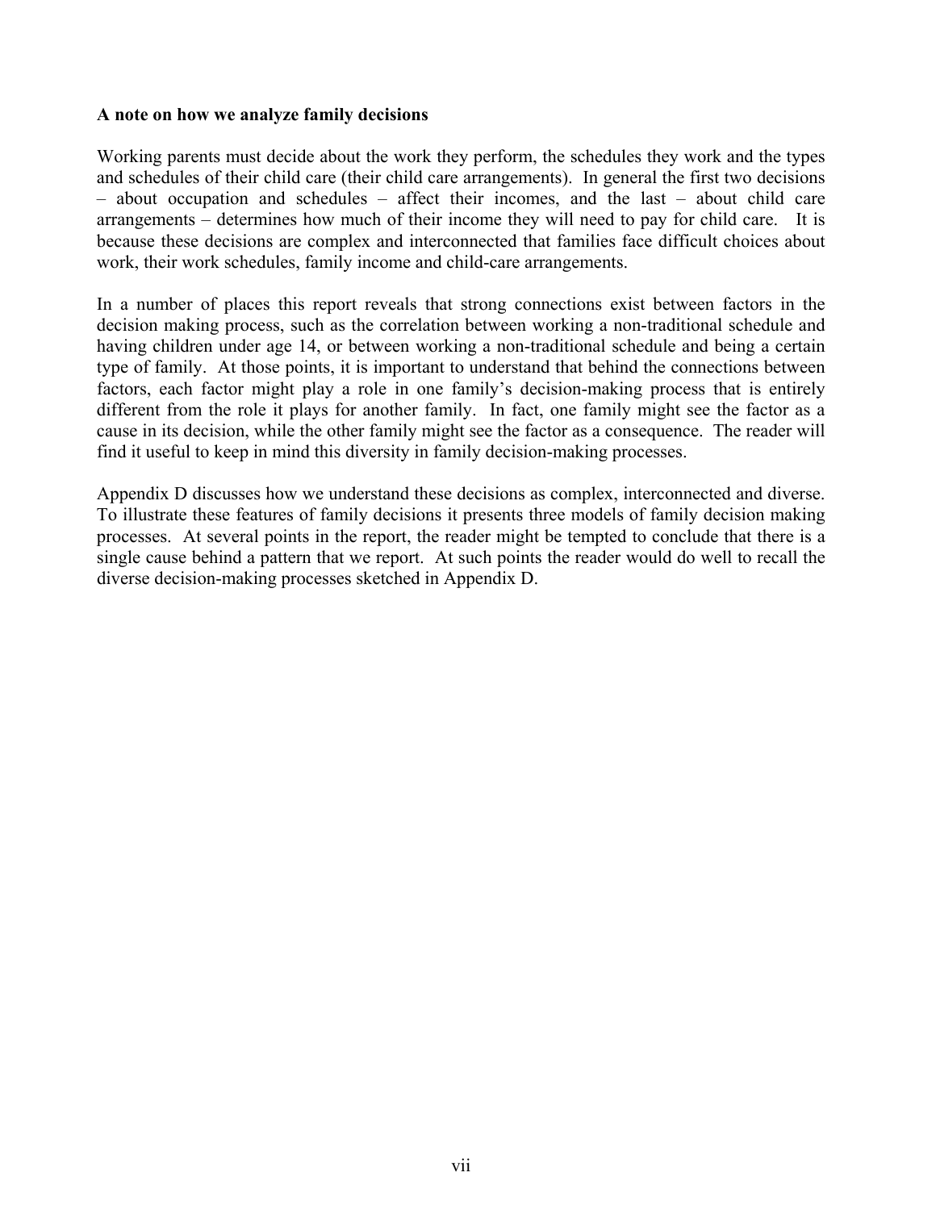**A note on how we analyze family decisions**

Working parents must decide about the work they perform, the schedules they work and the types and schedules of their child care (their child care arrangements). In general the first two decisions – about occupation and schedules – affect their incomes, and the last – about child care arrangements – determines how much of their income they will need to pay for child care. It is because these decisions are complex and interconnected that families face difficult choices about work, their work schedules, family income and child-care arrangements.

In a number of places this report reveals that strong connections exist between factors in the decision making process, such as the correlation between working a non-traditional schedule and having children under age 14, or between working a non-traditional schedule and being a certain type of family. At those points, it is important to understand that behind the connections between factors, each factor might play a role in one family's decision-making process that is entirely different from the role it plays for another family. In fact, one family might see the factor as a cause in its decision, while the other family might see the factor as a consequence. The reader will find it useful to keep in mind this diversity in family decision-making processes.

Appendix D discusses how we understand these decisions as complex, interconnected and diverse. To illustrate these features of family decisions it presents three models of family decision making processes. At several points in the report, the reader might be tempted to conclude that there is a single cause behind a pattern that we report. At such points the reader would do well to recall the diverse decision-making processes sketched in Appendix D.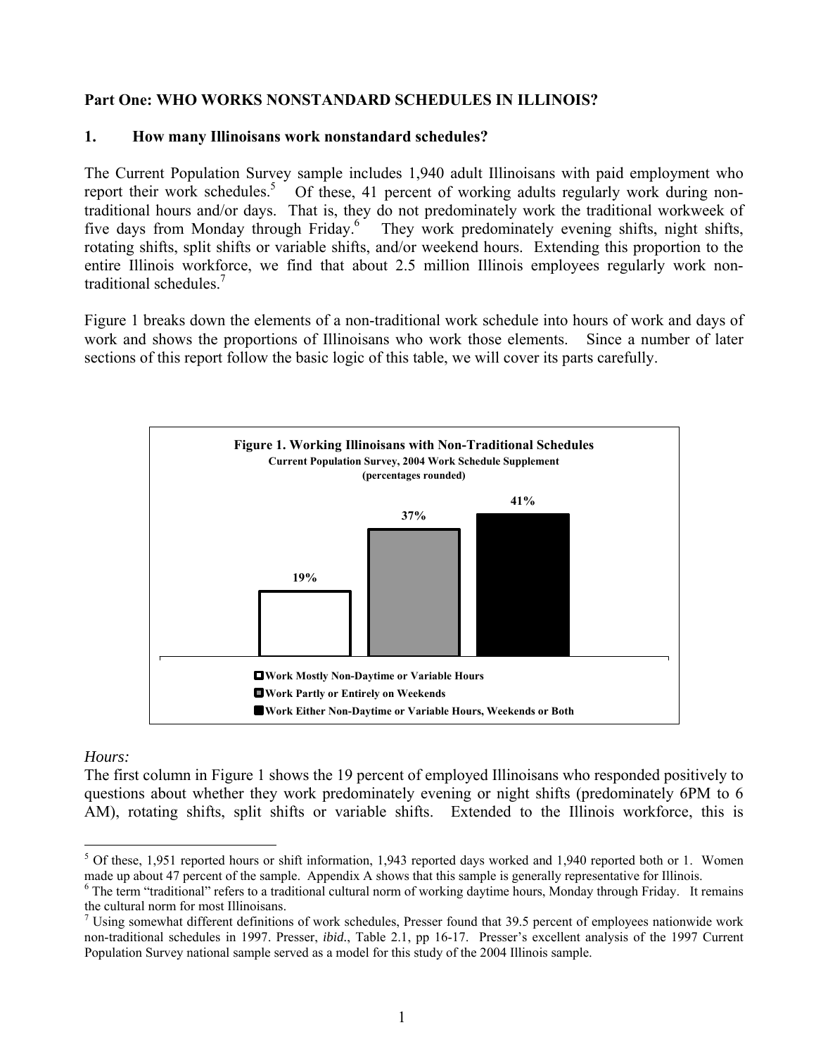## Part One: WHO WORKS NONSTANDARD SCHEDULES IN ILLINOIS?

### 1. How many Illinoisans work nonstandard schedules?

The Current Population Survey sample includes 1,940 adult Illinoisans with paid employment who report their work schedules.[5] Of these, 41 percent of working adults regularly work during non-traditional hours and/or days. That is, they do not predominately work the traditional workweek of five days from Monday through Friday.[6] They work predominately evening shifts, night shifts, rotating shifts, split shifts or variable shifts, and/or weekend hours. Extending this proportion to the entire Illinois workforce, we find that about 2.5 million Illinois employees regularly work non-traditional schedules.[7]

Figure 1 breaks down the elements of a non-traditional work schedule into hours of work and days of work and shows the proportions of Illinoisans who work those elements. Since a number of later sections of this report follow the basic logic of this table, we will cover its parts carefully.

**Figure 1. Working Illinoisans with Non-Traditional Schedules**
**Current Population Survey, 2004 Work Schedule Supplement**
**(percentages rounded)**

| Category | Percentage |
|---|---|
| Work Mostly Non-Daytime or Variable Hours | 19% |
| Work Partly or Entirely on Weekends | 37% |
| Work Either Non-Daytime or Variable Hours, Weekends or Both | 41% |

*Hours:*

The first column in Figure 1 shows the 19 percent of employed Illinoisans who responded positively to questions about whether they work predominately evening or night shifts (predominately 6PM to 6 AM), rotating shifts, split shifts or variable shifts. Extended to the Illinois workforce, this is

[5] Of these, 1,951 reported hours or shift information, 1,943 reported days worked and 1,940 reported both or 1. Women made up about 47 percent of the sample. Appendix A shows that this sample is generally representative for Illinois.

[6] The term "traditional" refers to a traditional cultural norm of working daytime hours, Monday through Friday. It remains the cultural norm for most Illinoisans.

[7] Using somewhat different definitions of work schedules, Presser found that 39.5 percent of employees nationwide work non-traditional schedules in 1997. Presser, *ibid.*, Table 2.1, pp 16-17. Presser's excellent analysis of the 1997 Current Population Survey national sample served as a model for this study of the 2004 Illinois sample.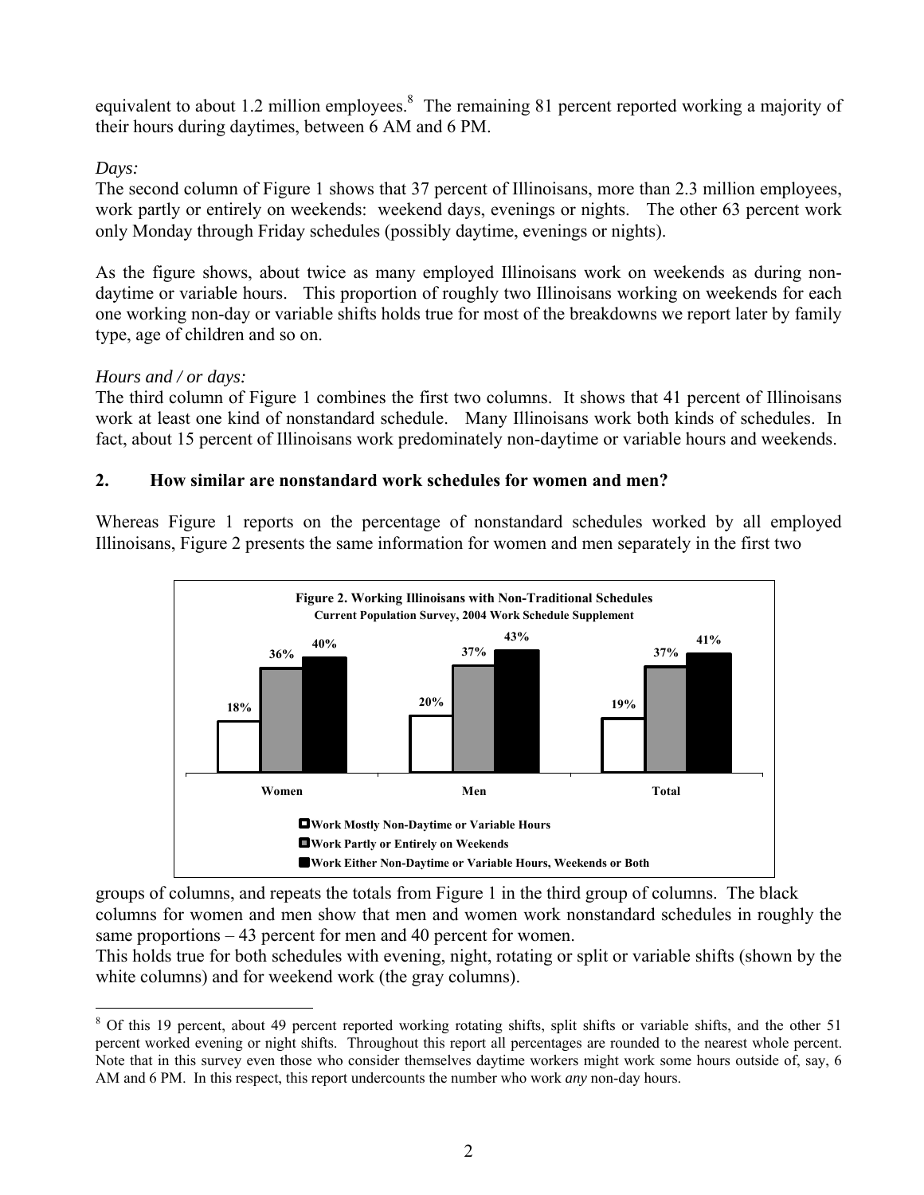equivalent to about 1.2 million employees.[8] The remaining 81 percent reported working a majority of their hours during daytimes, between 6 AM and 6 PM.

*Days:*

The second column of Figure 1 shows that 37 percent of Illinoisans, more than 2.3 million employees, work partly or entirely on weekends: weekend days, evenings or nights. The other 63 percent work only Monday through Friday schedules (possibly daytime, evenings or nights).

As the figure shows, about twice as many employed Illinoisans work on weekends as during non-daytime or variable hours. This proportion of roughly two Illinoisans working on weekends for each one working non-day or variable shifts holds true for most of the breakdowns we report later by family type, age of children and so on.

*Hours and / or days:*

The third column of Figure 1 combines the first two columns. It shows that 41 percent of Illinoisans work at least one kind of nonstandard schedule. Many Illinoisans work both kinds of schedules. In fact, about 15 percent of Illinoisans work predominately non-daytime or variable hours and weekends.

## 2. How similar are nonstandard work schedules for women and men?

Whereas Figure 1 reports on the percentage of nonstandard schedules worked by all employed Illinoisans, Figure 2 presents the same information for women and men separately in the first two

**Figure 2. Working Illinoisans with Non-Traditional Schedules**
**Current Population Survey, 2004 Work Schedule Supplement**

| | Women | Men | Total |
|---|---|---|---|
| Work Mostly Non-Daytime or Variable Hours | 18% | 20% | 19% |
| Work Partly or Entirely on Weekends | 36% | 37% | 37% |
| Work Either Non-Daytime or Variable Hours, Weekends or Both | 40% | 43% | 41% |

groups of columns, and repeats the totals from Figure 1 in the third group of columns. The black columns for women and men show that men and women work nonstandard schedules in roughly the same proportions – 43 percent for men and 40 percent for women.

This holds true for both schedules with evening, night, rotating or split or variable shifts (shown by the white columns) and for weekend work (the gray columns).

[8] Of this 19 percent, about 49 percent reported working rotating shifts, split shifts or variable shifts, and the other 51 percent worked evening or night shifts. Throughout this report all percentages are rounded to the nearest whole percent. Note that in this survey even those who consider themselves daytime workers might work some hours outside of, say, 6 AM and 6 PM. In this respect, this report undercounts the number who work *any* non-day hours.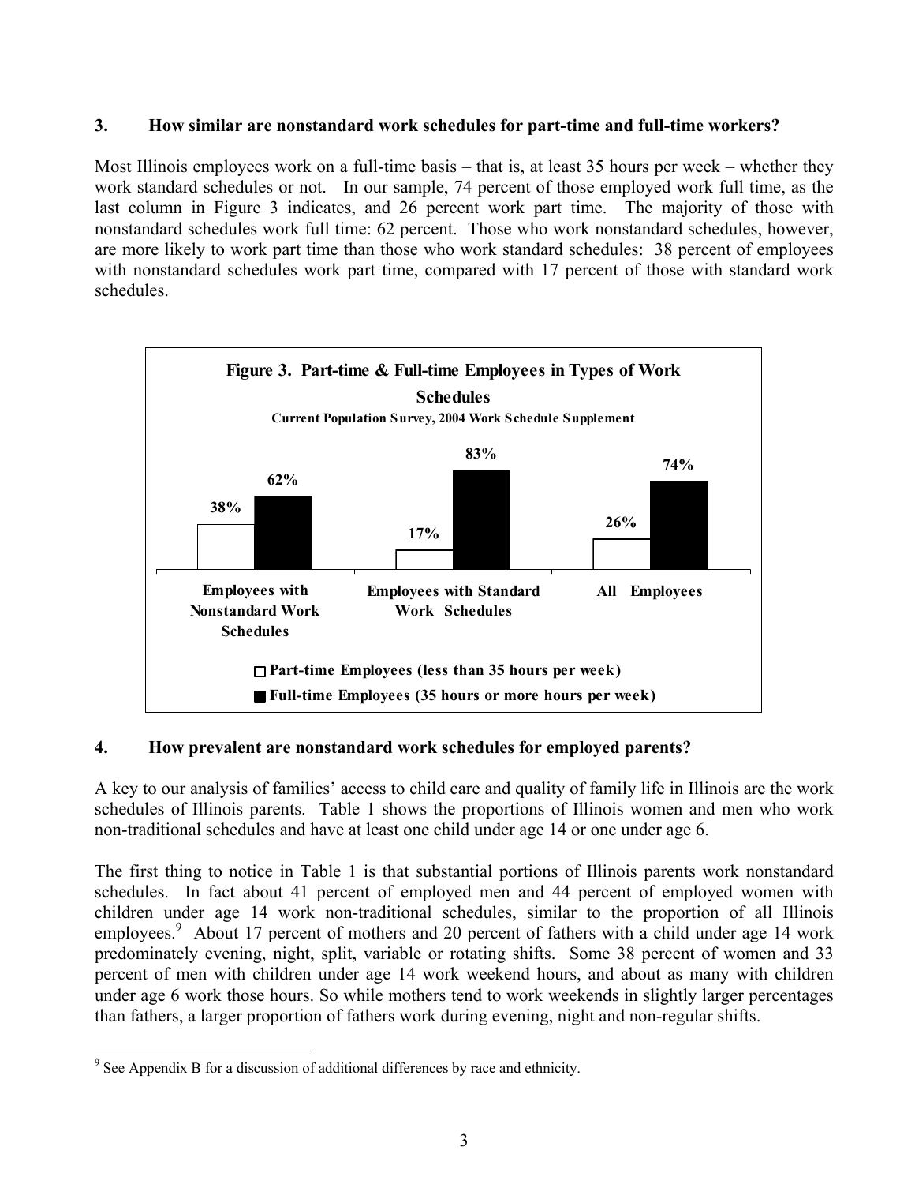## 3. How similar are nonstandard work schedules for part-time and full-time workers?

Most Illinois employees work on a full-time basis – that is, at least 35 hours per week – whether they work standard schedules or not. In our sample, 74 percent of those employed work full time, as the last column in Figure 3 indicates, and 26 percent work part time. The majority of those with nonstandard schedules work full time: 62 percent. Those who work nonstandard schedules, however, are more likely to work part time than those who work standard schedules: 38 percent of employees with nonstandard schedules work part time, compared with 17 percent of those with standard work schedules.

**Figure 3. Part-time & Full-time Employees in Types of Work Schedules**

**Current Population Survey, 2004 Work Schedule Supplement**

| | Part-time Employees (less than 35 hours per week) | Full-time Employees (35 hours or more hours per week) |
|---|---|---|
| Employees with Nonstandard Work Schedules | 38% | 62% |
| Employees with Standard Work Schedules | 17% | 83% |
| All Employees | 26% | 74% |

## 4. How prevalent are nonstandard work schedules for employed parents?

A key to our analysis of families' access to child care and quality of family life in Illinois are the work schedules of Illinois parents. Table 1 shows the proportions of Illinois women and men who work non-traditional schedules and have at least one child under age 14 or one under age 6.

The first thing to notice in Table 1 is that substantial portions of Illinois parents work nonstandard schedules. In fact about 41 percent of employed men and 44 percent of employed women with children under age 14 work non-traditional schedules, similar to the proportion of all Illinois employees.[9] About 17 percent of mothers and 20 percent of fathers with a child under age 14 work predominately evening, night, split, variable or rotating shifts. Some 38 percent of women and 33 percent of men with children under age 14 work weekend hours, and about as many with children under age 6 work those hours. So while mothers tend to work weekends in slightly larger percentages than fathers, a larger proportion of fathers work during evening, night and non-regular shifts.

[9] See Appendix B for a discussion of additional differences by race and ethnicity.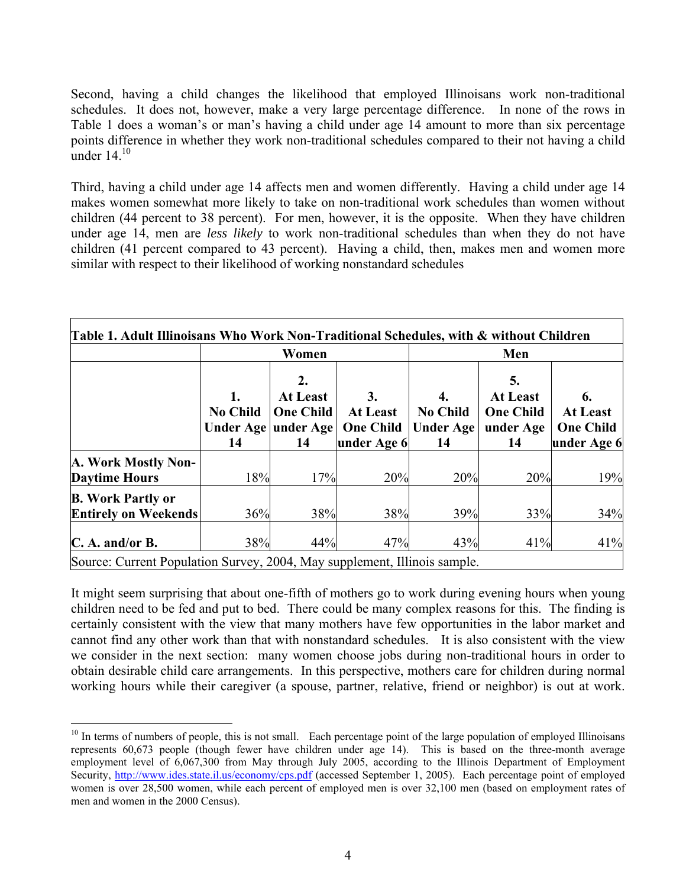Second, having a child changes the likelihood that employed Illinoisans work non-traditional schedules. It does not, however, make a very large percentage difference. In none of the rows in Table 1 does a woman's or man's having a child under age 14 amount to more than six percentage points difference in whether they work non-traditional schedules compared to their not having a child under 14.[10]

Third, having a child under age 14 affects men and women differently. Having a child under age 14 makes women somewhat more likely to take on non-traditional work schedules than women without children (44 percent to 38 percent). For men, however, it is the opposite. When they have children under age 14, men are *less likely* to work non-traditional schedules than when they do not have children (41 percent compared to 43 percent). Having a child, then, makes men and women more similar with respect to their likelihood of working nonstandard schedules

**Table 1. Adult Illinoisans Who Work Non-Traditional Schedules, with & without Children**

| | **Women** | | | **Men** | | |
|---|---|---|---|---|---|---|
| | **1. No Child Under Age 14** | **2. At Least One Child under Age 14** | **3. At Least One Child under Age 6** | **4. No Child Under Age 14** | **5. At Least One Child under Age 14** | **6. At Least One Child under Age 6** |
| **A. Work Mostly Non-Daytime Hours** | 18% | 17% | 20% | 20% | 20% | 19% |
| **B. Work Partly or Entirely on Weekends** | 36% | 38% | 38% | 39% | 33% | 34% |
| **C. A. and/or B.** | 38% | 44% | 47% | 43% | 41% | 41% |

Source: Current Population Survey, 2004, May supplement, Illinois sample.

It might seem surprising that about one-fifth of mothers go to work during evening hours when young children need to be fed and put to bed. There could be many complex reasons for this. The finding is certainly consistent with the view that many mothers have few opportunities in the labor market and cannot find any other work than that with nonstandard schedules. It is also consistent with the view we consider in the next section: many women choose jobs during non-traditional hours in order to obtain desirable child care arrangements. In this perspective, mothers care for children during normal working hours while their caregiver (a spouse, partner, relative, friend or neighbor) is out at work.

[10] In terms of numbers of people, this is not small. Each percentage point of the large population of employed Illinoisans represents 60,673 people (though fewer have children under age 14). This is based on the three-month average employment level of 6,067,300 from May through July 2005, according to the Illinois Department of Employment Security, http://www.ides.state.il.us/economy/cps.pdf (accessed September 1, 2005). Each percentage point of employed women is over 28,500 women, while each percent of employed men is over 32,100 men (based on employment rates of men and women in the 2000 Census).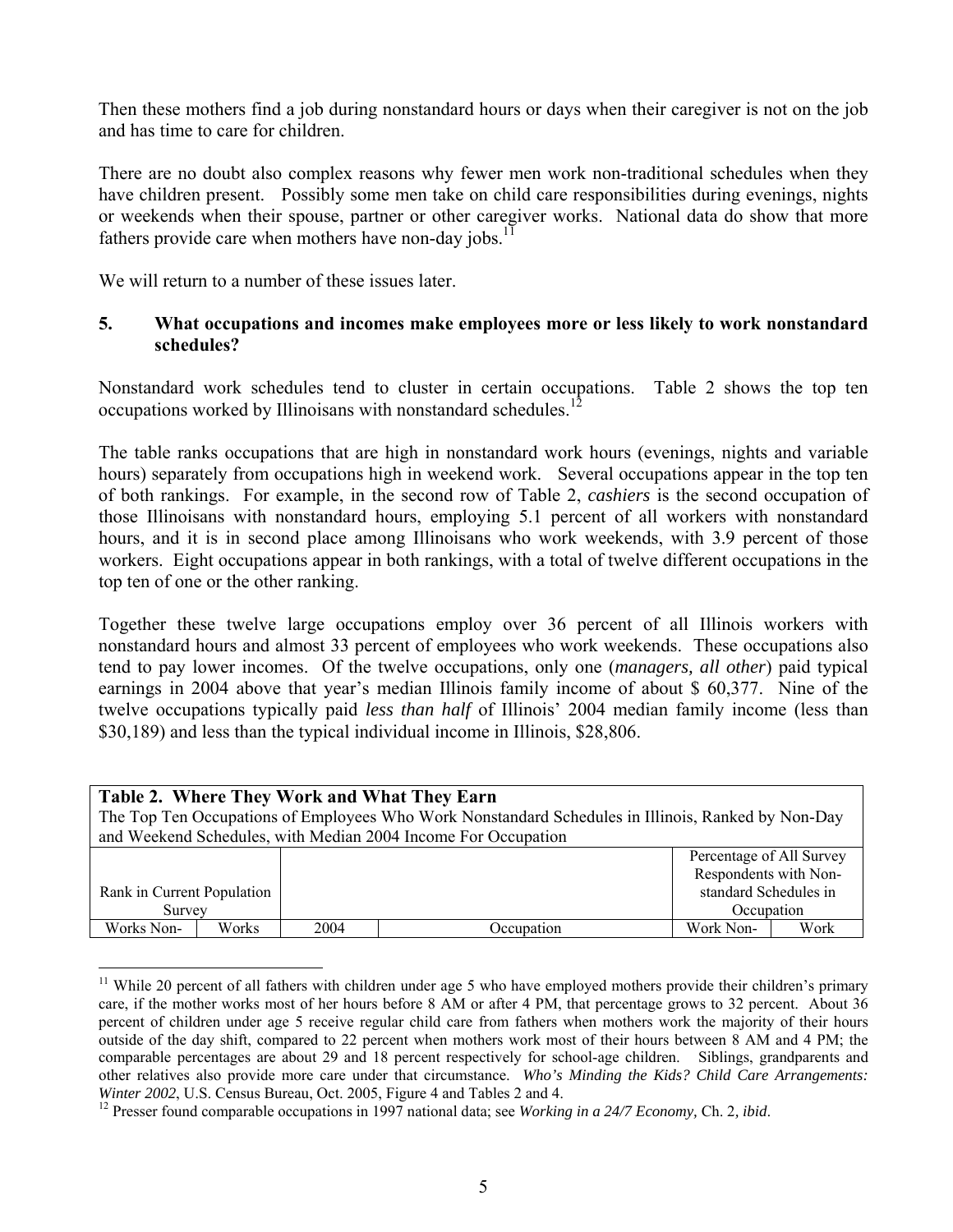Then these mothers find a job during nonstandard hours or days when their caregiver is not on the job and has time to care for children.

There are no doubt also complex reasons why fewer men work non-traditional schedules when they have children present. Possibly some men take on child care responsibilities during evenings, nights or weekends when their spouse, partner or other caregiver works. National data do show that more fathers provide care when mothers have non-day jobs.[11]

We will return to a number of these issues later.

### 5. What occupations and incomes make employees more or less likely to work nonstandard schedules?

Nonstandard work schedules tend to cluster in certain occupations. Table 2 shows the top ten occupations worked by Illinoisans with nonstandard schedules.[12]

The table ranks occupations that are high in nonstandard work hours (evenings, nights and variable hours) separately from occupations high in weekend work. Several occupations appear in the top ten of both rankings. For example, in the second row of Table 2, *cashiers* is the second occupation of those Illinoisans with nonstandard hours, employing 5.1 percent of all workers with nonstandard hours, and it is in second place among Illinoisans who work weekends, with 3.9 percent of those workers. Eight occupations appear in both rankings, with a total of twelve different occupations in the top ten of one or the other ranking.

Together these twelve large occupations employ over 36 percent of all Illinois workers with nonstandard hours and almost 33 percent of employees who work weekends. These occupations also tend to pay lower incomes. Of the twelve occupations, only one (*managers, all other*) paid typical earnings in 2004 above that year's median Illinois family income of about \$ 60,377. Nine of the twelve occupations typically paid *less than half* of Illinois' 2004 median family income (less than \$30,189) and less than the typical individual income in Illinois, \$28,806.

**Table 2. Where They Work and What They Earn**
The Top Ten Occupations of Employees Who Work Nonstandard Schedules in Illinois, Ranked by Non-Day and Weekend Schedules, with Median 2004 Income For Occupation

| Rank in Current Population Survey | | | | Percentage of All Survey Respondents with Non-standard Schedules in Occupation | |
|---|---|---|---|---|---|
| Works Non- | Works | 2004 | Occupation | Work Non- | Work |

[11] While 20 percent of all fathers with children under age 5 who have employed mothers provide their children's primary care, if the mother works most of her hours before 8 AM or after 4 PM, that percentage grows to 32 percent. About 36 percent of children under age 5 receive regular child care from fathers when mothers work the majority of their hours outside of the day shift, compared to 22 percent when mothers work most of their hours between 8 AM and 4 PM; the comparable percentages are about 29 and 18 percent respectively for school-age children. Siblings, grandparents and other relatives also provide more care under that circumstance. *Who's Minding the Kids? Child Care Arrangements: Winter 2002*, U.S. Census Bureau, Oct. 2005, Figure 4 and Tables 2 and 4.

[12] Presser found comparable occupations in 1997 national data; see *Working in a 24/7 Economy,* Ch. 2*, ibid*.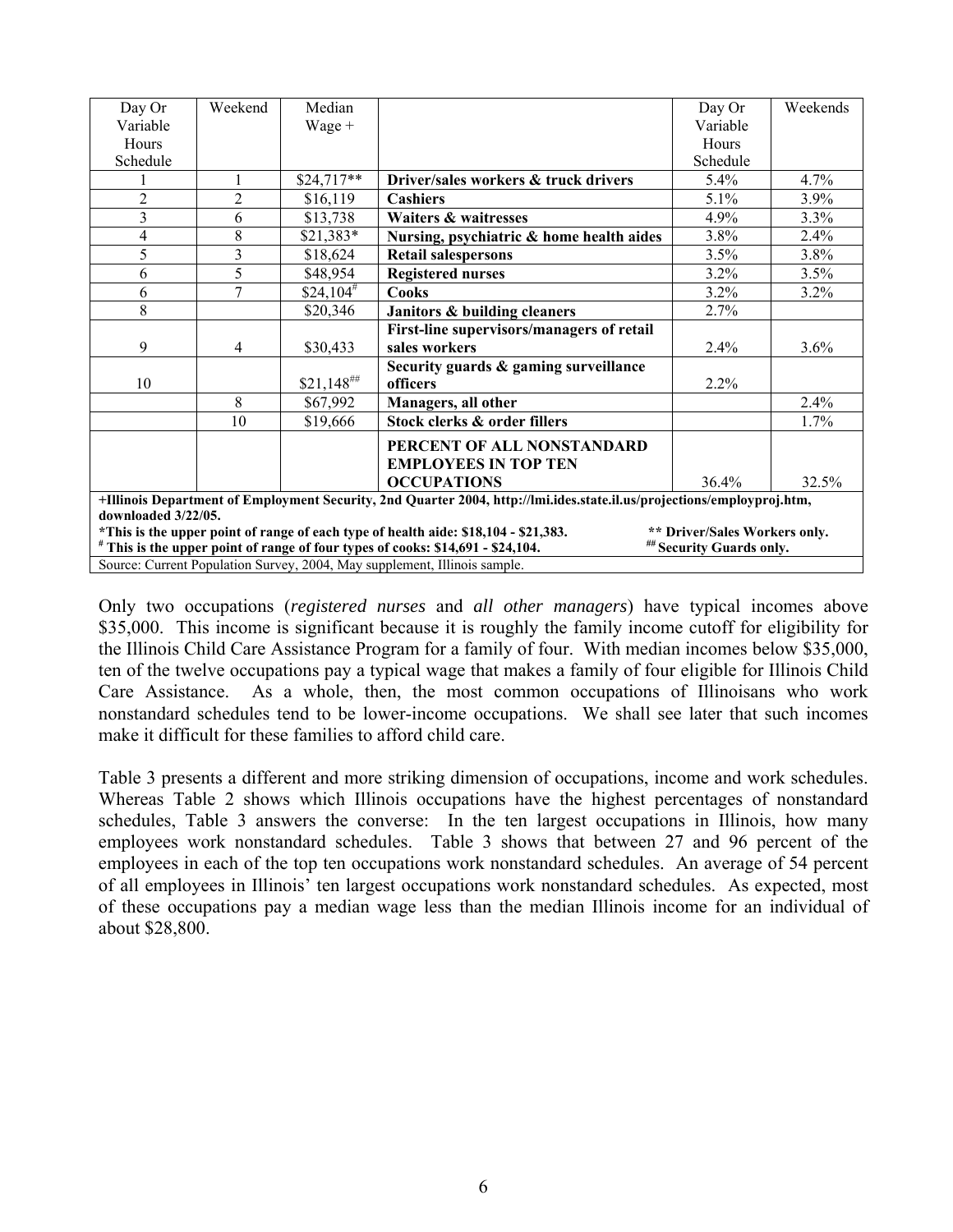| Day Or Variable Hours Schedule | Weekend | Median Wage + | | Day Or Variable Hours Schedule | Weekends |
|---|---|---|---|---|---|
| 1 | 1 | $24,717** | **Driver/sales workers & truck drivers** | 5.4% | 4.7% |
| 2 | 2 | $16,119 | **Cashiers** | 5.1% | 3.9% |
| 3 | 6 | $13,738 | **Waiters & waitresses** | 4.9% | 3.3% |
| 4 | 8 | $21,383* | **Nursing, psychiatric & home health aides** | 3.8% | 2.4% |
| 5 | 3 | $18,624 | **Retail salespersons** | 3.5% | 3.8% |
| 6 | 5 | $48,954 | **Registered nurses** | 3.2% | 3.5% |
| 6 | 7 | $24,104# | **Cooks** | 3.2% | 3.2% |
| 8 | | $20,346 | **Janitors & building cleaners** | 2.7% | |
| 9 | 4 | $30,433 | **First-line supervisors/managers of retail sales workers** | 2.4% | 3.6% |
| 10 | | $21,148## | **Security guards & gaming surveillance officers** | 2.2% | |
| | 8 | $67,992 | **Managers, all other** | | 2.4% |
| | 10 | $19,666 | **Stock clerks & order fillers** | | 1.7% |
| | | | **PERCENT OF ALL NONSTANDARD EMPLOYEES IN TOP TEN OCCUPATIONS** | 36.4% | 32.5% |

**+Illinois Department of Employment Security, 2nd Quarter 2004, http://lmi.ides.state.il.us/projections/employproj.htm, downloaded 3/22/05.**
**\*This is the upper point of range of each type of health aide: $18,104 - $21,383.** **\*\* Driver/Sales Workers only.**
**# This is the upper point of range of four types of cooks: $14,691 - $24,104.** **## Security Guards only.**
Source: Current Population Survey, 2004, May supplement, Illinois sample.

Only two occupations (*registered nurses* and *all other managers*) have typical incomes above $35,000. This income is significant because it is roughly the family income cutoff for eligibility for the Illinois Child Care Assistance Program for a family of four. With median incomes below $35,000, ten of the twelve occupations pay a typical wage that makes a family of four eligible for Illinois Child Care Assistance. As a whole, then, the most common occupations of Illinoisans who work nonstandard schedules tend to be lower-income occupations. We shall see later that such incomes make it difficult for these families to afford child care.

Table 3 presents a different and more striking dimension of occupations, income and work schedules. Whereas Table 2 shows which Illinois occupations have the highest percentages of nonstandard schedules, Table 3 answers the converse: In the ten largest occupations in Illinois, how many employees work nonstandard schedules. Table 3 shows that between 27 and 96 percent of the employees in each of the top ten occupations work nonstandard schedules. An average of 54 percent of all employees in Illinois' ten largest occupations work nonstandard schedules. As expected, most of these occupations pay a median wage less than the median Illinois income for an individual of about $28,800.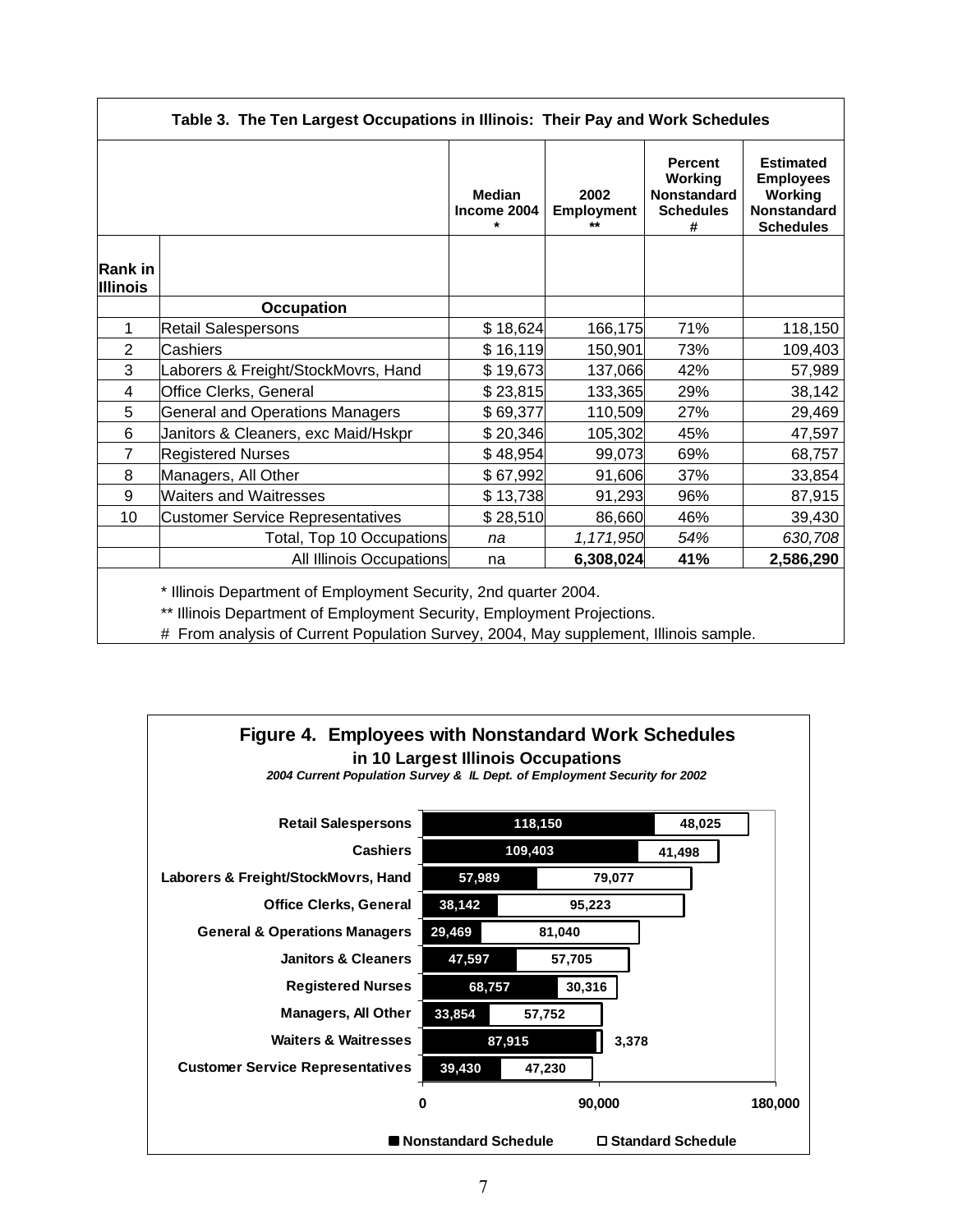**Table 3. The Ten Largest Occupations in Illinois: Their Pay and Work Schedules**

| Rank in Illinois | Occupation | Median Income 2004 * | 2002 Employment ** | Percent Working Nonstandard Schedules # | Estimated Employees Working Nonstandard Schedules |
|---|---|---|---|---|---|
| 1 | Retail Salespersons | $ 18,624 | 166,175 | 71% | 118,150 |
| 2 | Cashiers | $ 16,119 | 150,901 | 73% | 109,403 |
| 3 | Laborers & Freight/StockMovrs, Hand | $ 19,673 | 137,066 | 42% | 57,989 |
| 4 | Office Clerks, General | $ 23,815 | 133,365 | 29% | 38,142 |
| 5 | General and Operations Managers | $ 69,377 | 110,509 | 27% | 29,469 |
| 6 | Janitors & Cleaners, exc Maid/Hskpr | $ 20,346 | 105,302 | 45% | 47,597 |
| 7 | Registered Nurses | $ 48,954 | 99,073 | 69% | 68,757 |
| 8 | Managers, All Other | $ 67,992 | 91,606 | 37% | 33,854 |
| 9 | Waiters and Waitresses | $ 13,738 | 91,293 | 96% | 87,915 |
| 10 | Customer Service Representatives | $ 28,510 | 86,660 | 46% | 39,430 |
| | Total, Top 10 Occupations | *na* | *1,171,950* | *54%* | *630,708* |
| | All Illinois Occupations | na | **6,308,024** | **41%** | **2,586,290** |

\* Illinois Department of Employment Security, 2nd quarter 2004.

\** Illinois Department of Employment Security, Employment Projections.

\# From analysis of Current Population Survey, 2004, May supplement, Illinois sample.

**Figure 4. Employees with Nonstandard Work Schedules in 10 Largest Illinois Occupations**

*2004 Current Population Survey & IL Dept. of Employment Security for 2002*

| Occupation | Nonstandard Schedule | Standard Schedule |
|---|---|---|
| Retail Salespersons | 118,150 | 48,025 |
| Cashiers | 109,403 | 41,498 |
| Laborers & Freight/StockMovrs, Hand | 57,989 | 79,077 |
| Office Clerks, General | 38,142 | 95,223 |
| General & Operations Managers | 29,469 | 81,040 |
| Janitors & Cleaners | 47,597 | 57,705 |
| Registered Nurses | 68,757 | 30,316 |
| Managers, All Other | 33,854 | 57,752 |
| Waiters & Waitresses | 87,915 | 3,378 |
| Customer Service Representatives | 39,430 | 47,230 |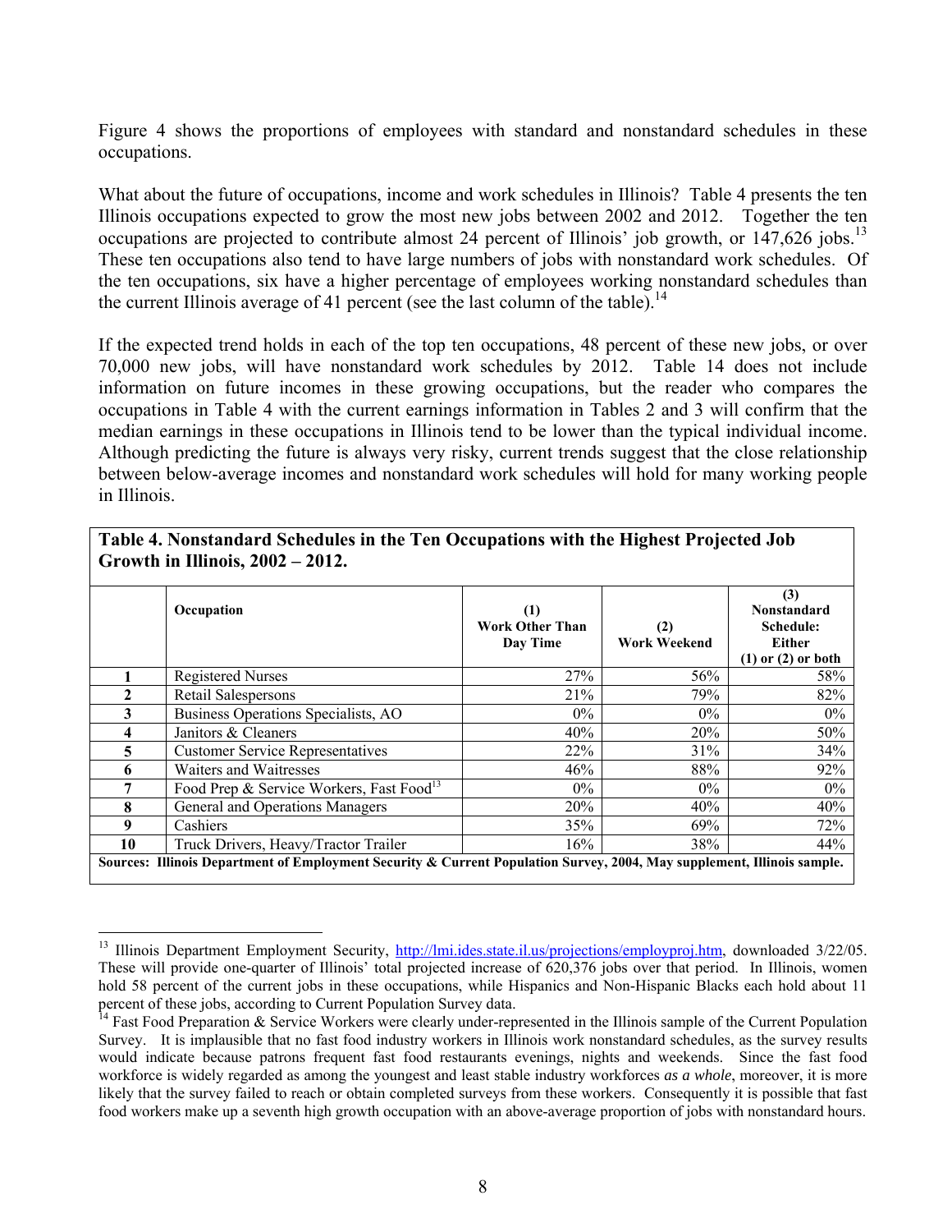Figure 4 shows the proportions of employees with standard and nonstandard schedules in these occupations.

What about the future of occupations, income and work schedules in Illinois? Table 4 presents the ten Illinois occupations expected to grow the most new jobs between 2002 and 2012. Together the ten occupations are projected to contribute almost 24 percent of Illinois' job growth, or 147,626 jobs.[13] These ten occupations also tend to have large numbers of jobs with nonstandard work schedules. Of the ten occupations, six have a higher percentage of employees working nonstandard schedules than the current Illinois average of 41 percent (see the last column of the table).[14]

If the expected trend holds in each of the top ten occupations, 48 percent of these new jobs, or over 70,000 new jobs, will have nonstandard work schedules by 2012. Table 14 does not include information on future incomes in these growing occupations, but the reader who compares the occupations in Table 4 with the current earnings information in Tables 2 and 3 will confirm that the median earnings in these occupations in Illinois tend to be lower than the typical individual income. Although predicting the future is always very risky, current trends suggest that the close relationship between below-average incomes and nonstandard work schedules will hold for many working people in Illinois.

**Table 4. Nonstandard Schedules in the Ten Occupations with the Highest Projected Job Growth in Illinois, 2002 – 2012.**

| | Occupation | (1) Work Other Than Day Time | (2) Work Weekend | (3) Nonstandard Schedule: Either (1) or (2) or both |
|---|---|---|---|---|
| 1 | Registered Nurses | 27% | 56% | 58% |
| 2 | Retail Salespersons | 21% | 79% | 82% |
| 3 | Business Operations Specialists, AO | 0% | 0% | 0% |
| 4 | Janitors & Cleaners | 40% | 20% | 50% |
| 5 | Customer Service Representatives | 22% | 31% | 34% |
| 6 | Waiters and Waitresses | 46% | 88% | 92% |
| 7 | Food Prep & Service Workers, Fast Food[13] | 0% | 0% | 0% |
| 8 | General and Operations Managers | 20% | 40% | 40% |
| 9 | Cashiers | 35% | 69% | 72% |
| 10 | Truck Drivers, Heavy/Tractor Trailer | 16% | 38% | 44% |

**Sources: Illinois Department of Employment Security & Current Population Survey, 2004, May supplement, Illinois sample.**

---

[13] Illinois Department Employment Security, http://lmi.ides.state.il.us/projections/employproj.htm, downloaded 3/22/05. These will provide one-quarter of Illinois' total projected increase of 620,376 jobs over that period. In Illinois, women hold 58 percent of the current jobs in these occupations, while Hispanics and Non-Hispanic Blacks each hold about 11 percent of these jobs, according to Current Population Survey data.

[14] Fast Food Preparation & Service Workers were clearly under-represented in the Illinois sample of the Current Population Survey. It is implausible that no fast food industry workers in Illinois work nonstandard schedules, as the survey results would indicate because patrons frequent fast food restaurants evenings, nights and weekends. Since the fast food workforce is widely regarded as among the youngest and least stable industry workforces *as a whole*, moreover, it is more likely that the survey failed to reach or obtain completed surveys from these workers. Consequently it is possible that fast food workers make up a seventh high growth occupation with an above-average proportion of jobs with nonstandard hours.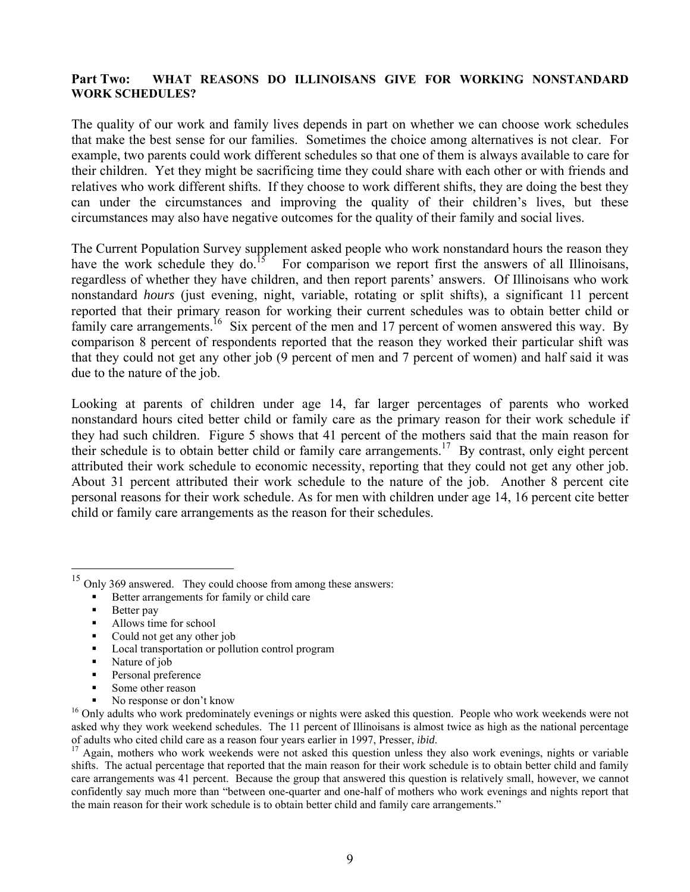**Part Two: WHAT REASONS DO ILLINOISANS GIVE FOR WORKING NONSTANDARD WORK SCHEDULES?**

The quality of our work and family lives depends in part on whether we can choose work schedules that make the best sense for our families. Sometimes the choice among alternatives is not clear. For example, two parents could work different schedules so that one of them is always available to care for their children. Yet they might be sacrificing time they could share with each other or with friends and relatives who work different shifts. If they choose to work different shifts, they are doing the best they can under the circumstances and improving the quality of their children's lives, but these circumstances may also have negative outcomes for the quality of their family and social lives.

The Current Population Survey supplement asked people who work nonstandard hours the reason they have the work schedule they do.[15] For comparison we report first the answers of all Illinoisans, regardless of whether they have children, and then report parents' answers. Of Illinoisans who work nonstandard *hours* (just evening, night, variable, rotating or split shifts), a significant 11 percent reported that their primary reason for working their current schedules was to obtain better child or family care arrangements.[16] Six percent of the men and 17 percent of women answered this way. By comparison 8 percent of respondents reported that the reason they worked their particular shift was that they could not get any other job (9 percent of men and 7 percent of women) and half said it was due to the nature of the job.

Looking at parents of children under age 14, far larger percentages of parents who worked nonstandard hours cited better child or family care as the primary reason for their work schedule if they had such children. Figure 5 shows that 41 percent of the mothers said that the main reason for their schedule is to obtain better child or family care arrangements.[17] By contrast, only eight percent attributed their work schedule to economic necessity, reporting that they could not get any other job. About 31 percent attributed their work schedule to the nature of the job. Another 8 percent cite personal reasons for their work schedule. As for men with children under age 14, 16 percent cite better child or family care arrangements as the reason for their schedules.

---

[15] Only 369 answered. They could choose from among these answers:

- Better arrangements for family or child care
- Better pay
- Allows time for school
- Could not get any other job
- Local transportation or pollution control program
- Nature of job
- Personal preference
- Some other reason
- No response or don't know

[16] Only adults who work predominately evenings or nights were asked this question. People who work weekends were not asked why they work weekend schedules. The 11 percent of Illinoisans is almost twice as high as the national percentage of adults who cited child care as a reason four years earlier in 1997, Presser, *ibid.*

[17] Again, mothers who work weekends were not asked this question unless they also work evenings, nights or variable shifts. The actual percentage that reported that the main reason for their work schedule is to obtain better child and family care arrangements was 41 percent. Because the group that answered this question is relatively small, however, we cannot confidently say much more than "between one-quarter and one-half of mothers who work evenings and nights report that the main reason for their work schedule is to obtain better child and family care arrangements."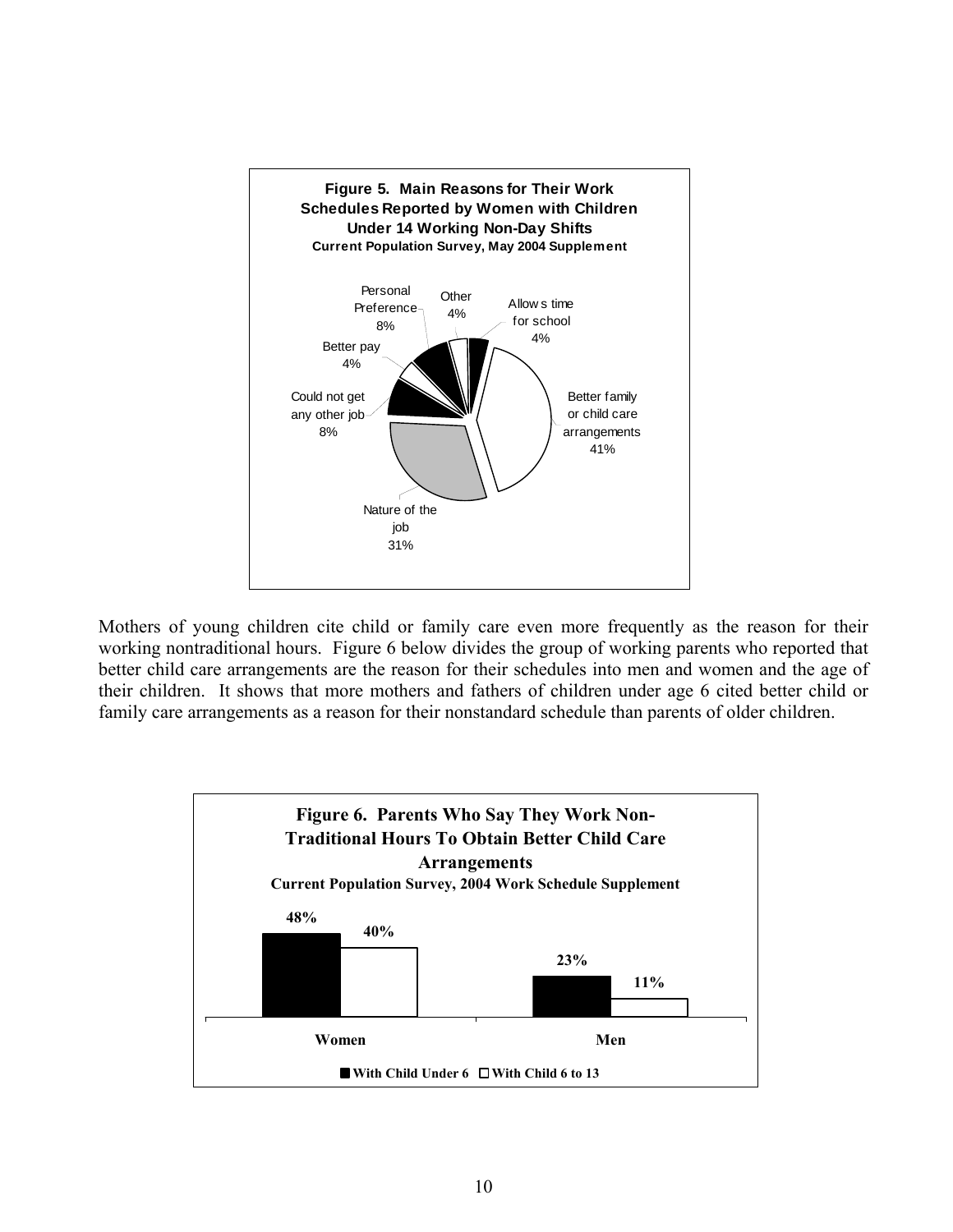**Figure 5. Main Reasons for Their Work Schedules Reported by Women with Children Under 14 Working Non-Day Shifts**
**Current Population Survey, May 2004 Supplement**

| Reason | Percent |
|---|---|
| Better family or child care arrangements | 41% |
| Nature of the job | 31% |
| Could not get any other job | 8% |
| Better pay | 4% |
| Personal Preference | 8% |
| Other | 4% |
| Allows time for school | 4% |

Mothers of young children cite child or family care even more frequently as the reason for their working nontraditional hours. Figure 6 below divides the group of working parents who reported that better child care arrangements are the reason for their schedules into men and women and the age of their children. It shows that more mothers and fathers of children under age 6 cited better child or family care arrangements as a reason for their nonstandard schedule than parents of older children.

**Figure 6. Parents Who Say They Work Non-Traditional Hours To Obtain Better Child Care Arrangements**
**Current Population Survey, 2004 Work Schedule Supplement**

| | With Child Under 6 | With Child 6 to 13 |
|---|---|---|
| Women | 48% | 40% |
| Men | 23% | 11% |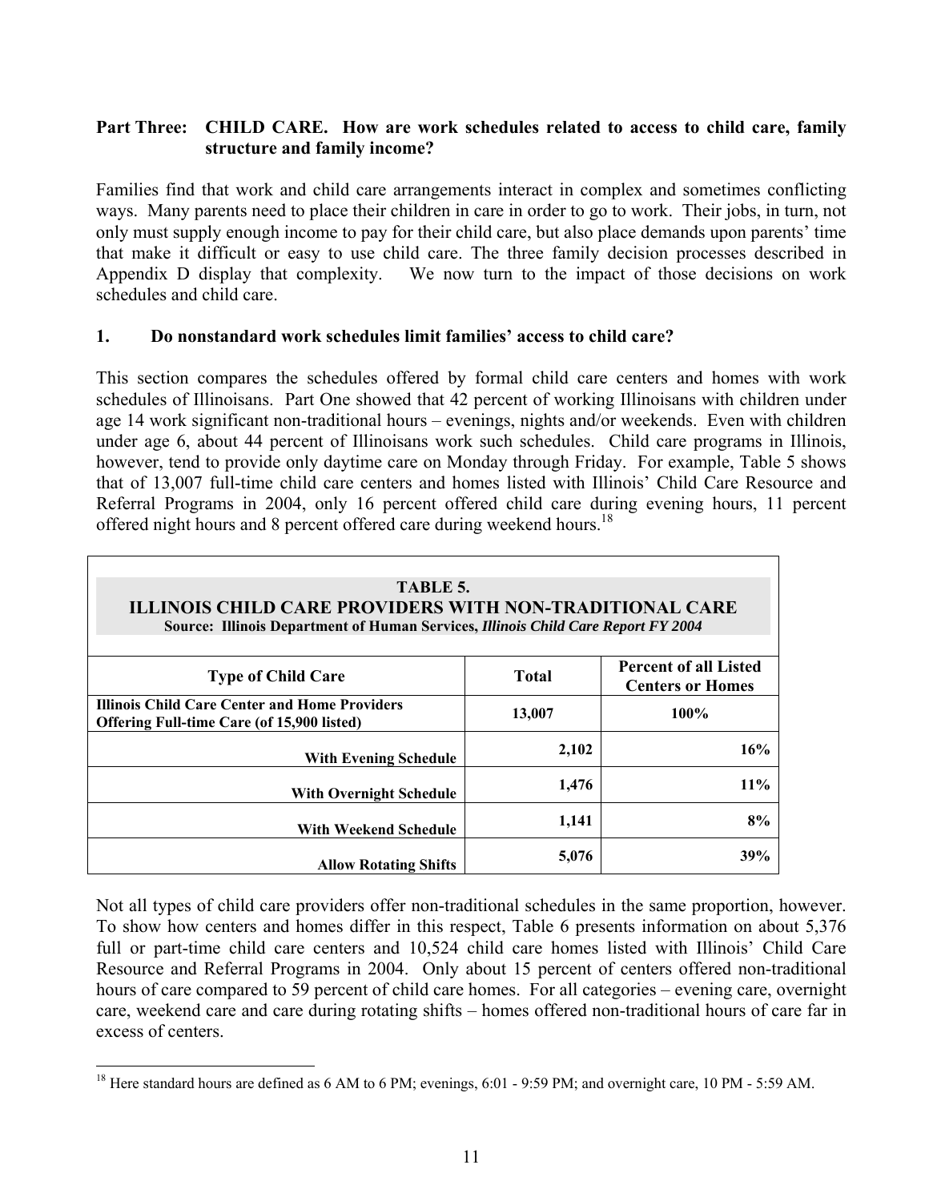**Part Three: CHILD CARE. How are work schedules related to access to child care, family structure and family income?**

Families find that work and child care arrangements interact in complex and sometimes conflicting ways. Many parents need to place their children in care in order to go to work. Their jobs, in turn, not only must supply enough income to pay for their child care, but also place demands upon parents' time that make it difficult or easy to use child care. The three family decision processes described in Appendix D display that complexity. We now turn to the impact of those decisions on work schedules and child care.

**1. Do nonstandard work schedules limit families' access to child care?**

This section compares the schedules offered by formal child care centers and homes with work schedules of Illinoisans. Part One showed that 42 percent of working Illinoisans with children under age 14 work significant non-traditional hours – evenings, nights and/or weekends. Even with children under age 6, about 44 percent of Illinoisans work such schedules. Child care programs in Illinois, however, tend to provide only daytime care on Monday through Friday. For example, Table 5 shows that of 13,007 full-time child care centers and homes listed with Illinois' Child Care Resource and Referral Programs in 2004, only 16 percent offered child care during evening hours, 11 percent offered night hours and 8 percent offered care during weekend hours.[18]

**TABLE 5.**
**ILLINOIS CHILD CARE PROVIDERS WITH NON-TRADITIONAL CARE**
**Source: Illinois Department of Human Services, *Illinois Child Care Report FY 2004***

| Type of Child Care | Total | Percent of all Listed Centers or Homes |
|---|---|---|
| **Illinois Child Care Center and Home Providers Offering Full-time Care (of 15,900 listed)** | **13,007** | **100%** |
| **With Evening Schedule** | **2,102** | **16%** |
| **With Overnight Schedule** | **1,476** | **11%** |
| **With Weekend Schedule** | **1,141** | **8%** |
| **Allow Rotating Shifts** | **5,076** | **39%** |

Not all types of child care providers offer non-traditional schedules in the same proportion, however. To show how centers and homes differ in this respect, Table 6 presents information on about 5,376 full or part-time child care centers and 10,524 child care homes listed with Illinois' Child Care Resource and Referral Programs in 2004. Only about 15 percent of centers offered non-traditional hours of care compared to 59 percent of child care homes. For all categories – evening care, overnight care, weekend care and care during rotating shifts – homes offered non-traditional hours of care far in excess of centers.

[18] Here standard hours are defined as 6 AM to 6 PM; evenings, 6:01 - 9:59 PM; and overnight care, 10 PM - 5:59 AM.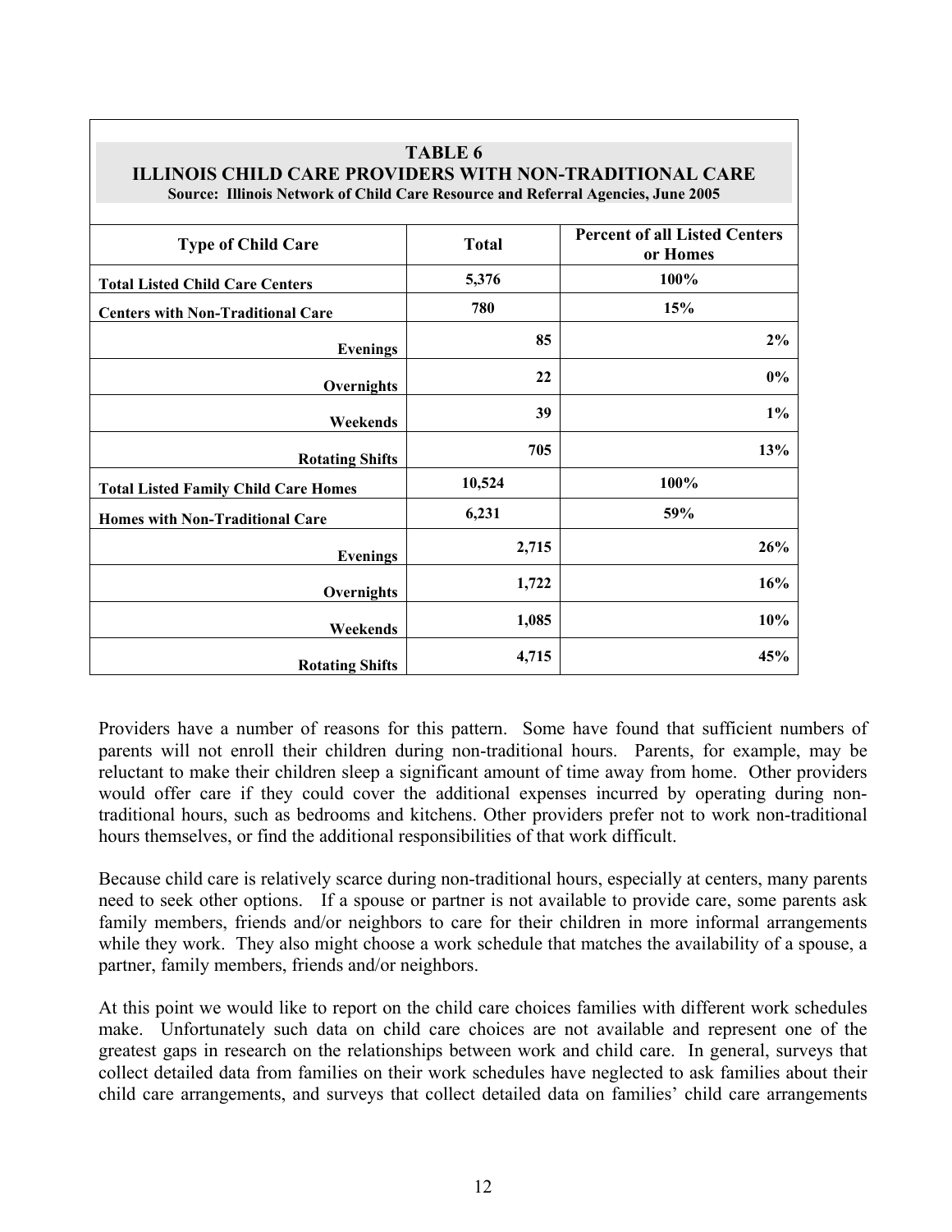**TABLE 6**
**ILLINOIS CHILD CARE PROVIDERS WITH NON-TRADITIONAL CARE**
**Source: Illinois Network of Child Care Resource and Referral Agencies, June 2005**

| Type of Child Care | Total | Percent of all Listed Centers or Homes |
|---|---|---|
| **Total Listed Child Care Centers** | **5,376** | **100%** |
| **Centers with Non-Traditional Care** | **780** | **15%** |
| **Evenings** | **85** | **2%** |
| **Overnights** | **22** | **0%** |
| **Weekends** | **39** | **1%** |
| **Rotating Shifts** | **705** | **13%** |
| **Total Listed Family Child Care Homes** | **10,524** | **100%** |
| **Homes with Non-Traditional Care** | **6,231** | **59%** |
| **Evenings** | **2,715** | **26%** |
| **Overnights** | **1,722** | **16%** |
| **Weekends** | **1,085** | **10%** |
| **Rotating Shifts** | **4,715** | **45%** |

Providers have a number of reasons for this pattern. Some have found that sufficient numbers of parents will not enroll their children during non-traditional hours. Parents, for example, may be reluctant to make their children sleep a significant amount of time away from home. Other providers would offer care if they could cover the additional expenses incurred by operating during non-traditional hours, such as bedrooms and kitchens. Other providers prefer not to work non-traditional hours themselves, or find the additional responsibilities of that work difficult.

Because child care is relatively scarce during non-traditional hours, especially at centers, many parents need to seek other options. If a spouse or partner is not available to provide care, some parents ask family members, friends and/or neighbors to care for their children in more informal arrangements while they work. They also might choose a work schedule that matches the availability of a spouse, a partner, family members, friends and/or neighbors.

At this point we would like to report on the child care choices families with different work schedules make. Unfortunately such data on child care choices are not available and represent one of the greatest gaps in research on the relationships between work and child care. In general, surveys that collect detailed data from families on their work schedules have neglected to ask families about their child care arrangements, and surveys that collect detailed data on families' child care arrangements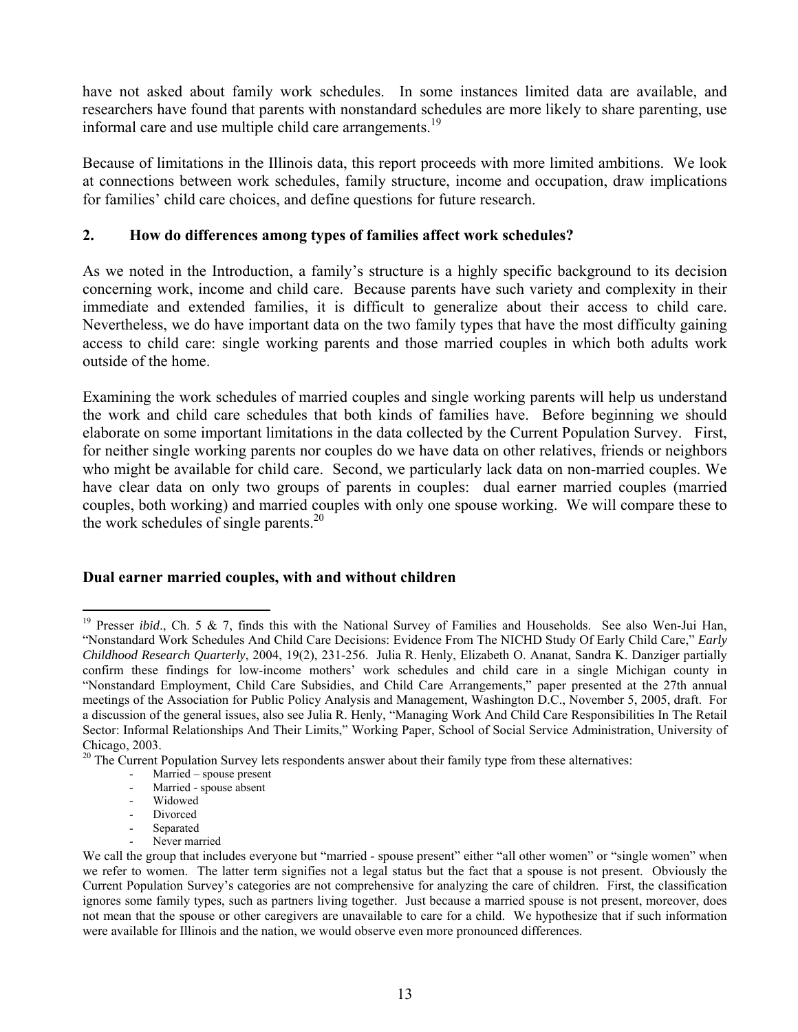have not asked about family work schedules. In some instances limited data are available, and researchers have found that parents with nonstandard schedules are more likely to share parenting, use informal care and use multiple child care arrangements.[19]

Because of limitations in the Illinois data, this report proceeds with more limited ambitions. We look at connections between work schedules, family structure, income and occupation, draw implications for families' child care choices, and define questions for future research.

## 2. How do differences among types of families affect work schedules?

As we noted in the Introduction, a family's structure is a highly specific background to its decision concerning work, income and child care. Because parents have such variety and complexity in their immediate and extended families, it is difficult to generalize about their access to child care. Nevertheless, we do have important data on the two family types that have the most difficulty gaining access to child care: single working parents and those married couples in which both adults work outside of the home.

Examining the work schedules of married couples and single working parents will help us understand the work and child care schedules that both kinds of families have. Before beginning we should elaborate on some important limitations in the data collected by the Current Population Survey. First, for neither single working parents nor couples do we have data on other relatives, friends or neighbors who might be available for child care. Second, we particularly lack data on non-married couples. We have clear data on only two groups of parents in couples: dual earner married couples (married couples, both working) and married couples with only one spouse working. We will compare these to the work schedules of single parents.[20]

### Dual earner married couples, with and without children

[19] Presser *ibid*., Ch. 5 & 7, finds this with the National Survey of Families and Households. See also Wen-Jui Han, "Nonstandard Work Schedules And Child Care Decisions: Evidence From The NICHD Study Of Early Child Care," *Early Childhood Research Quarterly*, 2004, 19(2), 231-256. Julia R. Henly, Elizabeth O. Ananat, Sandra K. Danziger partially confirm these findings for low-income mothers' work schedules and child care in a single Michigan county in "Nonstandard Employment, Child Care Subsidies, and Child Care Arrangements," paper presented at the 27th annual meetings of the Association for Public Policy Analysis and Management, Washington D.C., November 5, 2005, draft. For a discussion of the general issues, also see Julia R. Henly, "Managing Work And Child Care Responsibilities In The Retail Sector: Informal Relationships And Their Limits," Working Paper, School of Social Service Administration, University of Chicago, 2003.

[20] The Current Population Survey lets respondents answer about their family type from these alternatives:

- Married – spouse present
- Married - spouse absent
- Widowed
- Divorced
- Separated
- Never married

We call the group that includes everyone but "married - spouse present" either "all other women" or "single women" when we refer to women. The latter term signifies not a legal status but the fact that a spouse is not present. Obviously the Current Population Survey's categories are not comprehensive for analyzing the care of children. First, the classification ignores some family types, such as partners living together. Just because a married spouse is not present, moreover, does not mean that the spouse or other caregivers are unavailable to care for a child. We hypothesize that if such information were available for Illinois and the nation, we would observe even more pronounced differences.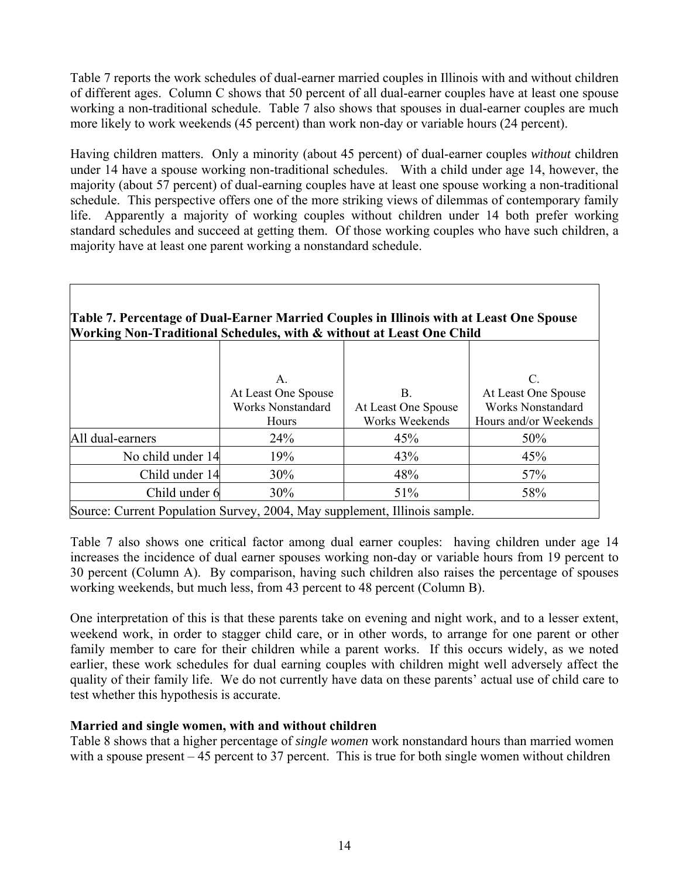Table 7 reports the work schedules of dual-earner married couples in Illinois with and without children of different ages. Column C shows that 50 percent of all dual-earner couples have at least one spouse working a non-traditional schedule. Table 7 also shows that spouses in dual-earner couples are much more likely to work weekends (45 percent) than work non-day or variable hours (24 percent).

Having children matters. Only a minority (about 45 percent) of dual-earner couples *without* children under 14 have a spouse working non-traditional schedules. With a child under age 14, however, the majority (about 57 percent) of dual-earning couples have at least one spouse working a non-traditional schedule. This perspective offers one of the more striking views of dilemmas of contemporary family life. Apparently a majority of working couples without children under 14 both prefer working standard schedules and succeed at getting them. Of those working couples who have such children, a majority have at least one parent working a nonstandard schedule.

**Table 7. Percentage of Dual-Earner Married Couples in Illinois with at Least One Spouse Working Non-Traditional Schedules, with & without at Least One Child**

| | A. At Least One Spouse Works Nonstandard Hours | B. At Least One Spouse Works Weekends | C. At Least One Spouse Works Nonstandard Hours and/or Weekends |
|---|---|---|---|
| All dual-earners | 24% | 45% | 50% |
| No child under 14 | 19% | 43% | 45% |
| Child under 14 | 30% | 48% | 57% |
| Child under 6 | 30% | 51% | 58% |

Source: Current Population Survey, 2004, May supplement, Illinois sample.

Table 7 also shows one critical factor among dual earner couples: having children under age 14 increases the incidence of dual earner spouses working non-day or variable hours from 19 percent to 30 percent (Column A). By comparison, having such children also raises the percentage of spouses working weekends, but much less, from 43 percent to 48 percent (Column B).

One interpretation of this is that these parents take on evening and night work, and to a lesser extent, weekend work, in order to stagger child care, or in other words, to arrange for one parent or other family member to care for their children while a parent works. If this occurs widely, as we noted earlier, these work schedules for dual earning couples with children might well adversely affect the quality of their family life. We do not currently have data on these parents' actual use of child care to test whether this hypothesis is accurate.

**Married and single women, with and without children**

Table 8 shows that a higher percentage of *single women* work nonstandard hours than married women with a spouse present – 45 percent to 37 percent. This is true for both single women without children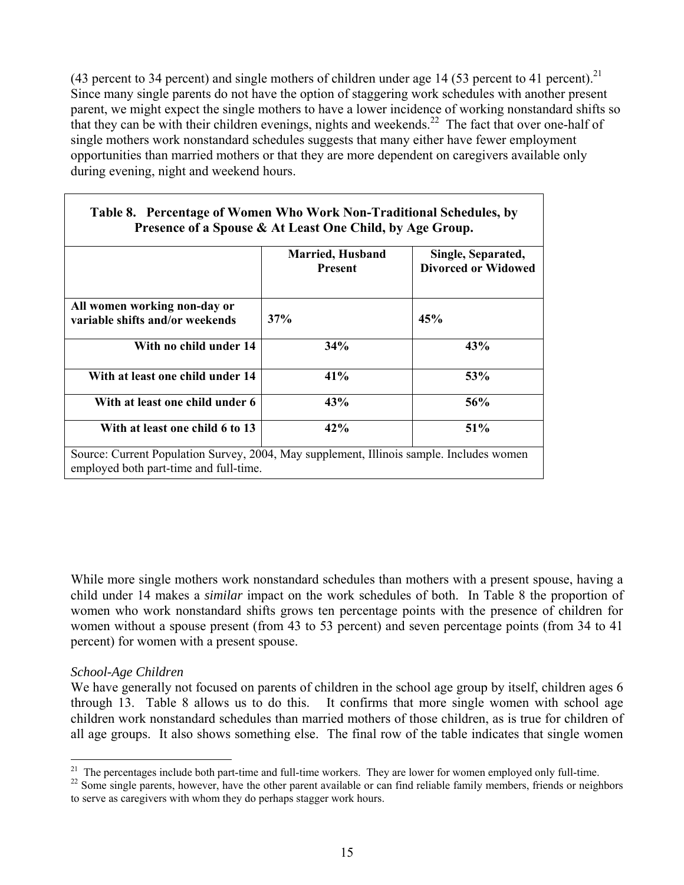(43 percent to 34 percent) and single mothers of children under age 14 (53 percent to 41 percent).[21] Since many single parents do not have the option of staggering work schedules with another present parent, we might expect the single mothers to have a lower incidence of working nonstandard shifts so that they can be with their children evenings, nights and weekends.[22] The fact that over one-half of single mothers work nonstandard schedules suggests that many either have fewer employment opportunities than married mothers or that they are more dependent on caregivers available only during evening, night and weekend hours.

**Table 8. Percentage of Women Who Work Non-Traditional Schedules, by Presence of a Spouse & At Least One Child, by Age Group.**

| | Married, Husband Present | Single, Separated, Divorced or Widowed |
|---|---|---|
| **All women working non-day or variable shifts and/or weekends** | **37%** | **45%** |
| **With no child under 14** | **34%** | **43%** |
| **With at least one child under 14** | **41%** | **53%** |
| **With at least one child under 6** | **43%** | **56%** |
| **With at least one child 6 to 13** | **42%** | **51%** |

Source: Current Population Survey, 2004, May supplement, Illinois sample. Includes women employed both part-time and full-time.

While more single mothers work nonstandard schedules than mothers with a present spouse, having a child under 14 makes a *similar* impact on the work schedules of both. In Table 8 the proportion of women who work nonstandard shifts grows ten percentage points with the presence of children for women without a spouse present (from 43 to 53 percent) and seven percentage points (from 34 to 41 percent) for women with a present spouse.

*School-Age Children*

We have generally not focused on parents of children in the school age group by itself, children ages 6 through 13. Table 8 allows us to do this. It confirms that more single women with school age children work nonstandard schedules than married mothers of those children, as is true for children of all age groups. It also shows something else. The final row of the table indicates that single women

[21] The percentages include both part-time and full-time workers. They are lower for women employed only full-time.

[22] Some single parents, however, have the other parent available or can find reliable family members, friends or neighbors to serve as caregivers with whom they do perhaps stagger work hours.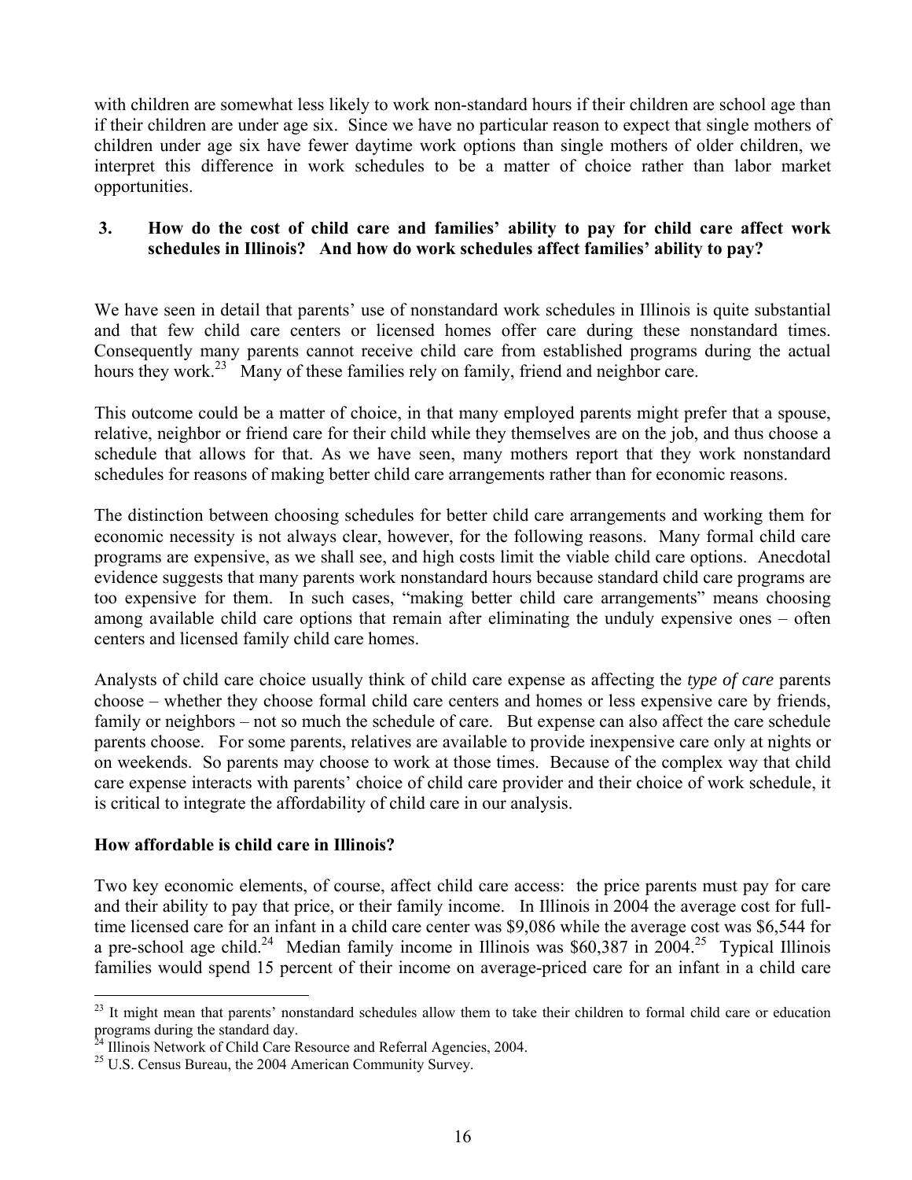with children are somewhat less likely to work non-standard hours if their children are school age than if their children are under age six. Since we have no particular reason to expect that single mothers of children under age six have fewer daytime work options than single mothers of older children, we interpret this difference in work schedules to be a matter of choice rather than labor market opportunities.

### 3. How do the cost of child care and families' ability to pay for child care affect work schedules in Illinois? And how do work schedules affect families' ability to pay?

We have seen in detail that parents' use of nonstandard work schedules in Illinois is quite substantial and that few child care centers or licensed homes offer care during these nonstandard times. Consequently many parents cannot receive child care from established programs during the actual hours they work.[23] Many of these families rely on family, friend and neighbor care.

This outcome could be a matter of choice, in that many employed parents might prefer that a spouse, relative, neighbor or friend care for their child while they themselves are on the job, and thus choose a schedule that allows for that. As we have seen, many mothers report that they work nonstandard schedules for reasons of making better child care arrangements rather than for economic reasons.

The distinction between choosing schedules for better child care arrangements and working them for economic necessity is not always clear, however, for the following reasons. Many formal child care programs are expensive, as we shall see, and high costs limit the viable child care options. Anecdotal evidence suggests that many parents work nonstandard hours because standard child care programs are too expensive for them. In such cases, "making better child care arrangements" means choosing among available child care options that remain after eliminating the unduly expensive ones – often centers and licensed family child care homes.

Analysts of child care choice usually think of child care expense as affecting the *type of care* parents choose – whether they choose formal child care centers and homes or less expensive care by friends, family or neighbors – not so much the schedule of care. But expense can also affect the care schedule parents choose. For some parents, relatives are available to provide inexpensive care only at nights or on weekends. So parents may choose to work at those times. Because of the complex way that child care expense interacts with parents' choice of child care provider and their choice of work schedule, it is critical to integrate the affordability of child care in our analysis.

#### How affordable is child care in Illinois?

Two key economic elements, of course, affect child care access: the price parents must pay for care and their ability to pay that price, or their family income. In Illinois in 2004 the average cost for full-time licensed care for an infant in a child care center was $9,086 while the average cost was $6,544 for a pre-school age child.[24] Median family income in Illinois was $60,387 in 2004.[25] Typical Illinois families would spend 15 percent of their income on average-priced care for an infant in a child care

---

[23] It might mean that parents' nonstandard schedules allow them to take their children to formal child care or education programs during the standard day.

[24] Illinois Network of Child Care Resource and Referral Agencies, 2004.

[25] U.S. Census Bureau, the 2004 American Community Survey.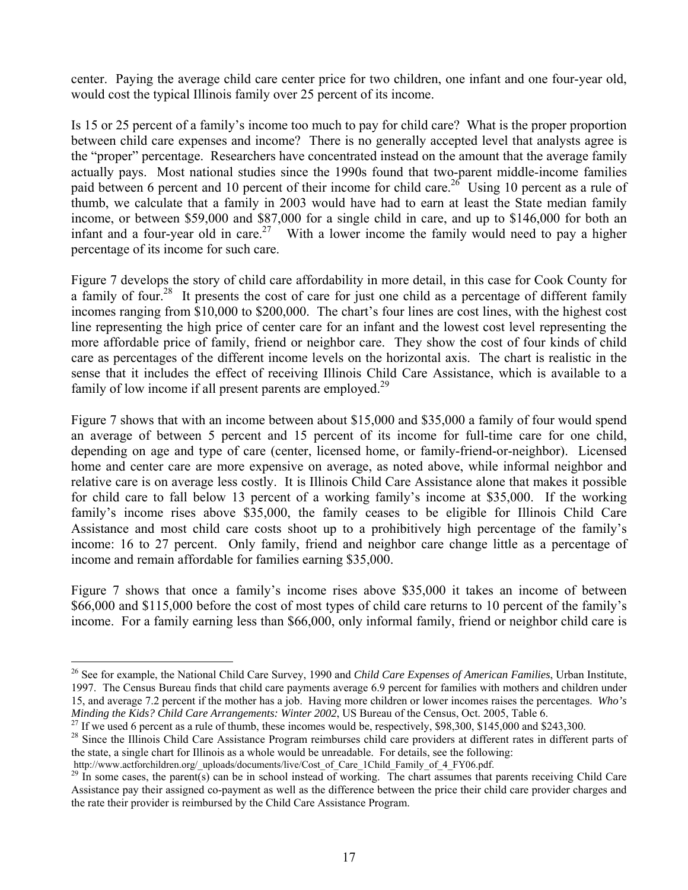center. Paying the average child care center price for two children, one infant and one four-year old, would cost the typical Illinois family over 25 percent of its income.

Is 15 or 25 percent of a family's income too much to pay for child care? What is the proper proportion between child care expenses and income? There is no generally accepted level that analysts agree is the "proper" percentage. Researchers have concentrated instead on the amount that the average family actually pays. Most national studies since the 1990s found that two-parent middle-income families paid between 6 percent and 10 percent of their income for child care.[26] Using 10 percent as a rule of thumb, we calculate that a family in 2003 would have had to earn at least the State median family income, or between \$59,000 and \$87,000 for a single child in care, and up to \$146,000 for both an infant and a four-year old in care.[27] With a lower income the family would need to pay a higher percentage of its income for such care.

Figure 7 develops the story of child care affordability in more detail, in this case for Cook County for a family of four.[28] It presents the cost of care for just one child as a percentage of different family incomes ranging from \$10,000 to \$200,000. The chart's four lines are cost lines, with the highest cost line representing the high price of center care for an infant and the lowest cost level representing the more affordable price of family, friend or neighbor care. They show the cost of four kinds of child care as percentages of the different income levels on the horizontal axis. The chart is realistic in the sense that it includes the effect of receiving Illinois Child Care Assistance, which is available to a family of low income if all present parents are employed.[29]

Figure 7 shows that with an income between about \$15,000 and \$35,000 a family of four would spend an average of between 5 percent and 15 percent of its income for full-time care for one child, depending on age and type of care (center, licensed home, or family-friend-or-neighbor). Licensed home and center care are more expensive on average, as noted above, while informal neighbor and relative care is on average less costly. It is Illinois Child Care Assistance alone that makes it possible for child care to fall below 13 percent of a working family's income at \$35,000. If the working family's income rises above \$35,000, the family ceases to be eligible for Illinois Child Care Assistance and most child care costs shoot up to a prohibitively high percentage of the family's income: 16 to 27 percent. Only family, friend and neighbor care change little as a percentage of income and remain affordable for families earning \$35,000.

Figure 7 shows that once a family's income rises above \$35,000 it takes an income of between \$66,000 and \$115,000 before the cost of most types of child care returns to 10 percent of the family's income. For a family earning less than \$66,000, only informal family, friend or neighbor child care is

---

[26] See for example, the National Child Care Survey, 1990 and *Child Care Expenses of American Families*, Urban Institute, 1997. The Census Bureau finds that child care payments average 6.9 percent for families with mothers and children under 15, and average 7.2 percent if the mother has a job. Having more children or lower incomes raises the percentages. *Who's Minding the Kids? Child Care Arrangements: Winter 2002*, US Bureau of the Census, Oct. 2005, Table 6.

[27] If we used 6 percent as a rule of thumb, these incomes would be, respectively, \$98,300, \$145,000 and \$243,300.

[28] Since the Illinois Child Care Assistance Program reimburses child care providers at different rates in different parts of the state, a single chart for Illinois as a whole would be unreadable. For details, see the following: http://www.actforchildren.org/_uploads/documents/live/Cost_of_Care_1Child_Family_of_4_FY06.pdf.

[29] In some cases, the parent(s) can be in school instead of working. The chart assumes that parents receiving Child Care Assistance pay their assigned co-payment as well as the difference between the price their child care provider charges and the rate their provider is reimbursed by the Child Care Assistance Program.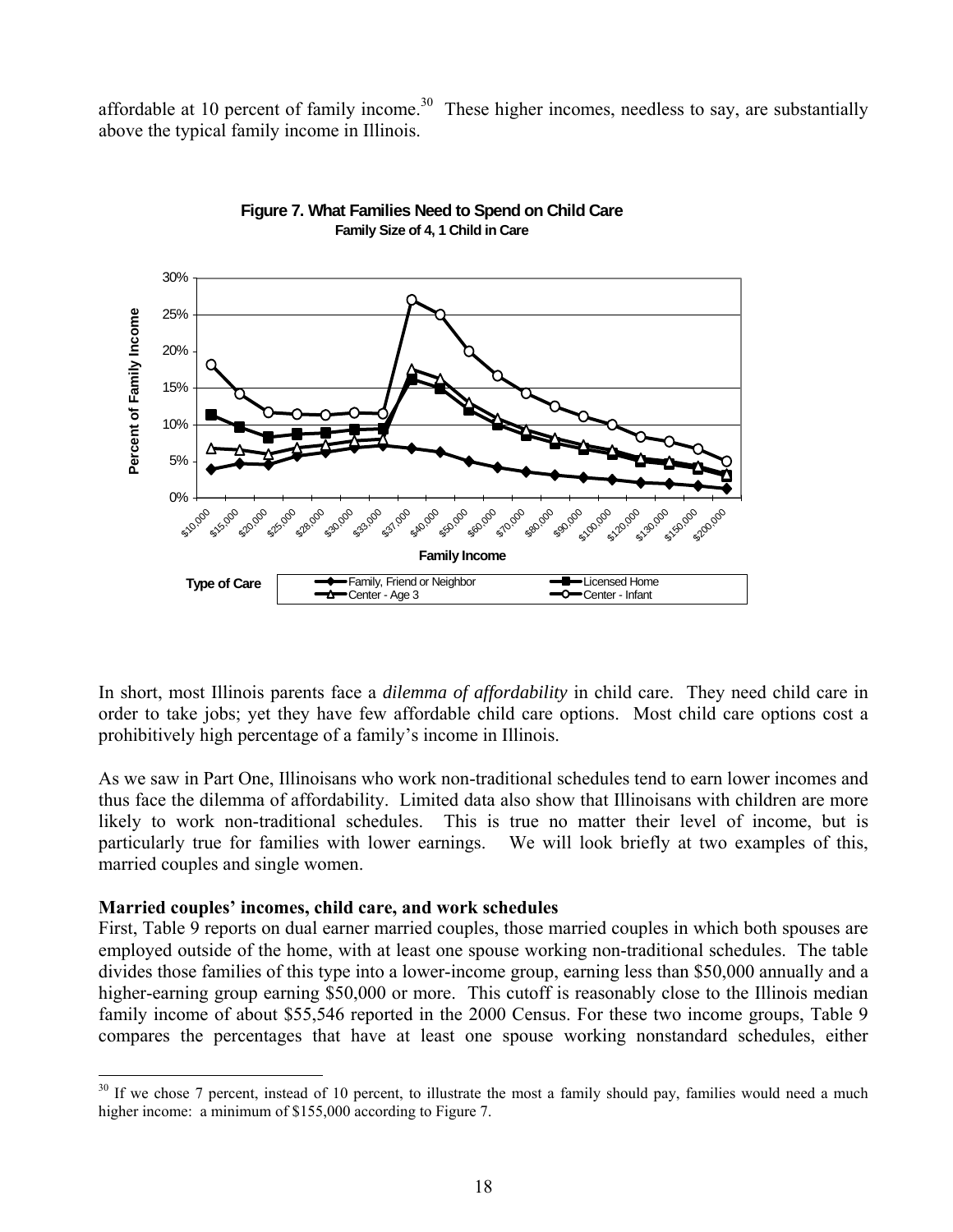affordable at 10 percent of family income.[30] These higher incomes, needless to say, are substantially above the typical family income in Illinois.

**Figure 7. What Families Need to Spend on Child Care**
**Family Size of 4, 1 Child in Care**

In short, most Illinois parents face a *dilemma of affordability* in child care. They need child care in order to take jobs; yet they have few affordable child care options. Most child care options cost a prohibitively high percentage of a family's income in Illinois.

As we saw in Part One, Illinoisans who work non-traditional schedules tend to earn lower incomes and thus face the dilemma of affordability. Limited data also show that Illinoisans with children are more likely to work non-traditional schedules. This is true no matter their level of income, but is particularly true for families with lower earnings. We will look briefly at two examples of this, married couples and single women.

**Married couples' incomes, child care, and work schedules**

First, Table 9 reports on dual earner married couples, those married couples in which both spouses are employed outside of the home, with at least one spouse working non-traditional schedules. The table divides those families of this type into a lower-income group, earning less than $50,000 annually and a higher-earning group earning $50,000 or more. This cutoff is reasonably close to the Illinois median family income of about $55,546 reported in the 2000 Census. For these two income groups, Table 9 compares the percentages that have at least one spouse working nonstandard schedules, either

[30] If we chose 7 percent, instead of 10 percent, to illustrate the most a family should pay, families would need a much higher income: a minimum of $155,000 according to Figure 7.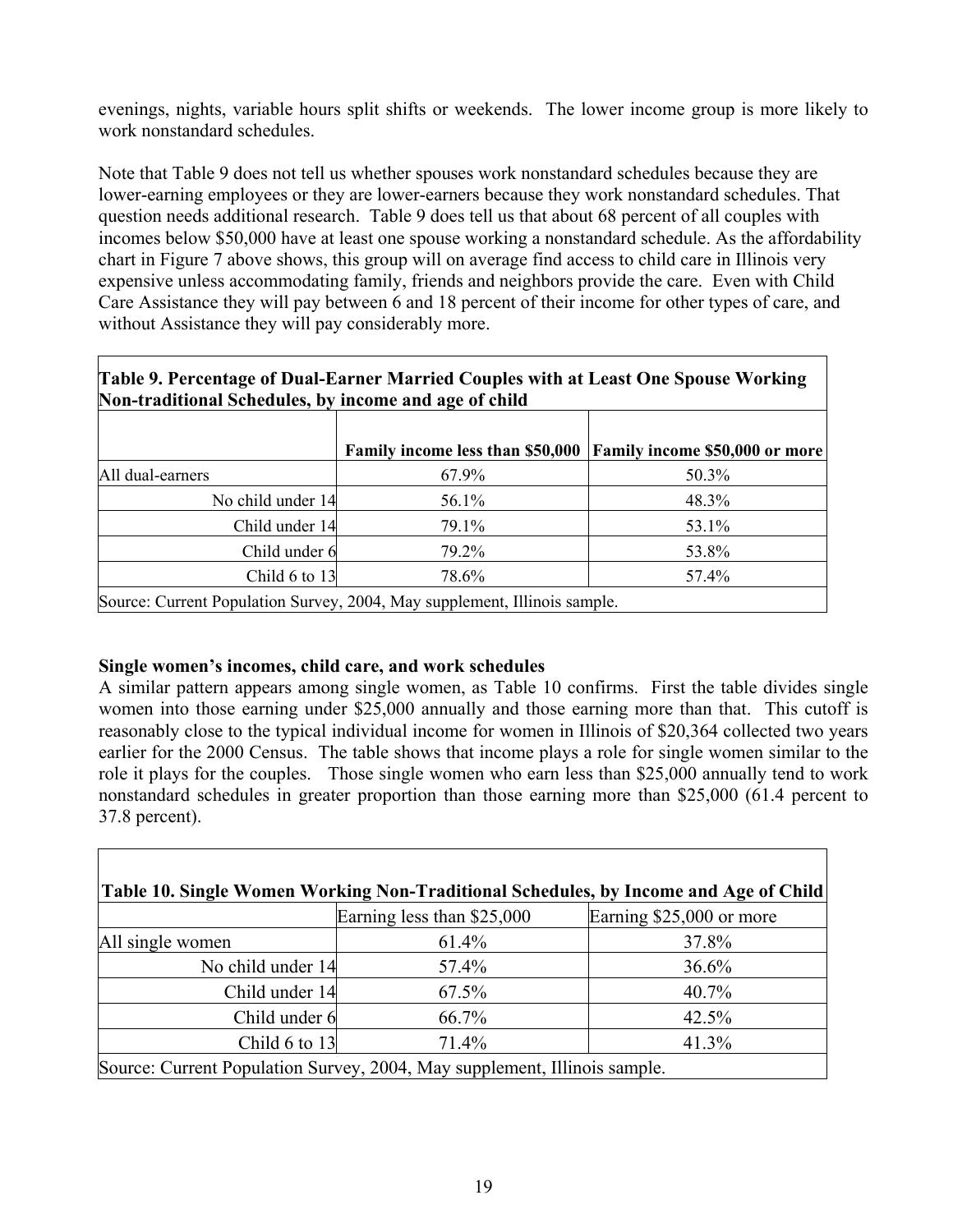evenings, nights, variable hours split shifts or weekends. The lower income group is more likely to work nonstandard schedules.

Note that Table 9 does not tell us whether spouses work nonstandard schedules because they are lower-earning employees or they are lower-earners because they work nonstandard schedules. That question needs additional research. Table 9 does tell us that about 68 percent of all couples with incomes below $50,000 have at least one spouse working a nonstandard schedule. As the affordability chart in Figure 7 above shows, this group will on average find access to child care in Illinois very expensive unless accommodating family, friends and neighbors provide the care. Even with Child Care Assistance they will pay between 6 and 18 percent of their income for other types of care, and without Assistance they will pay considerably more.

**Table 9. Percentage of Dual-Earner Married Couples with at Least One Spouse Working Non-traditional Schedules, by income and age of child**

| | **Family income less than $50,000** | **Family income $50,000 or more** |
|---|---|---|
| All dual-earners | 67.9% | 50.3% |
| No child under 14 | 56.1% | 48.3% |
| Child under 14 | 79.1% | 53.1% |
| Child under 6 | 79.2% | 53.8% |
| Child 6 to 13 | 78.6% | 57.4% |

Source: Current Population Survey, 2004, May supplement, Illinois sample.

### Single women's incomes, child care, and work schedules

A similar pattern appears among single women, as Table 10 confirms. First the table divides single women into those earning under $25,000 annually and those earning more than that. This cutoff is reasonably close to the typical individual income for women in Illinois of $20,364 collected two years earlier for the 2000 Census. The table shows that income plays a role for single women similar to the role it plays for the couples. Those single women who earn less than $25,000 annually tend to work nonstandard schedules in greater proportion than those earning more than $25,000 (61.4 percent to 37.8 percent).

**Table 10. Single Women Working Non-Traditional Schedules, by Income and Age of Child**

| | Earning less than $25,000 | Earning $25,000 or more |
|---|---|---|
| All single women | 61.4% | 37.8% |
| No child under 14 | 57.4% | 36.6% |
| Child under 14 | 67.5% | 40.7% |
| Child under 6 | 66.7% | 42.5% |
| Child 6 to 13 | 71.4% | 41.3% |

Source: Current Population Survey, 2004, May supplement, Illinois sample.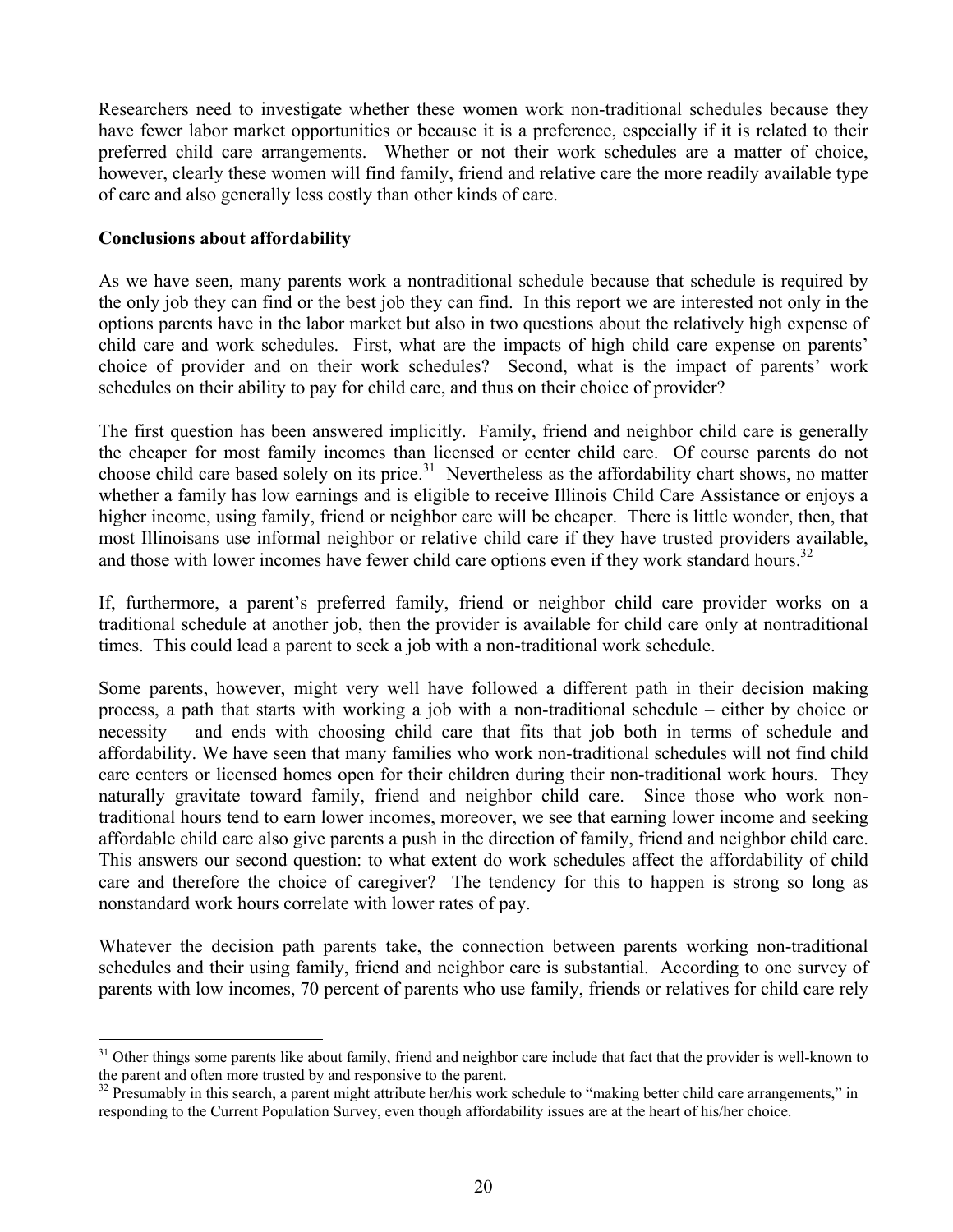Researchers need to investigate whether these women work non-traditional schedules because they have fewer labor market opportunities or because it is a preference, especially if it is related to their preferred child care arrangements. Whether or not their work schedules are a matter of choice, however, clearly these women will find family, friend and relative care the more readily available type of care and also generally less costly than other kinds of care.

**Conclusions about affordability**

As we have seen, many parents work a nontraditional schedule because that schedule is required by the only job they can find or the best job they can find. In this report we are interested not only in the options parents have in the labor market but also in two questions about the relatively high expense of child care and work schedules. First, what are the impacts of high child care expense on parents' choice of provider and on their work schedules? Second, what is the impact of parents' work schedules on their ability to pay for child care, and thus on their choice of provider?

The first question has been answered implicitly. Family, friend and neighbor child care is generally the cheaper for most family incomes than licensed or center child care. Of course parents do not choose child care based solely on its price.[31] Nevertheless as the affordability chart shows, no matter whether a family has low earnings and is eligible to receive Illinois Child Care Assistance or enjoys a higher income, using family, friend or neighbor care will be cheaper. There is little wonder, then, that most Illinoisans use informal neighbor or relative child care if they have trusted providers available, and those with lower incomes have fewer child care options even if they work standard hours.[32]

If, furthermore, a parent's preferred family, friend or neighbor child care provider works on a traditional schedule at another job, then the provider is available for child care only at nontraditional times. This could lead a parent to seek a job with a non-traditional work schedule.

Some parents, however, might very well have followed a different path in their decision making process, a path that starts with working a job with a non-traditional schedule – either by choice or necessity – and ends with choosing child care that fits that job both in terms of schedule and affordability. We have seen that many families who work non-traditional schedules will not find child care centers or licensed homes open for their children during their non-traditional work hours. They naturally gravitate toward family, friend and neighbor child care. Since those who work non-traditional hours tend to earn lower incomes, moreover, we see that earning lower income and seeking affordable child care also give parents a push in the direction of family, friend and neighbor child care. This answers our second question: to what extent do work schedules affect the affordability of child care and therefore the choice of caregiver? The tendency for this to happen is strong so long as nonstandard work hours correlate with lower rates of pay.

Whatever the decision path parents take, the connection between parents working non-traditional schedules and their using family, friend and neighbor care is substantial. According to one survey of parents with low incomes, 70 percent of parents who use family, friends or relatives for child care rely

---

[31] Other things some parents like about family, friend and neighbor care include that fact that the provider is well-known to the parent and often more trusted by and responsive to the parent.

[32] Presumably in this search, a parent might attribute her/his work schedule to "making better child care arrangements," in responding to the Current Population Survey, even though affordability issues are at the heart of his/her choice.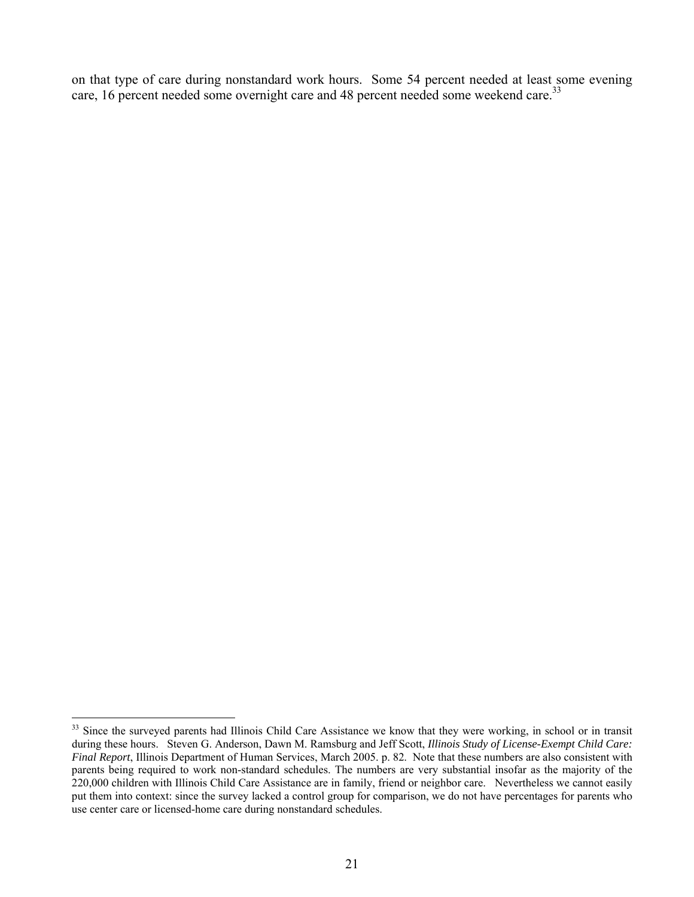on that type of care during nonstandard work hours. Some 54 percent needed at least some evening care, 16 percent needed some overnight care and 48 percent needed some weekend care.[33]

---

[33] Since the surveyed parents had Illinois Child Care Assistance we know that they were working, in school or in transit during these hours. Steven G. Anderson, Dawn M. Ramsburg and Jeff Scott, *Illinois Study of License-Exempt Child Care: Final Report*, Illinois Department of Human Services, March 2005. p. 82. Note that these numbers are also consistent with parents being required to work non-standard schedules. The numbers are very substantial insofar as the majority of the 220,000 children with Illinois Child Care Assistance are in family, friend or neighbor care. Nevertheless we cannot easily put them into context: since the survey lacked a control group for comparison, we do not have percentages for parents who use center care or licensed-home care during nonstandard schedules.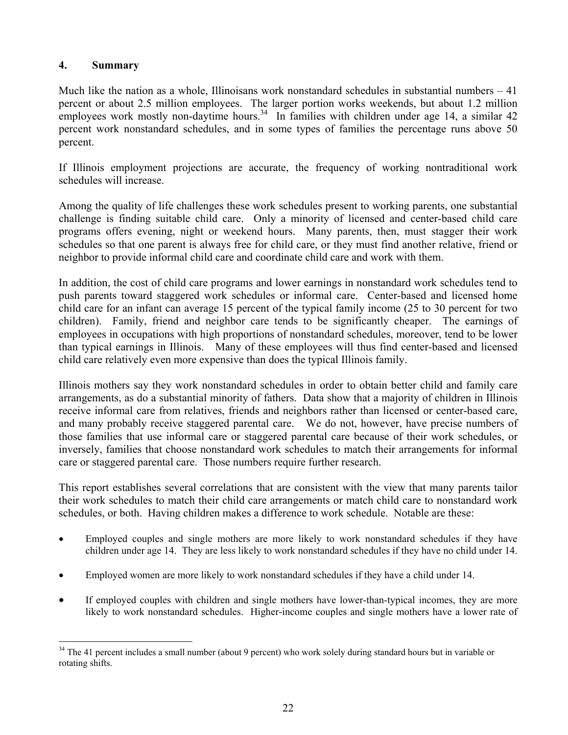## 4. Summary

Much like the nation as a whole, Illinoisans work nonstandard schedules in substantial numbers – 41 percent or about 2.5 million employees. The larger portion works weekends, but about 1.2 million employees work mostly non-daytime hours.[34] In families with children under age 14, a similar 42 percent work nonstandard schedules, and in some types of families the percentage runs above 50 percent.

If Illinois employment projections are accurate, the frequency of working nontraditional work schedules will increase.

Among the quality of life challenges these work schedules present to working parents, one substantial challenge is finding suitable child care. Only a minority of licensed and center-based child care programs offers evening, night or weekend hours. Many parents, then, must stagger their work schedules so that one parent is always free for child care, or they must find another relative, friend or neighbor to provide informal child care and coordinate child care and work with them.

In addition, the cost of child care programs and lower earnings in nonstandard work schedules tend to push parents toward staggered work schedules or informal care. Center-based and licensed home child care for an infant can average 15 percent of the typical family income (25 to 30 percent for two children). Family, friend and neighbor care tends to be significantly cheaper. The earnings of employees in occupations with high proportions of nonstandard schedules, moreover, tend to be lower than typical earnings in Illinois. Many of these employees will thus find center-based and licensed child care relatively even more expensive than does the typical Illinois family.

Illinois mothers say they work nonstandard schedules in order to obtain better child and family care arrangements, as do a substantial minority of fathers. Data show that a majority of children in Illinois receive informal care from relatives, friends and neighbors rather than licensed or center-based care, and many probably receive staggered parental care. We do not, however, have precise numbers of those families that use informal care or staggered parental care because of their work schedules, or inversely, families that choose nonstandard work schedules to match their arrangements for informal care or staggered parental care. Those numbers require further research.

This report establishes several correlations that are consistent with the view that many parents tailor their work schedules to match their child care arrangements or match child care to nonstandard work schedules, or both. Having children makes a difference to work schedule. Notable are these:

- Employed couples and single mothers are more likely to work nonstandard schedules if they have children under age 14. They are less likely to work nonstandard schedules if they have no child under 14.
- Employed women are more likely to work nonstandard schedules if they have a child under 14.
- If employed couples with children and single mothers have lower-than-typical incomes, they are more likely to work nonstandard schedules. Higher-income couples and single mothers have a lower rate of

[34] The 41 percent includes a small number (about 9 percent) who work solely during standard hours but in variable or rotating shifts.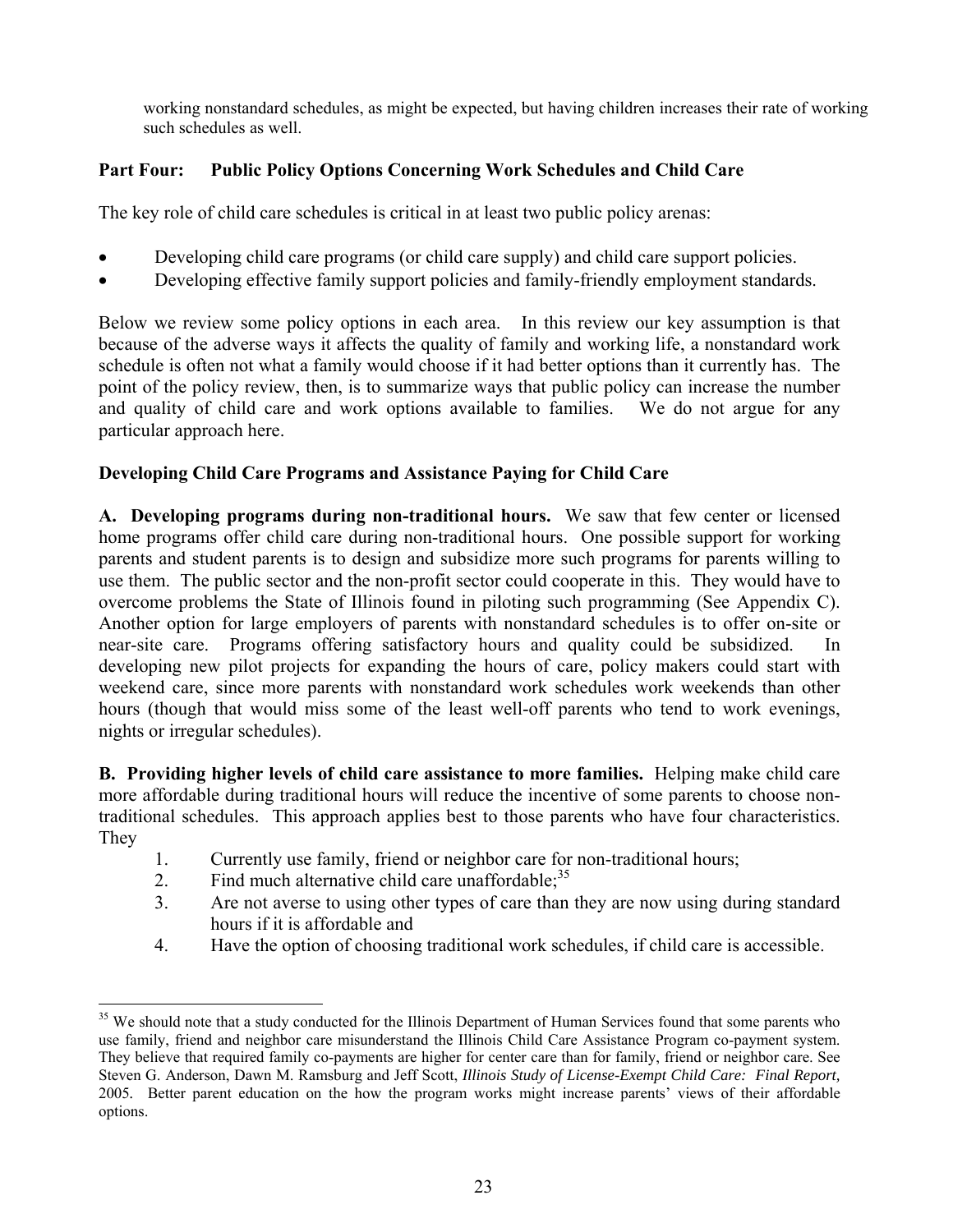working nonstandard schedules, as might be expected, but having children increases their rate of working such schedules as well.

## Part Four: Public Policy Options Concerning Work Schedules and Child Care

The key role of child care schedules is critical in at least two public policy arenas:

- Developing child care programs (or child care supply) and child care support policies.
- Developing effective family support policies and family-friendly employment standards.

Below we review some policy options in each area. In this review our key assumption is that because of the adverse ways it affects the quality of family and working life, a nonstandard work schedule is often not what a family would choose if it had better options than it currently has. The point of the policy review, then, is to summarize ways that public policy can increase the number and quality of child care and work options available to families. We do not argue for any particular approach here.

### Developing Child Care Programs and Assistance Paying for Child Care

**A. Developing programs during non-traditional hours.** We saw that few center or licensed home programs offer child care during non-traditional hours. One possible support for working parents and student parents is to design and subsidize more such programs for parents willing to use them. The public sector and the non-profit sector could cooperate in this. They would have to overcome problems the State of Illinois found in piloting such programming (See Appendix C). Another option for large employers of parents with nonstandard schedules is to offer on-site or near-site care. Programs offering satisfactory hours and quality could be subsidized. In developing new pilot projects for expanding the hours of care, policy makers could start with weekend care, since more parents with nonstandard work schedules work weekends than other hours (though that would miss some of the least well-off parents who tend to work evenings, nights or irregular schedules).

**B. Providing higher levels of child care assistance to more families.** Helping make child care more affordable during traditional hours will reduce the incentive of some parents to choose non-traditional schedules. This approach applies best to those parents who have four characteristics. They

1. Currently use family, friend or neighbor care for non-traditional hours;
2. Find much alternative child care unaffordable;[35]
3. Are not averse to using other types of care than they are now using during standard hours if it is affordable and
4. Have the option of choosing traditional work schedules, if child care is accessible.

---

[35] We should note that a study conducted for the Illinois Department of Human Services found that some parents who use family, friend and neighbor care misunderstand the Illinois Child Care Assistance Program co-payment system. They believe that required family co-payments are higher for center care than for family, friend or neighbor care. See Steven G. Anderson, Dawn M. Ramsburg and Jeff Scott, *Illinois Study of License-Exempt Child Care: Final Report,* 2005. Better parent education on the how the program works might increase parents' views of their affordable options.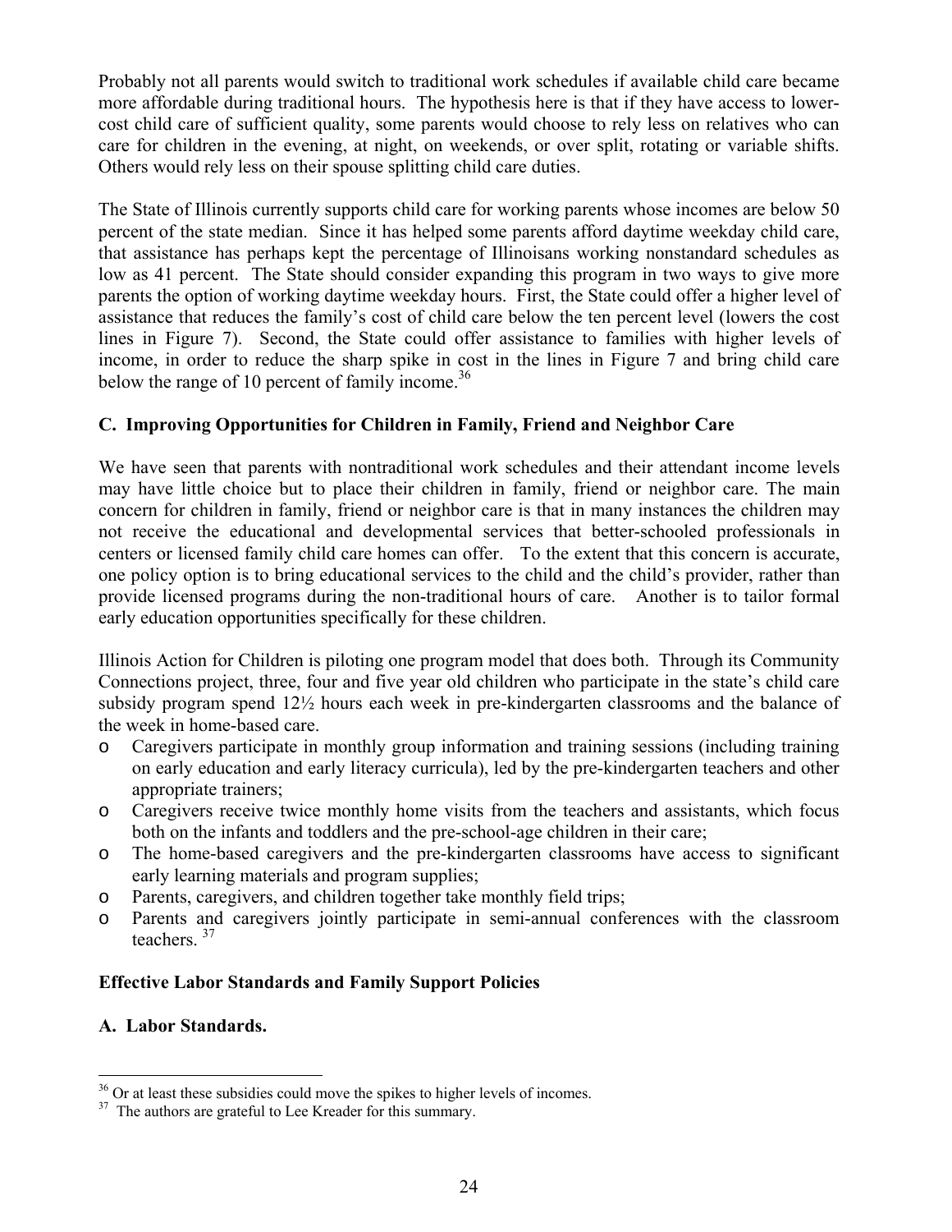Probably not all parents would switch to traditional work schedules if available child care became more affordable during traditional hours. The hypothesis here is that if they have access to lower-cost child care of sufficient quality, some parents would choose to rely less on relatives who can care for children in the evening, at night, on weekends, or over split, rotating or variable shifts. Others would rely less on their spouse splitting child care duties.

The State of Illinois currently supports child care for working parents whose incomes are below 50 percent of the state median. Since it has helped some parents afford daytime weekday child care, that assistance has perhaps kept the percentage of Illinoisans working nonstandard schedules as low as 41 percent. The State should consider expanding this program in two ways to give more parents the option of working daytime weekday hours. First, the State could offer a higher level of assistance that reduces the family's cost of child care below the ten percent level (lowers the cost lines in Figure 7). Second, the State could offer assistance to families with higher levels of income, in order to reduce the sharp spike in cost in the lines in Figure 7 and bring child care below the range of 10 percent of family income.[36]

### C. Improving Opportunities for Children in Family, Friend and Neighbor Care

We have seen that parents with nontraditional work schedules and their attendant income levels may have little choice but to place their children in family, friend or neighbor care. The main concern for children in family, friend or neighbor care is that in many instances the children may not receive the educational and developmental services that better-schooled professionals in centers or licensed family child care homes can offer. To the extent that this concern is accurate, one policy option is to bring educational services to the child and the child's provider, rather than provide licensed programs during the non-traditional hours of care. Another is to tailor formal early education opportunities specifically for these children.

Illinois Action for Children is piloting one program model that does both. Through its Community Connections project, three, four and five year old children who participate in the state's child care subsidy program spend 12½ hours each week in pre-kindergarten classrooms and the balance of the week in home-based care.

- Caregivers participate in monthly group information and training sessions (including training on early education and early literacy curricula), led by the pre-kindergarten teachers and other appropriate trainers;
- Caregivers receive twice monthly home visits from the teachers and assistants, which focus both on the infants and toddlers and the pre-school-age children in their care;
- The home-based caregivers and the pre-kindergarten classrooms have access to significant early learning materials and program supplies;
- Parents, caregivers, and children together take monthly field trips;
- Parents and caregivers jointly participate in semi-annual conferences with the classroom teachers.[37]

## Effective Labor Standards and Family Support Policies

### A. Labor Standards.

---

[36] Or at least these subsidies could move the spikes to higher levels of incomes.

[37] The authors are grateful to Lee Kreader for this summary.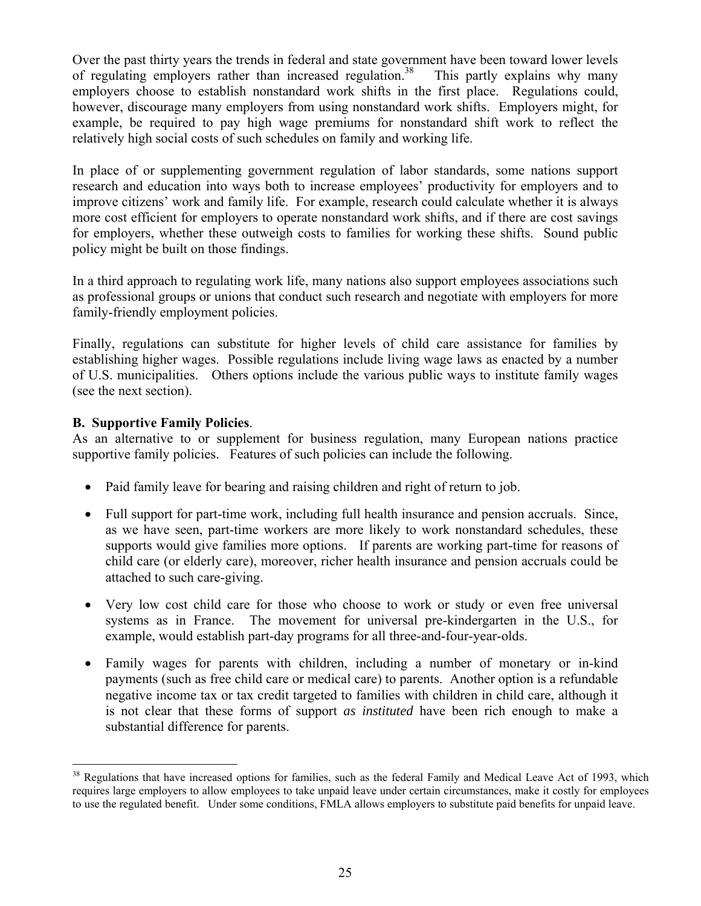Over the past thirty years the trends in federal and state government have been toward lower levels of regulating employers rather than increased regulation.[38] This partly explains why many employers choose to establish nonstandard work shifts in the first place. Regulations could, however, discourage many employers from using nonstandard work shifts. Employers might, for example, be required to pay high wage premiums for nonstandard shift work to reflect the relatively high social costs of such schedules on family and working life.

In place of or supplementing government regulation of labor standards, some nations support research and education into ways both to increase employees' productivity for employers and to improve citizens' work and family life. For example, research could calculate whether it is always more cost efficient for employers to operate nonstandard work shifts, and if there are cost savings for employers, whether these outweigh costs to families for working these shifts. Sound public policy might be built on those findings.

In a third approach to regulating work life, many nations also support employees associations such as professional groups or unions that conduct such research and negotiate with employers for more family-friendly employment policies.

Finally, regulations can substitute for higher levels of child care assistance for families by establishing higher wages. Possible regulations include living wage laws as enacted by a number of U.S. municipalities. Others options include the various public ways to institute family wages (see the next section).

**B. Supportive Family Policies**.

As an alternative to or supplement for business regulation, many European nations practice supportive family policies. Features of such policies can include the following.

- Paid family leave for bearing and raising children and right of return to job.
- Full support for part-time work, including full health insurance and pension accruals. Since, as we have seen, part-time workers are more likely to work nonstandard schedules, these supports would give families more options. If parents are working part-time for reasons of child care (or elderly care), moreover, richer health insurance and pension accruals could be attached to such care-giving.
- Very low cost child care for those who choose to work or study or even free universal systems as in France. The movement for universal pre-kindergarten in the U.S., for example, would establish part-day programs for all three-and-four-year-olds.
- Family wages for parents with children, including a number of monetary or in-kind payments (such as free child care or medical care) to parents. Another option is a refundable negative income tax or tax credit targeted to families with children in child care, although it is not clear that these forms of support *as instituted* have been rich enough to make a substantial difference for parents.

[38] Regulations that have increased options for families, such as the federal Family and Medical Leave Act of 1993, which requires large employers to allow employees to take unpaid leave under certain circumstances, make it costly for employees to use the regulated benefit. Under some conditions, FMLA allows employers to substitute paid benefits for unpaid leave.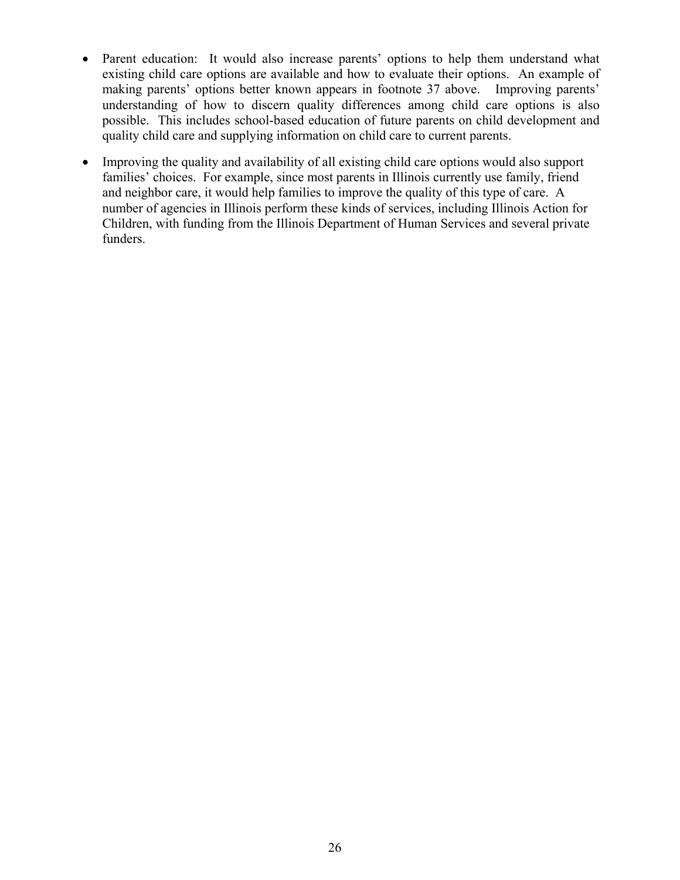- Parent education: It would also increase parents' options to help them understand what existing child care options are available and how to evaluate their options. An example of making parents' options better known appears in footnote 37 above. Improving parents' understanding of how to discern quality differences among child care options is also possible. This includes school-based education of future parents on child development and quality child care and supplying information on child care to current parents.

- Improving the quality and availability of all existing child care options would also support families' choices. For example, since most parents in Illinois currently use family, friend and neighbor care, it would help families to improve the quality of this type of care. A number of agencies in Illinois perform these kinds of services, including Illinois Action for Children, with funding from the Illinois Department of Human Services and several private funders.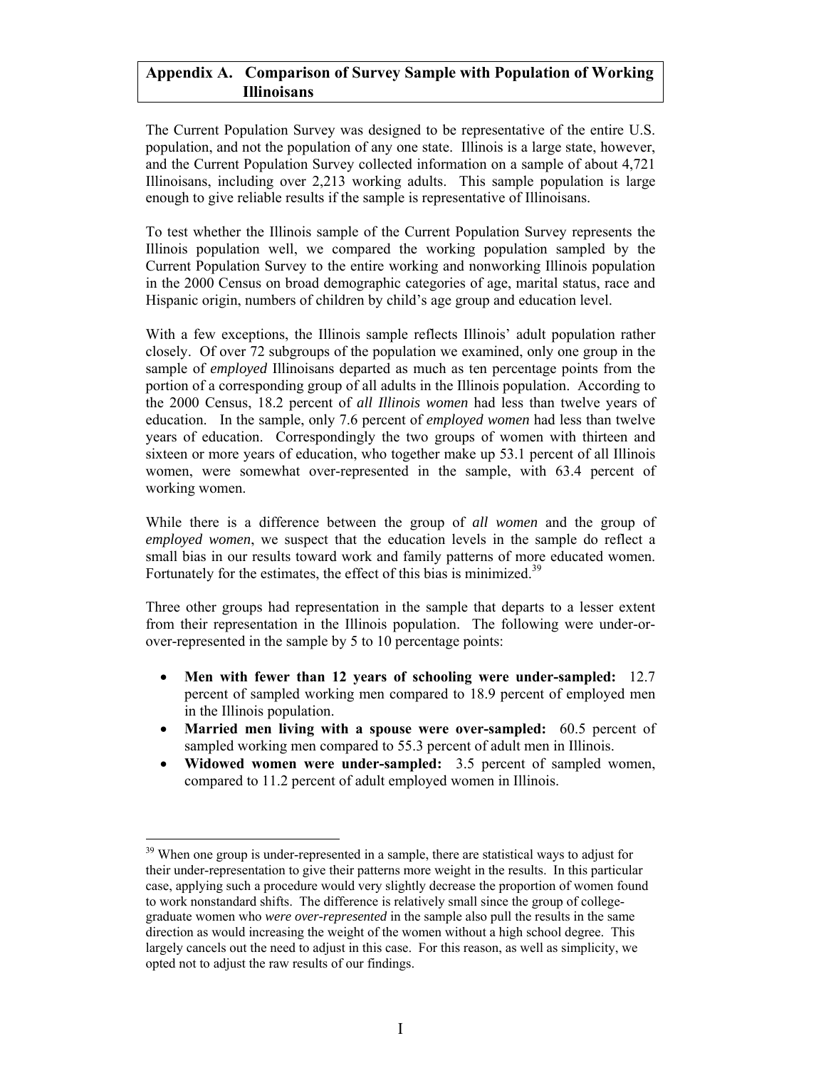## Appendix A. Comparison of Survey Sample with Population of Working Illinoisans

The Current Population Survey was designed to be representative of the entire U.S. population, and not the population of any one state. Illinois is a large state, however, and the Current Population Survey collected information on a sample of about 4,721 Illinoisans, including over 2,213 working adults. This sample population is large enough to give reliable results if the sample is representative of Illinoisans.

To test whether the Illinois sample of the Current Population Survey represents the Illinois population well, we compared the working population sampled by the Current Population Survey to the entire working and nonworking Illinois population in the 2000 Census on broad demographic categories of age, marital status, race and Hispanic origin, numbers of children by child's age group and education level.

With a few exceptions, the Illinois sample reflects Illinois' adult population rather closely. Of over 72 subgroups of the population we examined, only one group in the sample of *employed* Illinoisans departed as much as ten percentage points from the portion of a corresponding group of all adults in the Illinois population. According to the 2000 Census, 18.2 percent of *all Illinois women* had less than twelve years of education. In the sample, only 7.6 percent of *employed women* had less than twelve years of education. Correspondingly the two groups of women with thirteen and sixteen or more years of education, who together make up 53.1 percent of all Illinois women, were somewhat over-represented in the sample, with 63.4 percent of working women.

While there is a difference between the group of *all women* and the group of *employed women*, we suspect that the education levels in the sample do reflect a small bias in our results toward work and family patterns of more educated women. Fortunately for the estimates, the effect of this bias is minimized.[39]

Three other groups had representation in the sample that departs to a lesser extent from their representation in the Illinois population. The following were under-or-over-represented in the sample by 5 to 10 percentage points:

- **Men with fewer than 12 years of schooling were under-sampled:** 12.7 percent of sampled working men compared to 18.9 percent of employed men in the Illinois population.
- **Married men living with a spouse were over-sampled:** 60.5 percent of sampled working men compared to 55.3 percent of adult men in Illinois.
- **Widowed women were under-sampled:** 3.5 percent of sampled women, compared to 11.2 percent of adult employed women in Illinois.

[39] When one group is under-represented in a sample, there are statistical ways to adjust for their under-representation to give their patterns more weight in the results. In this particular case, applying such a procedure would very slightly decrease the proportion of women found to work nonstandard shifts. The difference is relatively small since the group of college-graduate women who *were over-represented* in the sample also pull the results in the same direction as would increasing the weight of the women without a high school degree. This largely cancels out the need to adjust in this case. For this reason, as well as simplicity, we opted not to adjust the raw results of our findings.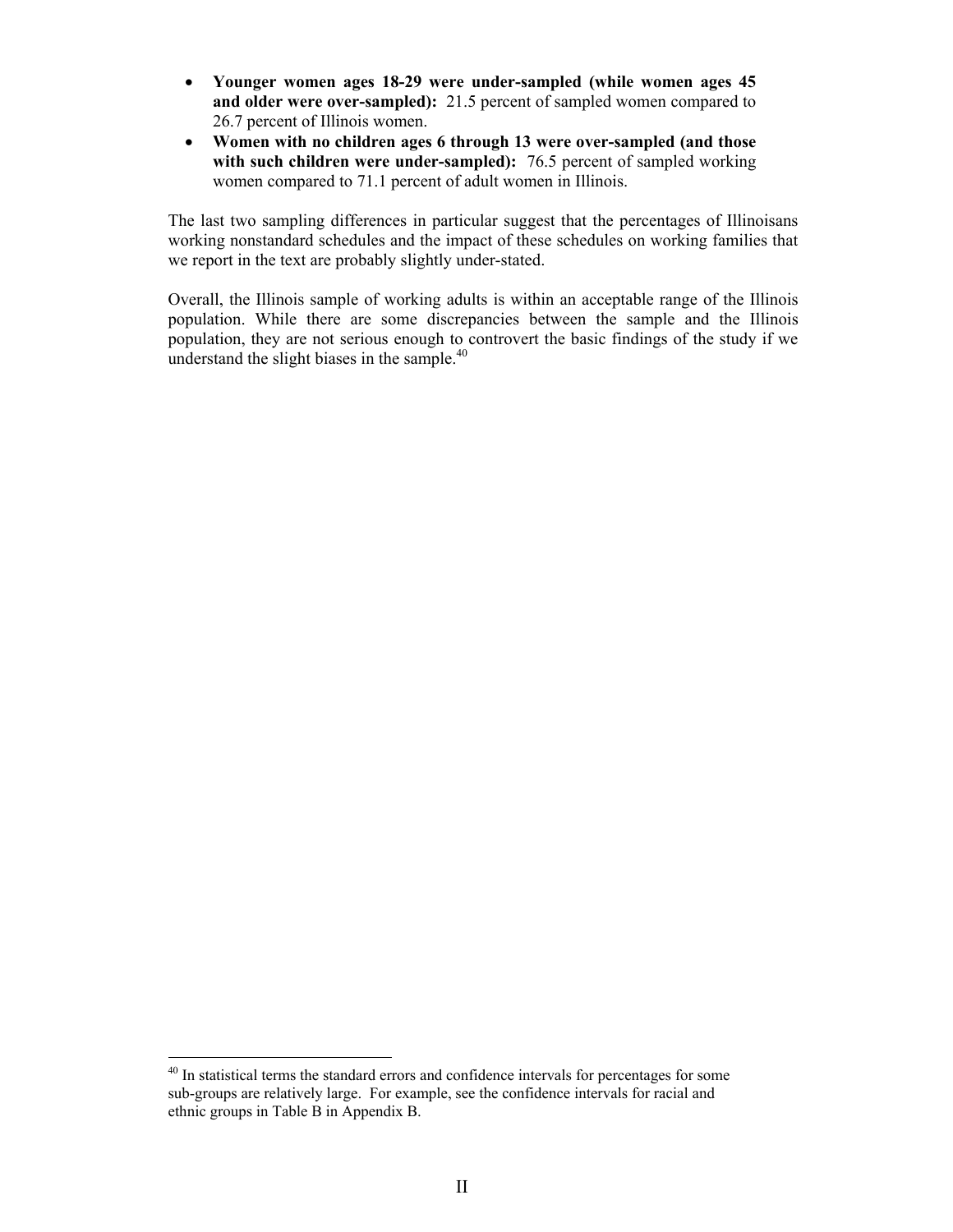- **Younger women ages 18-29 were under-sampled (while women ages 45 and older were over-sampled):** 21.5 percent of sampled women compared to 26.7 percent of Illinois women.
- **Women with no children ages 6 through 13 were over-sampled (and those with such children were under-sampled):** 76.5 percent of sampled working women compared to 71.1 percent of adult women in Illinois.

The last two sampling differences in particular suggest that the percentages of Illinoisans working nonstandard schedules and the impact of these schedules on working families that we report in the text are probably slightly under-stated.

Overall, the Illinois sample of working adults is within an acceptable range of the Illinois population. While there are some discrepancies between the sample and the Illinois population, they are not serious enough to controvert the basic findings of the study if we understand the slight biases in the sample.[40]

---

[40] In statistical terms the standard errors and confidence intervals for percentages for some sub-groups are relatively large. For example, see the confidence intervals for racial and ethnic groups in Table B in Appendix B.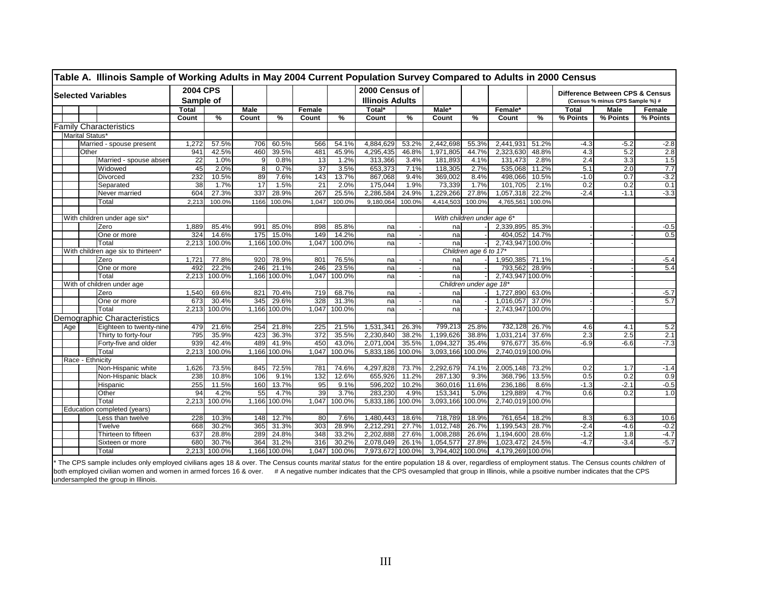## Table A. Illinois Sample of Working Adults in May 2004 Current Population Survey Compared to Adults in 2000 Census

| Selected Variables | 2004 CPS Sample of | | | | | | 2000 Census of Illinois Adults | | | | | | Difference Between CPS & Census (Census % minus CPS Sample %) # | | |
|---|---|---|---|---|---|---|---|---|---|---|---|---|---|---|---|
| | Total | | Male | | Female | | Total* | | Male* | | Female* | | Total | Male | Female |
| | Count | % | Count | % | Count | % | Count | % | Count | % | Count | % | % Points | % Points | % Points |
| **Family Characteristics** | | | | | | | | | | | | | | | |
| Marital Status* | | | | | | | | | | | | | | | |
| Married - spouse present | 1,272 | 57.5% | 706 | 60.5% | 566 | 54.1% | 4,884,629 | 53.2% | 2,442,698 | 55.3% | 2,441,931 | 51.2% | -4.3 | -5.2 | -2.8 |
| Other | 941 | 42.5% | 460 | 39.5% | 481 | 45.9% | 4,295,435 | 46.8% | 1,971,805 | 44.7% | 2,323,630 | 48.8% | 4.3 | 5.2 | 2.8 |
| Married - spouse absen | 22 | 1.0% | 9 | 0.8% | 13 | 1.2% | 313,366 | 3.4% | 181,893 | 4.1% | 131,473 | 2.8% | 2.4 | 3.3 | 1.5 |
| Widowed | 45 | 2.0% | 8 | 0.7% | 37 | 3.5% | 653,373 | 7.1% | 118,305 | 2.7% | 535,068 | 11.2% | 5.1 | 2.0 | 7.7 |
| Divorced | 232 | 10.5% | 89 | 7.6% | 143 | 13.7% | 867,068 | 9.4% | 369,002 | 8.4% | 498,066 | 10.5% | -1.0 | 0.7 | -3.2 |
| Separated | 38 | 1.7% | 17 | 1.5% | 21 | 2.0% | 175,044 | 1.9% | 73,339 | 1.7% | 101,705 | 2.1% | 0.2 | 0.2 | 0.1 |
| Never married | 604 | 27.3% | 337 | 28.9% | 267 | 25.5% | 2,286,584 | 24.9% | 1,229,266 | 27.8% | 1,057,318 | 22.2% | -2.4 | -1.1 | -3.3 |
| Total | 2,213 | 100.0% | 1166 | 100.0% | 1,047 | 100.0% | 9,180,064 | 100.0% | 4,414,503 | 100.0% | 4,765,561 | 100.0% | | | |
| With children under age six* | | | | | | | | | *With children under age 6** | | | | | | |
| Zero | 1,889 | 85.4% | 991 | 85.0% | 898 | 85.8% | na | - | na | - | 2,339,895 | 85.3% | - | - | -0.5 |
| One or more | 324 | 14.6% | 175 | 15.0% | 149 | 14.2% | na | - | na | - | 404,052 | 14.7% | - | - | 0.5 |
| Total | 2,213 | 100.0% | 1,166 | 100.0% | 1,047 | 100.0% | na | - | na | - | 2,743,947 | 100.0% | - | - | |
| With children age six to thirteen* | | | | | | | | | *Children age 6 to 17** | | | | | | |
| Zero | 1,721 | 77.8% | 920 | 78.9% | 801 | 76.5% | na | - | na | - | 1,950,385 | 71.1% | - | - | -5.4 |
| One or more | 492 | 22.2% | 246 | 21.1% | 246 | 23.5% | na | - | na | - | 793,562 | 28.9% | - | - | 5.4 |
| Total | 2,213 | 100.0% | 1,166 | 100.0% | 1,047 | 100.0% | na | - | na | - | 2,743,947 | 100.0% | - | - | |
| With of children under age | | | | | | | | | *Children under age 18** | | | | | | |
| Zero | 1,540 | 69.6% | 821 | 70.4% | 719 | 68.7% | na | - | na | - | 1,727,890 | 63.0% | - | - | -5.7 |
| One or more | 673 | 30.4% | 345 | 29.6% | 328 | 31.3% | na | - | na | - | 1,016,057 | 37.0% | - | - | 5.7 |
| Total | 2,213 | 100.0% | 1,166 | 100.0% | 1,047 | 100.0% | na | - | na | - | 2,743,947 | 100.0% | - | - | |
| **Demographic Characteristics** | | | | | | | | | | | | | | | |
| Age: Eighteen to twenty-nine | 479 | 21.6% | 254 | 21.8% | 225 | 21.5% | 1,531,341 | 26.3% | 799,213 | 25.8% | 732,128 | 26.7% | 4.6 | 4.1 | 5.2 |
| Thirty to forty-four | 795 | 35.9% | 423 | 36.3% | 372 | 35.5% | 2,230,840 | 38.2% | 1,199,626 | 38.8% | 1,031,214 | 37.6% | 2.3 | 2.5 | 2.1 |
| Forty-five and older | 939 | 42.4% | 489 | 41.9% | 450 | 43.0% | 2,071,004 | 35.5% | 1,094,327 | 35.4% | 976,677 | 35.6% | -6.9 | -6.6 | -7.3 |
| Total | 2,213 | 100.0% | 1,166 | 100.0% | 1,047 | 100.0% | 5,833,186 | 100.0% | 3,093,166 | 100.0% | 2,740,019 | 100.0% | | | |
| Race - Ethnicity | | | | | | | | | | | | | | | |
| Non-Hispanic white | 1,626 | 73.5% | 845 | 72.5% | 781 | 74.6% | 4,297,828 | 73.7% | 2,292,679 | 74.1% | 2,005,148 | 73.2% | 0.2 | 1.7 | -1.4 |
| Non-Hispanic black | 238 | 10.8% | 106 | 9.1% | 132 | 12.6% | 655,926 | 11.2% | 287,130 | 9.3% | 368,796 | 13.5% | 0.5 | 0.2 | 0.9 |
| Hispanic | 255 | 11.5% | 160 | 13.7% | 95 | 9.1% | 596,202 | 10.2% | 360,016 | 11.6% | 236,186 | 8.6% | -1.3 | -2.1 | -0.5 |
| Other | 94 | 4.2% | 55 | 4.7% | 39 | 3.7% | 283,230 | 4.9% | 153,341 | 5.0% | 129,889 | 4.7% | 0.6 | 0.2 | 1.0 |
| Total | 2,213 | 100.0% | 1,166 | 100.0% | 1,047 | 100.0% | 5,833,186 | 100.0% | 3,093,166 | 100.0% | 2,740,019 | 100.0% | | | |
| Education completed (years) | | | | | | | | | | | | | | | |
| Less than twelve | 228 | 10.3% | 148 | 12.7% | 80 | 7.6% | 1,480,443 | 18.6% | 718,789 | 18.9% | 761,654 | 18.2% | 8.3 | 6.3 | 10.6 |
| Twelve | 668 | 30.2% | 365 | 31.3% | 303 | 28.9% | 2,212,291 | 27.7% | 1,012,748 | 26.7% | 1,199,543 | 28.7% | -2.4 | -4.6 | -0.2 |
| Thirteen to fifteen | 637 | 28.8% | 289 | 24.8% | 348 | 33.2% | 2,202,888 | 27.6% | 1,008,288 | 26.6% | 1,194,600 | 28.6% | -1.2 | 1.8 | -4.7 |
| Sixteen or more | 680 | 30.7% | 364 | 31.2% | 316 | 30.2% | 2,078,049 | 26.1% | 1,054,577 | 27.8% | 1,023,472 | 24.5% | -4.7 | -3.4 | -5.7 |
| Total | 2,213 | 100.0% | 1,166 | 100.0% | 1,047 | 100.0% | 7,973,672 | 100.0% | 3,794,402 | 100.0% | 4,179,269 | 100.0% | | | |

\* The CPS sample includes only employed civilians ages 18 & over. The Census counts *marital status* for the entire population 18 & over, regardless of employment status. The Census counts *children* of both employed civilian women and women in armed forces 16 & over. # A negative number indicates that the CPS ovesampled that group in Illinois, while a psoitive number indicates that the CPS undersampled the group in Illinois.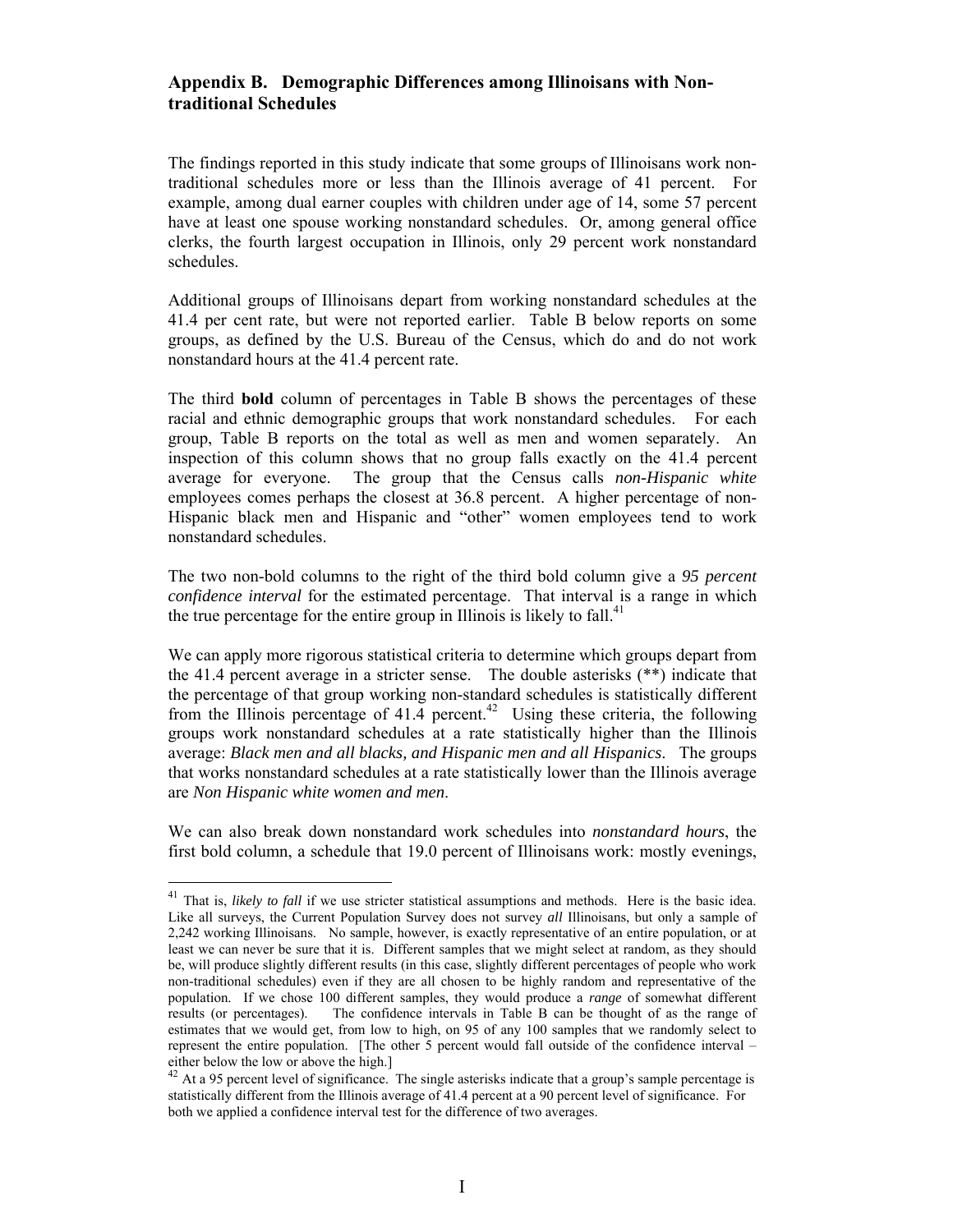## Appendix B. Demographic Differences among Illinoisans with Non-traditional Schedules

The findings reported in this study indicate that some groups of Illinoisans work non-traditional schedules more or less than the Illinois average of 41 percent. For example, among dual earner couples with children under age of 14, some 57 percent have at least one spouse working nonstandard schedules. Or, among general office clerks, the fourth largest occupation in Illinois, only 29 percent work nonstandard schedules.

Additional groups of Illinoisans depart from working nonstandard schedules at the 41.4 per cent rate, but were not reported earlier. Table B below reports on some groups, as defined by the U.S. Bureau of the Census, which do and do not work nonstandard hours at the 41.4 percent rate.

The third **bold** column of percentages in Table B shows the percentages of these racial and ethnic demographic groups that work nonstandard schedules. For each group, Table B reports on the total as well as men and women separately. An inspection of this column shows that no group falls exactly on the 41.4 percent average for everyone. The group that the Census calls *non-Hispanic white* employees comes perhaps the closest at 36.8 percent. A higher percentage of non-Hispanic black men and Hispanic and "other" women employees tend to work nonstandard schedules.

The two non-bold columns to the right of the third bold column give a *95 percent confidence interval* for the estimated percentage. That interval is a range in which the true percentage for the entire group in Illinois is likely to fall.[41]

We can apply more rigorous statistical criteria to determine which groups depart from the 41.4 percent average in a stricter sense. The double asterisks (**) indicate that the percentage of that group working non-standard schedules is statistically different from the Illinois percentage of 41.4 percent.[42] Using these criteria, the following groups work nonstandard schedules at a rate statistically higher than the Illinois average: *Black men and all blacks, and Hispanic men and all Hispanics*. The groups that works nonstandard schedules at a rate statistically lower than the Illinois average are *Non Hispanic white women and men*.

We can also break down nonstandard work schedules into *nonstandard hours*, the first bold column, a schedule that 19.0 percent of Illinoisans work: mostly evenings,

---

[41] That is, *likely to fall* if we use stricter statistical assumptions and methods. Here is the basic idea. Like all surveys, the Current Population Survey does not survey *all* Illinoisans, but only a sample of 2,242 working Illinoisans. No sample, however, is exactly representative of an entire population, or at least we can never be sure that it is. Different samples that we might select at random, as they should be, will produce slightly different results (in this case, slightly different percentages of people who work non-traditional schedules) even if they are all chosen to be highly random and representative of the population. If we chose 100 different samples, they would produce a *range* of somewhat different results (or percentages). The confidence intervals in Table B can be thought of as the range of estimates that we would get, from low to high, on 95 of any 100 samples that we randomly select to represent the entire population. [The other 5 percent would fall outside of the confidence interval – either below the low or above the high.]

[42] At a 95 percent level of significance. The single asterisks indicate that a group's sample percentage is statistically different from the Illinois average of 41.4 percent at a 90 percent level of significance. For both we applied a confidence interval test for the difference of two averages.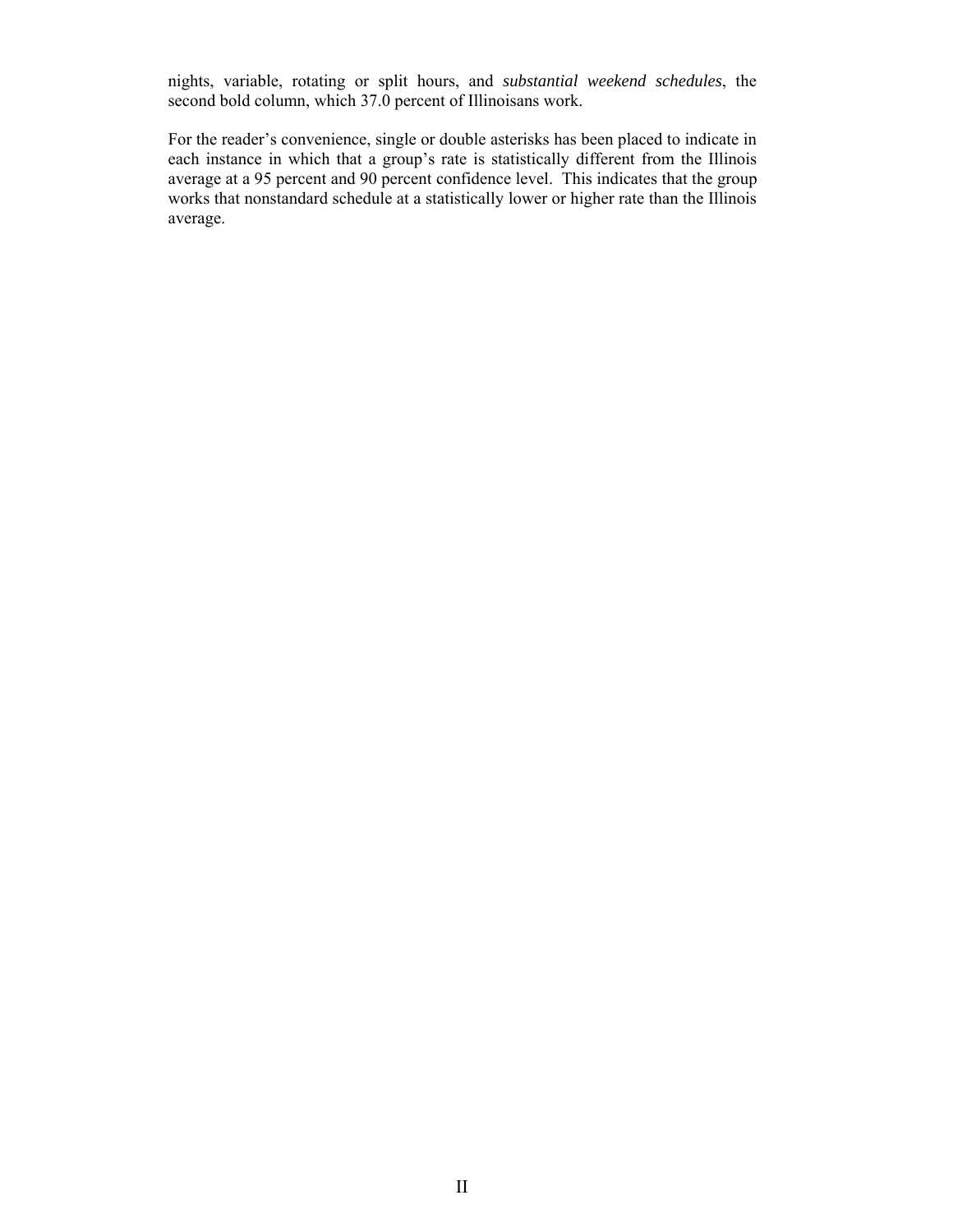nights, variable, rotating or split hours, and *substantial weekend schedules*, the second bold column, which 37.0 percent of Illinoisans work.

For the reader's convenience, single or double asterisks has been placed to indicate in each instance in which that a group's rate is statistically different from the Illinois average at a 95 percent and 90 percent confidence level. This indicates that the group works that nonstandard schedule at a statistically lower or higher rate than the Illinois average.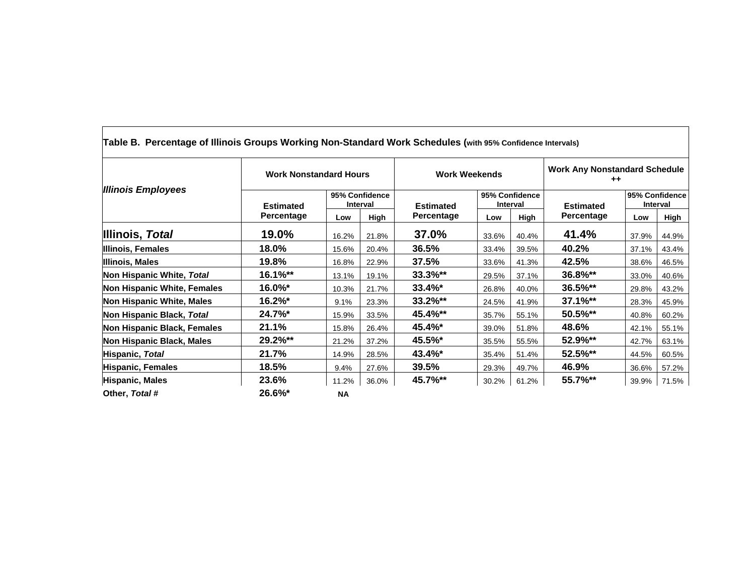**Table B. Percentage of Illinois Groups Working Non-Standard Work Schedules (with 95% Confidence Intervals)**

| *Illinois Employees* | Work Nonstandard Hours | | | Work Weekends | | | Work Any Nonstandard Schedule ++ | | |
|---|---|---|---|---|---|---|---|---|---|
| | Estimated Percentage | 95% Confidence Interval | | Estimated Percentage | 95% Confidence Interval | | Estimated Percentage | 95% Confidence Interval | |
| | | Low | High | | Low | High | | Low | High |
| **Illinois, *Total*** | **19.0%** | 16.2% | 21.8% | **37.0%** | 33.6% | 40.4% | **41.4%** | 37.9% | 44.9% |
| **Illinois, Females** | **18.0%** | 15.6% | 20.4% | **36.5%** | 33.4% | 39.5% | **40.2%** | 37.1% | 43.4% |
| **Illinois, Males** | **19.8%** | 16.8% | 22.9% | **37.5%** | 33.6% | 41.3% | **42.5%** | 38.6% | 46.5% |
| **Non Hispanic White, *Total*** | **16.1%**** | 13.1% | 19.1% | **33.3%**** | 29.5% | 37.1% | **36.8%**** | 33.0% | 40.6% |
| **Non Hispanic White, Females** | **16.0%*** | 10.3% | 21.7% | **33.4%*** | 26.8% | 40.0% | **36.5%**** | 29.8% | 43.2% |
| **Non Hispanic White, Males** | **16.2%*** | 9.1% | 23.3% | **33.2%**** | 24.5% | 41.9% | **37.1%**** | 28.3% | 45.9% |
| **Non Hispanic Black, *Total*** | **24.7%*** | 15.9% | 33.5% | **45.4%**** | 35.7% | 55.1% | **50.5%**** | 40.8% | 60.2% |
| **Non Hispanic Black, Females** | **21.1%** | 15.8% | 26.4% | **45.4%*** | 39.0% | 51.8% | **48.6%** | 42.1% | 55.1% |
| **Non Hispanic Black, Males** | **29.2%**** | 21.2% | 37.2% | **45.5%*** | 35.5% | 55.5% | **52.9%**** | 42.7% | 63.1% |
| **Hispanic, *Total*** | **21.7%** | 14.9% | 28.5% | **43.4%*** | 35.4% | 51.4% | **52.5%**** | 44.5% | 60.5% |
| **Hispanic, Females** | **18.5%** | 9.4% | 27.6% | **39.5%** | 29.3% | 49.7% | **46.9%** | 36.6% | 57.2% |
| **Hispanic, Males** | **23.6%** | 11.2% | 36.0% | **45.7%**** | 30.2% | 61.2% | **55.7%**** | 39.9% | 71.5% |
| **Other, *Total* #** | **26.6%*** | **NA** | | | | | | | |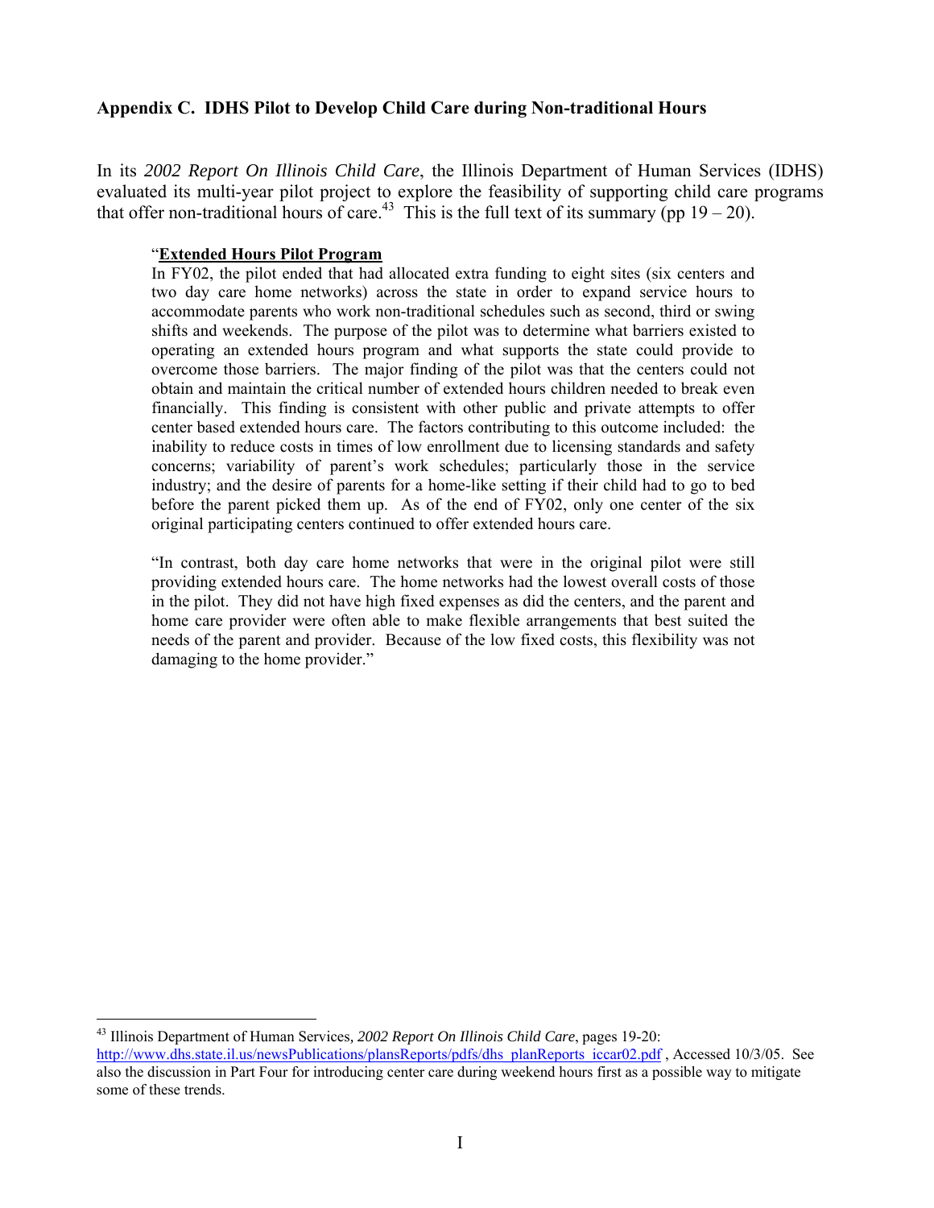## Appendix C. IDHS Pilot to Develop Child Care during Non-traditional Hours

In its *2002 Report On Illinois Child Care*, the Illinois Department of Human Services (IDHS) evaluated its multi-year pilot project to explore the feasibility of supporting child care programs that offer non-traditional hours of care.[43] This is the full text of its summary (pp 19 – 20).

> "**Extended Hours Pilot Program**
> In FY02, the pilot ended that had allocated extra funding to eight sites (six centers and two day care home networks) across the state in order to expand service hours to accommodate parents who work non-traditional schedules such as second, third or swing shifts and weekends. The purpose of the pilot was to determine what barriers existed to operating an extended hours program and what supports the state could provide to overcome those barriers. The major finding of the pilot was that the centers could not obtain and maintain the critical number of extended hours children needed to break even financially. This finding is consistent with other public and private attempts to offer center based extended hours care. The factors contributing to this outcome included: the inability to reduce costs in times of low enrollment due to licensing standards and safety concerns; variability of parent's work schedules; particularly those in the service industry; and the desire of parents for a home-like setting if their child had to go to bed before the parent picked them up. As of the end of FY02, only one center of the six original participating centers continued to offer extended hours care.
>
> "In contrast, both day care home networks that were in the original pilot were still providing extended hours care. The home networks had the lowest overall costs of those in the pilot. They did not have high fixed expenses as did the centers, and the parent and home care provider were often able to make flexible arrangements that best suited the needs of the parent and provider. Because of the low fixed costs, this flexibility was not damaging to the home provider."

---

[43] Illinois Department of Human Services, *2002 Report On Illinois Child Care*, pages 19-20: http://www.dhs.state.il.us/newsPublications/plansReports/pdfs/dhs_planReports_iccar02.pdf , Accessed 10/3/05. See also the discussion in Part Four for introducing center care during weekend hours first as a possible way to mitigate some of these trends.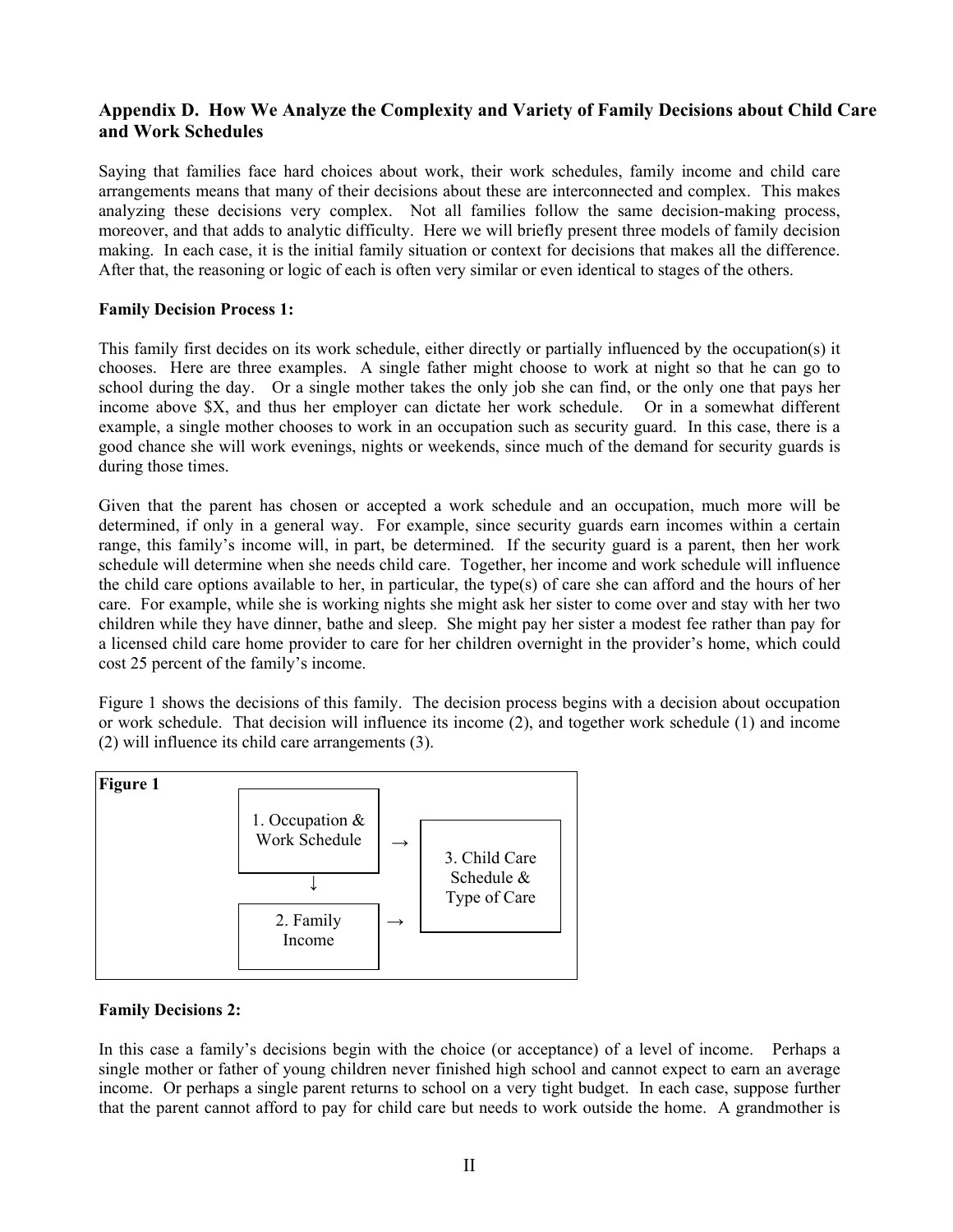## Appendix D. How We Analyze the Complexity and Variety of Family Decisions about Child Care and Work Schedules

Saying that families face hard choices about work, their work schedules, family income and child care arrangements means that many of their decisions about these are interconnected and complex. This makes analyzing these decisions very complex. Not all families follow the same decision-making process, moreover, and that adds to analytic difficulty. Here we will briefly present three models of family decision making. In each case, it is the initial family situation or context for decisions that makes all the difference. After that, the reasoning or logic of each is often very similar or even identical to stages of the others.

**Family Decision Process 1:**

This family first decides on its work schedule, either directly or partially influenced by the occupation(s) it chooses. Here are three examples. A single father might choose to work at night so that he can go to school during the day. Or a single mother takes the only job she can find, or the only one that pays her income above $X, and thus her employer can dictate her work schedule. Or in a somewhat different example, a single mother chooses to work in an occupation such as security guard. In this case, there is a good chance she will work evenings, nights or weekends, since much of the demand for security guards is during those times.

Given that the parent has chosen or accepted a work schedule and an occupation, much more will be determined, if only in a general way. For example, since security guards earn incomes within a certain range, this family's income will, in part, be determined. If the security guard is a parent, then her work schedule will determine when she needs child care. Together, her income and work schedule will influence the child care options available to her, in particular, the type(s) of care she can afford and the hours of her care. For example, while she is working nights she might ask her sister to come over and stay with her two children while they have dinner, bathe and sleep. She might pay her sister a modest fee rather than pay for a licensed child care home provider to care for her children overnight in the provider's home, which could cost 25 percent of the family's income.

Figure 1 shows the decisions of this family. The decision process begins with a decision about occupation or work schedule. That decision will influence its income (2), and together work schedule (1) and income (2) will influence its child care arrangements (3).

**Figure 1**

| | | |
|---|---|---|
| 1. Occupation & Work Schedule | → | 3. Child Care Schedule & Type of Care |
| ↓ | | |
| 2. Family Income | → | |

**Family Decisions 2:**

In this case a family's decisions begin with the choice (or acceptance) of a level of income. Perhaps a single mother or father of young children never finished high school and cannot expect to earn an average income. Or perhaps a single parent returns to school on a very tight budget. In each case, suppose further that the parent cannot afford to pay for child care but needs to work outside the home. A grandmother is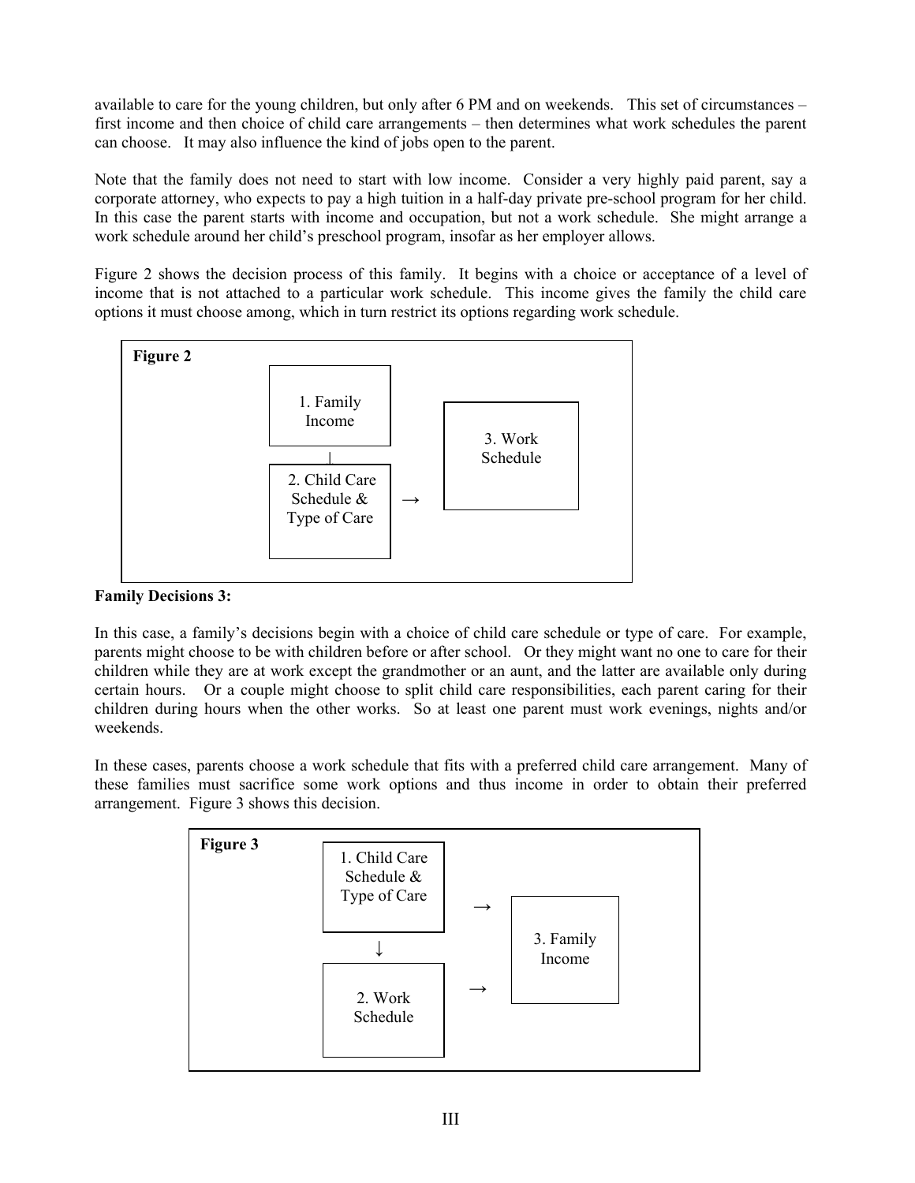available to care for the young children, but only after 6 PM and on weekends. This set of circumstances – first income and then choice of child care arrangements – then determines what work schedules the parent can choose. It may also influence the kind of jobs open to the parent.

Note that the family does not need to start with low income. Consider a very highly paid parent, say a corporate attorney, who expects to pay a high tuition in a half-day private pre-school program for her child. In this case the parent starts with income and occupation, but not a work schedule. She might arrange a work schedule around her child's preschool program, insofar as her employer allows.

Figure 2 shows the decision process of this family. It begins with a choice or acceptance of a level of income that is not attached to a particular work schedule. This income gives the family the child care options it must choose among, which in turn restrict its options regarding work schedule.

**Figure 2**

1. Family Income ↓

2. Child Care Schedule & Type of Care →

3. Work Schedule

**Family Decisions 3:**

In this case, a family's decisions begin with a choice of child care schedule or type of care. For example, parents might choose to be with children before or after school. Or they might want no one to care for their children while they are at work except the grandmother or an aunt, and the latter are available only during certain hours. Or a couple might choose to split child care responsibilities, each parent caring for their children during hours when the other works. So at least one parent must work evenings, nights and/or weekends.

In these cases, parents choose a work schedule that fits with a preferred child care arrangement. Many of these families must sacrifice some work options and thus income in order to obtain their preferred arrangement. Figure 3 shows this decision.

**Figure 3**

1. Child Care Schedule & Type of Care → ↓

2. Work Schedule →

3. Family Income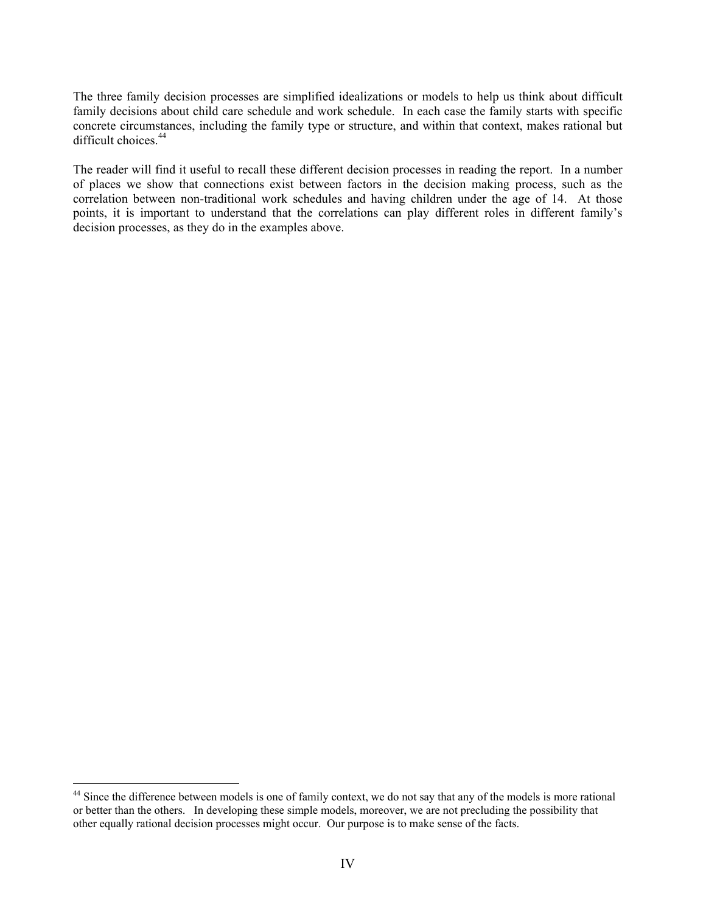The three family decision processes are simplified idealizations or models to help us think about difficult family decisions about child care schedule and work schedule. In each case the family starts with specific concrete circumstances, including the family type or structure, and within that context, makes rational but difficult choices.[44]

The reader will find it useful to recall these different decision processes in reading the report. In a number of places we show that connections exist between factors in the decision making process, such as the correlation between non-traditional work schedules and having children under the age of 14. At those points, it is important to understand that the correlations can play different roles in different family's decision processes, as they do in the examples above.

[44] Since the difference between models is one of family context, we do not say that any of the models is more rational or better than the others. In developing these simple models, moreover, we are not precluding the possibility that other equally rational decision processes might occur. Our purpose is to make sense of the facts.